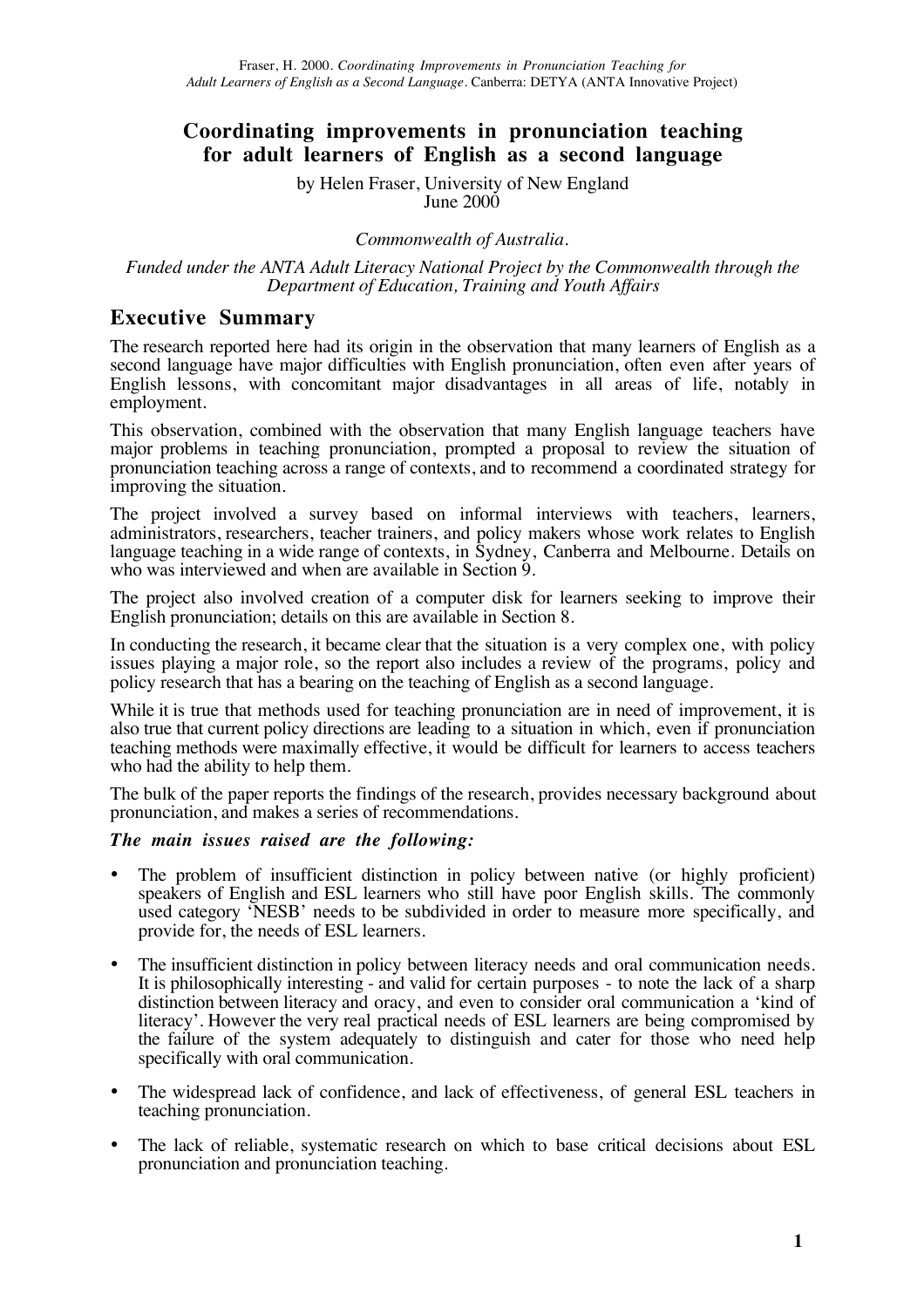# Coordinating improvements in pronunciation teaching for adult learners of English as a second language

by Helen Fraser, University of New England
June 2000

*Commonwealth of Australia.*

*Funded under the ANTA Adult Literacy National Project by the Commonwealth through the Department of Education, Training and Youth Affairs*

## Executive Summary

The research reported here had its origin in the observation that many learners of English as a second language have major difficulties with English pronunciation, often even after years of English lessons, with concomitant major disadvantages in all areas of life, notably in employment.

This observation, combined with the observation that many English language teachers have major problems in teaching pronunciation, prompted a proposal to review the situation of pronunciation teaching across a range of contexts, and to recommend a coordinated strategy for improving the situation.

The project involved a survey based on informal interviews with teachers, learners, administrators, researchers, teacher trainers, and policy makers whose work relates to English language teaching in a wide range of contexts, in Sydney, Canberra and Melbourne. Details on who was interviewed and when are available in Section 9.

The project also involved creation of a computer disk for learners seeking to improve their English pronunciation; details on this are available in Section 8.

In conducting the research, it became clear that the situation is a very complex one, with policy issues playing a major role, so the report also includes a review of the programs, policy and policy research that has a bearing on the teaching of English as a second language.

While it is true that methods used for teaching pronunciation are in need of improvement, it is also true that current policy directions are leading to a situation in which, even if pronunciation teaching methods were maximally effective, it would be difficult for learners to access teachers who had the ability to help them.

The bulk of the paper reports the findings of the research, provides necessary background about pronunciation, and makes a series of recommendations.

***The main issues raised are the following:***

- The problem of insufficient distinction in policy between native (or highly proficient) speakers of English and ESL learners who still have poor English skills. The commonly used category 'NESB' needs to be subdivided in order to measure more specifically, and provide for, the needs of ESL learners.
- The insufficient distinction in policy between literacy needs and oral communication needs. It is philosophically interesting - and valid for certain purposes - to note the lack of a sharp distinction between literacy and oracy, and even to consider oral communication a 'kind of literacy'. However the very real practical needs of ESL learners are being compromised by the failure of the system adequately to distinguish and cater for those who need help specifically with oral communication.
- The widespread lack of confidence, and lack of effectiveness, of general ESL teachers in teaching pronunciation.
- The lack of reliable, systematic research on which to base critical decisions about ESL pronunciation and pronunciation teaching.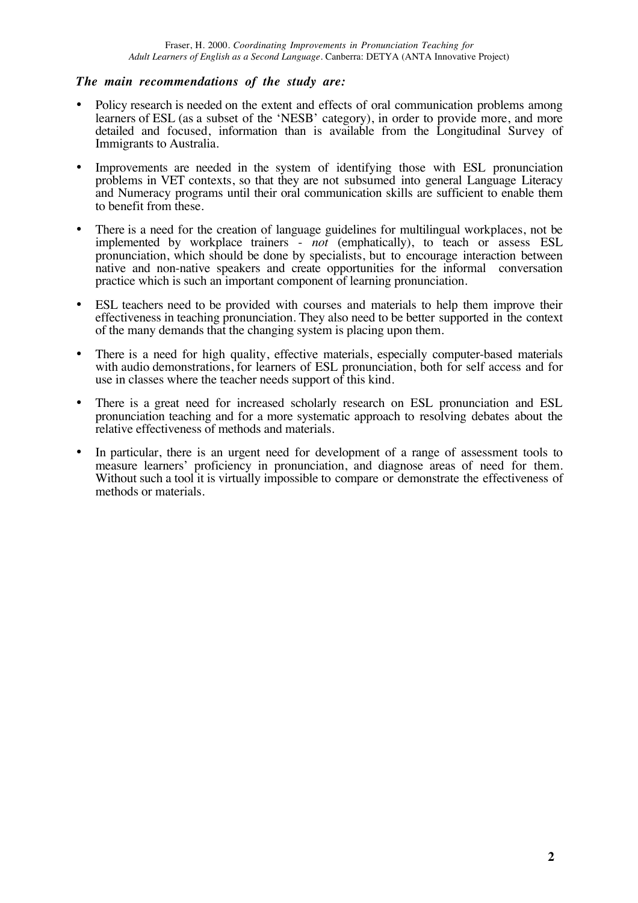***The main recommendations of the study are:***

- Policy research is needed on the extent and effects of oral communication problems among learners of ESL (as a subset of the 'NESB' category), in order to provide more, and more detailed and focused, information than is available from the Longitudinal Survey of Immigrants to Australia.
- Improvements are needed in the system of identifying those with ESL pronunciation problems in VET contexts, so that they are not subsumed into general Language Literacy and Numeracy programs until their oral communication skills are sufficient to enable them to benefit from these.
- There is a need for the creation of language guidelines for multilingual workplaces, not be implemented by workplace trainers - *not* (emphatically), to teach or assess ESL pronunciation, which should be done by specialists, but to encourage interaction between native and non-native speakers and create opportunities for the informal conversation practice which is such an important component of learning pronunciation.
- ESL teachers need to be provided with courses and materials to help them improve their effectiveness in teaching pronunciation. They also need to be better supported in the context of the many demands that the changing system is placing upon them.
- There is a need for high quality, effective materials, especially computer-based materials with audio demonstrations, for learners of ESL pronunciation, both for self access and for use in classes where the teacher needs support of this kind.
- There is a great need for increased scholarly research on ESL pronunciation and ESL pronunciation teaching and for a more systematic approach to resolving debates about the relative effectiveness of methods and materials.
- In particular, there is an urgent need for development of a range of assessment tools to measure learners' proficiency in pronunciation, and diagnose areas of need for them. Without such a tool it is virtually impossible to compare or demonstrate the effectiveness of methods or materials.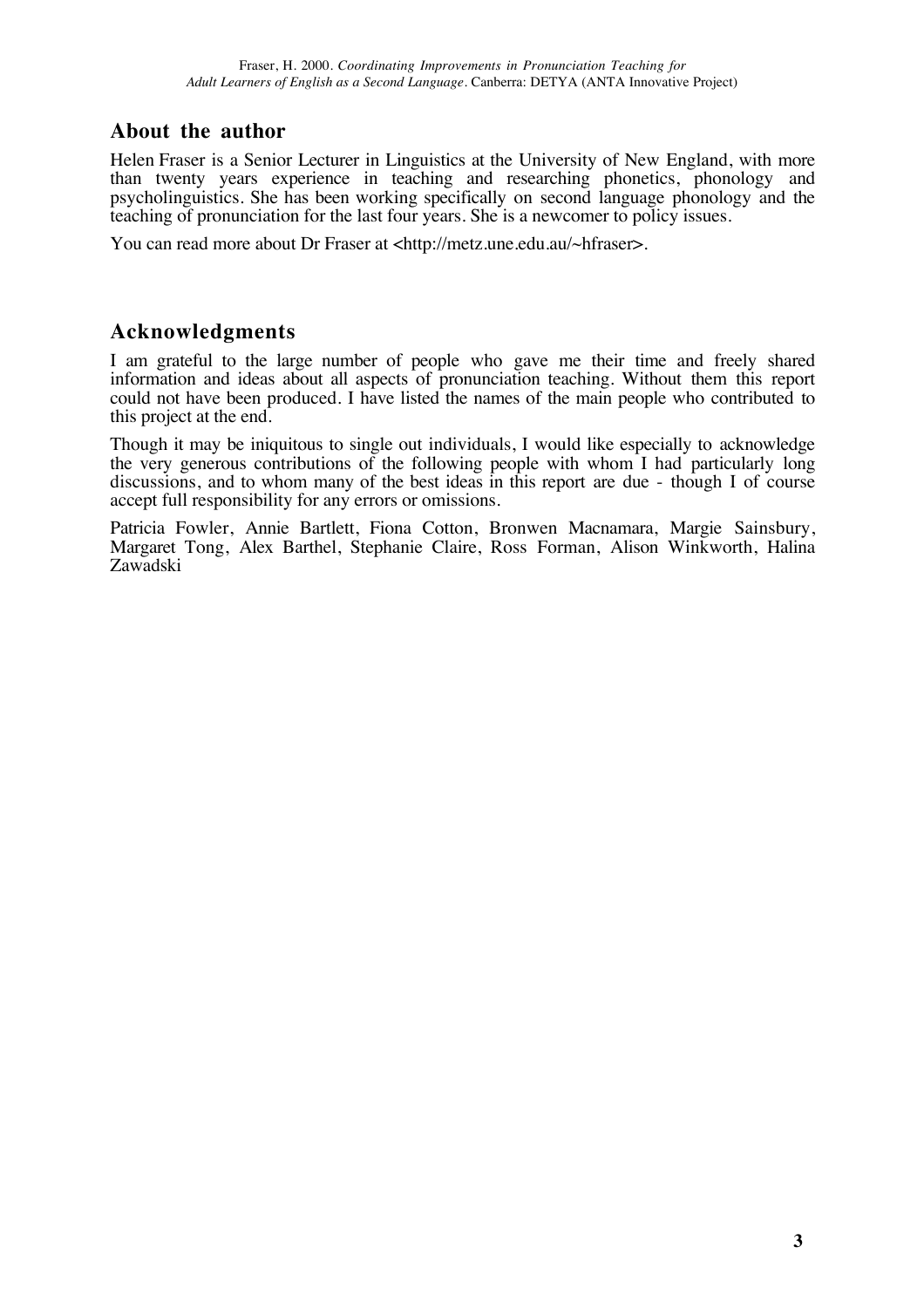## About the author

Helen Fraser is a Senior Lecturer in Linguistics at the University of New England, with more than twenty years experience in teaching and researching phonetics, phonology and psycholinguistics. She has been working specifically on second language phonology and the teaching of pronunciation for the last four years. She is a newcomer to policy issues.

You can read more about Dr Fraser at <http://metz.une.edu.au/~hfraser>.

## Acknowledgments

I am grateful to the large number of people who gave me their time and freely shared information and ideas about all aspects of pronunciation teaching. Without them this report could not have been produced. I have listed the names of the main people who contributed to this project at the end.

Though it may be iniquitous to single out individuals, I would like especially to acknowledge the very generous contributions of the following people with whom I had particularly long discussions, and to whom many of the best ideas in this report are due - though I of course accept full responsibility for any errors or omissions.

Patricia Fowler, Annie Bartlett, Fiona Cotton, Bronwen Macnamara, Margie Sainsbury, Margaret Tong, Alex Barthel, Stephanie Claire, Ross Forman, Alison Winkworth, Halina Zawadski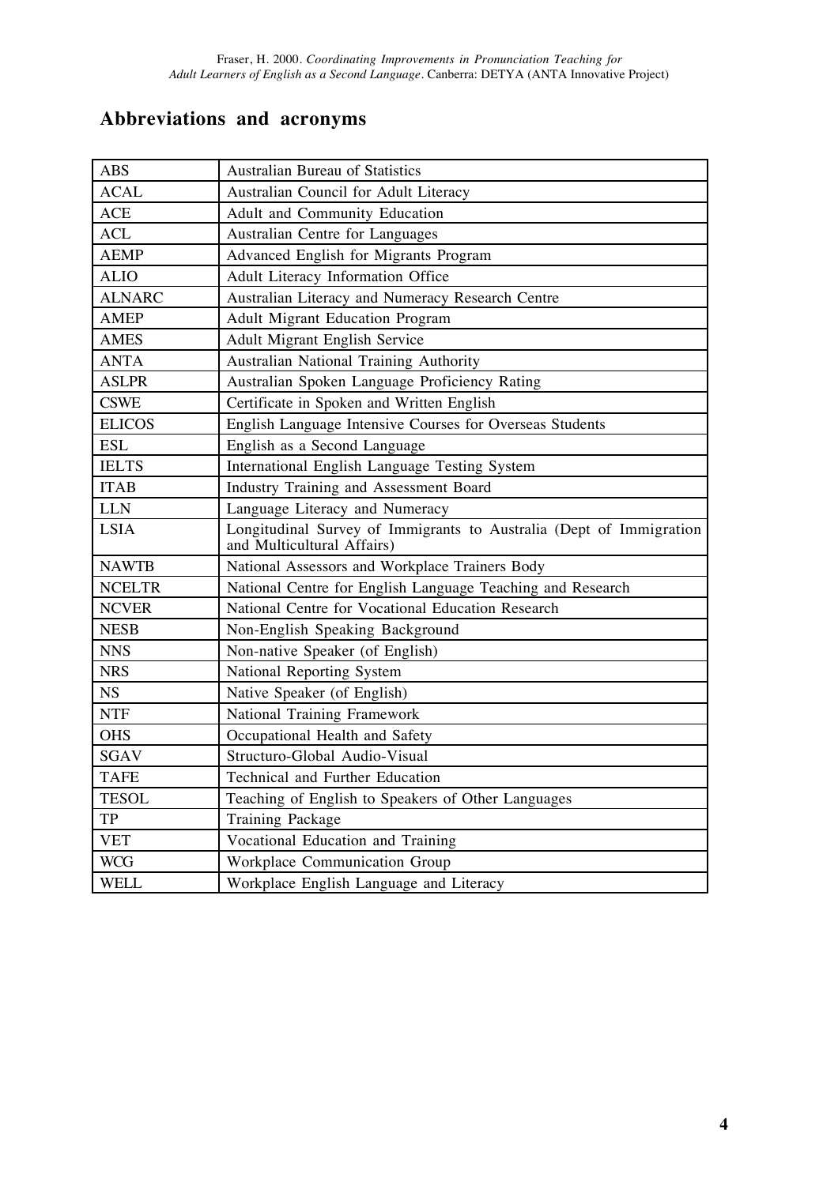## Abbreviations and acronyms

| ABS | Australian Bureau of Statistics |
|---|---|
| ACAL | Australian Council for Adult Literacy |
| ACE | Adult and Community Education |
| ACL | Australian Centre for Languages |
| AEMP | Advanced English for Migrants Program |
| ALIO | Adult Literacy Information Office |
| ALNARC | Australian Literacy and Numeracy Research Centre |
| AMEP | Adult Migrant Education Program |
| AMES | Adult Migrant English Service |
| ANTA | Australian National Training Authority |
| ASLPR | Australian Spoken Language Proficiency Rating |
| CSWE | Certificate in Spoken and Written English |
| ELICOS | English Language Intensive Courses for Overseas Students |
| ESL | English as a Second Language |
| IELTS | International English Language Testing System |
| ITAB | Industry Training and Assessment Board |
| LLN | Language Literacy and Numeracy |
| LSIA | Longitudinal Survey of Immigrants to Australia (Dept of Immigration and Multicultural Affairs) |
| NAWTB | National Assessors and Workplace Trainers Body |
| NCELTR | National Centre for English Language Teaching and Research |
| NCVER | National Centre for Vocational Education Research |
| NESB | Non-English Speaking Background |
| NNS | Non-native Speaker (of English) |
| NRS | National Reporting System |
| NS | Native Speaker (of English) |
| NTF | National Training Framework |
| OHS | Occupational Health and Safety |
| SGAV | Structuro-Global Audio-Visual |
| TAFE | Technical and Further Education |
| TESOL | Teaching of English to Speakers of Other Languages |
| TP | Training Package |
| VET | Vocational Education and Training |
| WCG | Workplace Communication Group |
| WELL | Workplace English Language and Literacy |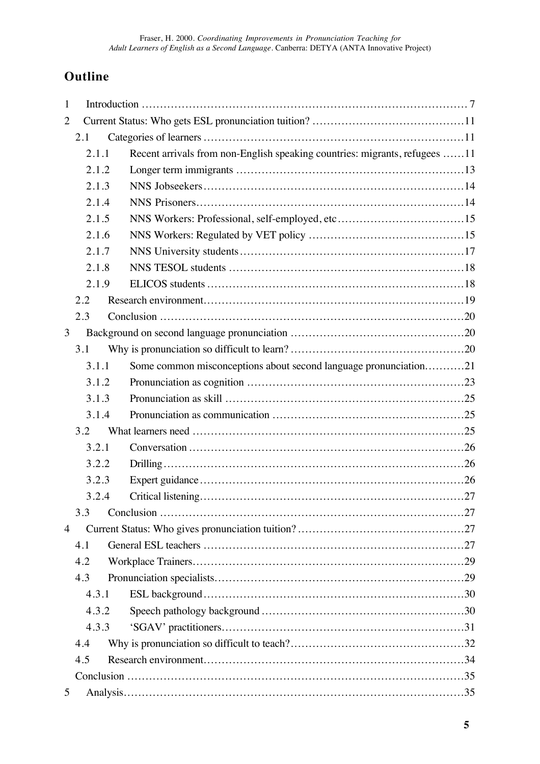## Outline

1 Introduction ........................................................................................ 7

2 Current Status: Who gets ESL pronunciation tuition? ..........................................11

- 2.1 Categories of learners .......................................................................11
  - 2.1.1 Recent arrivals from non-English speaking countries: migrants, refugees ......11
  - 2.1.2 Longer term immigrants ..............................................................13
  - 2.1.3 NNS Jobseekers.......................................................................14
  - 2.1.4 NNS Prisoners.........................................................................14
  - 2.1.5 NNS Workers: Professional, self-employed, etc..................................15
  - 2.1.6 NNS Workers: Regulated by VET policy ...........................................15
  - 2.1.7 NNS University students.............................................................17
  - 2.1.8 NNS TESOL students ................................................................18
  - 2.1.9 ELICOS students ......................................................................18
- 2.2 Research environment......................................................................19
- 2.3 Conclusion ..................................................................................20

3 Background on second language pronunciation ...............................................20

- 3.1 Why is pronunciation so difficult to learn? ................................................20
  - 3.1.1 Some common misconceptions about second language pronunciation...........21
  - 3.1.2 Pronunciation as cognition ...........................................................23
  - 3.1.3 Pronunciation as skill .................................................................25
  - 3.1.4 Pronunciation as communication ....................................................25
- 3.2 What learners need .........................................................................25
  - 3.2.1 Conversation ...........................................................................26
  - 3.2.2 Drilling..................................................................................26
  - 3.2.3 Expert guidance........................................................................26
  - 3.2.4 Critical listening........................................................................27
- 3.3 Conclusion ..................................................................................27

4 Current Status: Who gives pronunciation tuition? .............................................27

- 4.1 General ESL teachers .......................................................................27
- 4.2 Workplace Trainers..........................................................................29
- 4.3 Pronunciation specialists....................................................................29
  - 4.3.1 ESL background.......................................................................30
  - 4.3.2 Speech pathology background .......................................................30
  - 4.3.3 'SGAV' practitioners..................................................................31
- 4.4 Why is pronunciation so difficult to teach?...............................................32
- 4.5 Research environment......................................................................34
- Conclusion .........................................................................................35

5 Analysis.............................................................................................35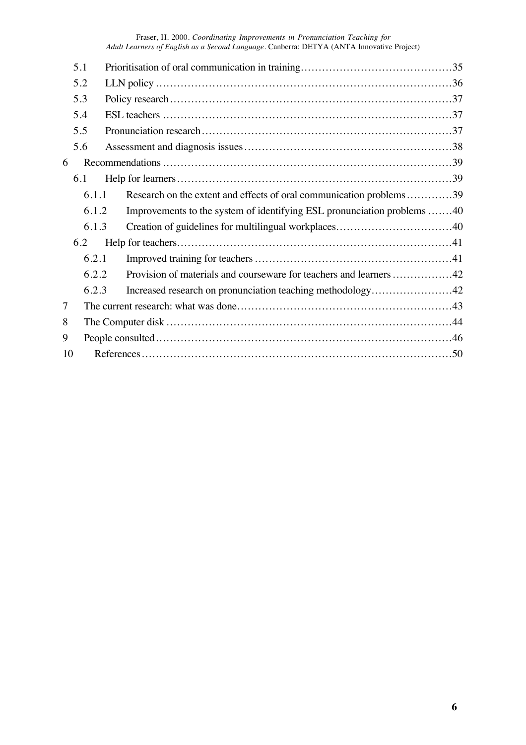5.1 Prioritisation of oral communication in training ........ 35

5.2 LLN policy ........ 36

5.3 Policy research ........ 37

5.4 ESL teachers ........ 37

5.5 Pronunciation research ........ 37

5.6 Assessment and diagnosis issues ........ 38

6 Recommendations ........ 39

6.1 Help for learners ........ 39

6.1.1 Research on the extent and effects of oral communication problems ........ 39

6.1.2 Improvements to the system of identifying ESL pronunciation problems ........ 40

6.1.3 Creation of guidelines for multilingual workplaces ........ 40

6.2 Help for teachers ........ 41

6.2.1 Improved training for teachers ........ 41

6.2.2 Provision of materials and courseware for teachers and learners ........ 42

6.2.3 Increased research on pronunciation teaching methodology ........ 42

7 The current research: what was done ........ 43

8 The Computer disk ........ 44

9 People consulted ........ 46

10 References ........ 50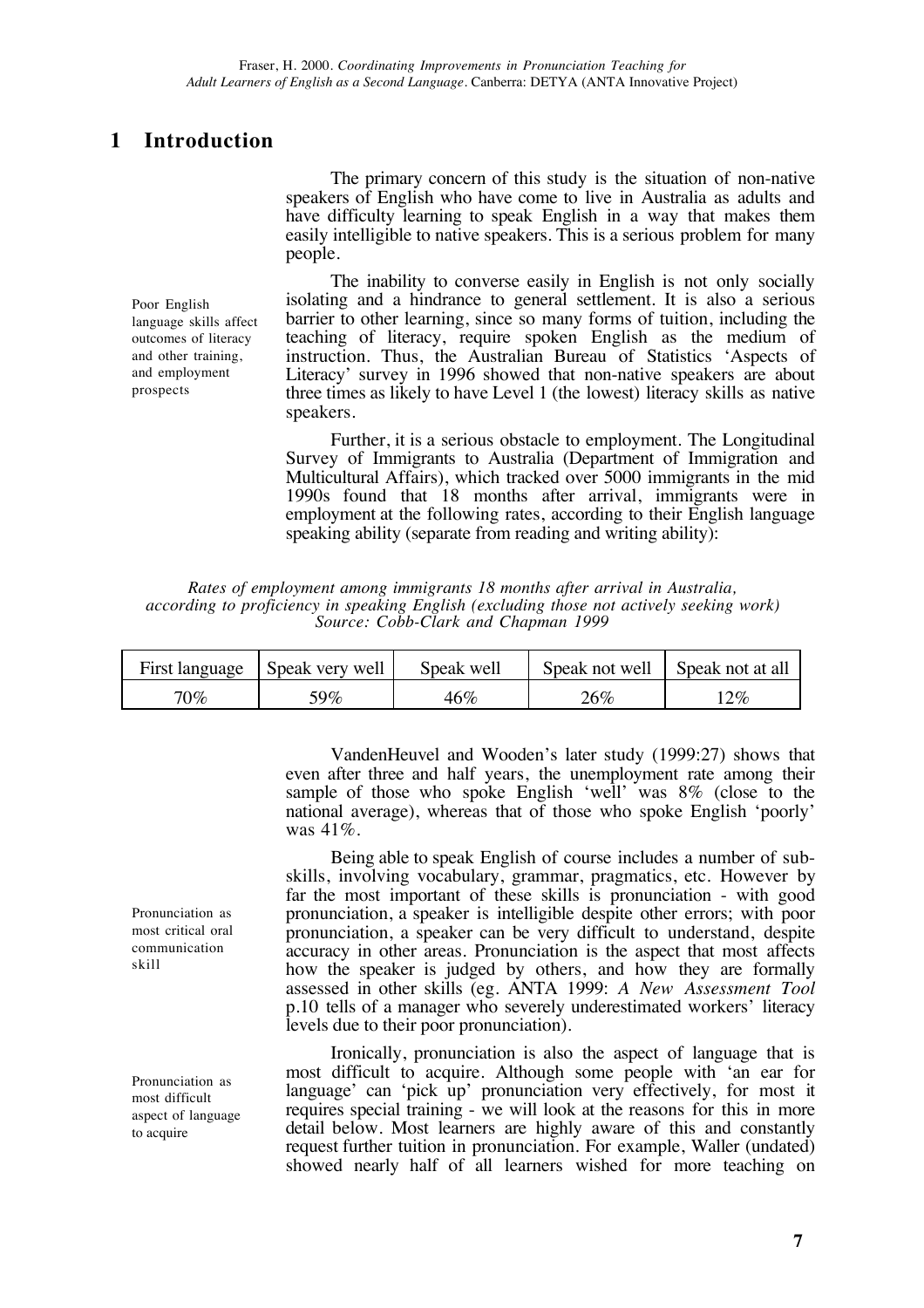# 1 Introduction

The primary concern of this study is the situation of non-native speakers of English who have come to live in Australia as adults and have difficulty learning to speak English in a way that makes them easily intelligible to native speakers. This is a serious problem for many people.

Poor English language skills affect outcomes of literacy and other training, and employment prospects

The inability to converse easily in English is not only socially isolating and a hindrance to general settlement. It is also a serious barrier to other learning, since so many forms of tuition, including the teaching of literacy, require spoken English as the medium of instruction. Thus, the Australian Bureau of Statistics 'Aspects of Literacy' survey in 1996 showed that non-native speakers are about three times as likely to have Level 1 (the lowest) literacy skills as native speakers.

Further, it is a serious obstacle to employment. The Longitudinal Survey of Immigrants to Australia (Department of Immigration and Multicultural Affairs), which tracked over 5000 immigrants in the mid 1990s found that 18 months after arrival, immigrants were in employment at the following rates, according to their English language speaking ability (separate from reading and writing ability):

*Rates of employment among immigrants 18 months after arrival in Australia, according to proficiency in speaking English (excluding those not actively seeking work) Source: Cobb-Clark and Chapman 1999*

| First language | Speak very well | Speak well | Speak not well | Speak not at all |
|---|---|---|---|---|
| 70% | 59% | 46% | 26% | 12% |

VandenHeuvel and Wooden's later study (1999:27) shows that even after three and half years, the unemployment rate among their sample of those who spoke English 'well' was 8% (close to the national average), whereas that of those who spoke English 'poorly' was 41%.

Pronunciation as most critical oral communication skill

Being able to speak English of course includes a number of sub-skills, involving vocabulary, grammar, pragmatics, etc. However by far the most important of these skills is pronunciation - with good pronunciation, a speaker is intelligible despite other errors; with poor pronunciation, a speaker can be very difficult to understand, despite accuracy in other areas. Pronunciation is the aspect that most affects how the speaker is judged by others, and how they are formally assessed in other skills (eg. ANTA 1999: *A New Assessment Tool* p.10 tells of a manager who severely underestimated workers' literacy levels due to their poor pronunciation).

Pronunciation as most difficult aspect of language to acquire

Ironically, pronunciation is also the aspect of language that is most difficult to acquire. Although some people with 'an ear for language' can 'pick up' pronunciation very effectively, for most it requires special training - we will look at the reasons for this in more detail below. Most learners are highly aware of this and constantly request further tuition in pronunciation. For example, Waller (undated) showed nearly half of all learners wished for more teaching on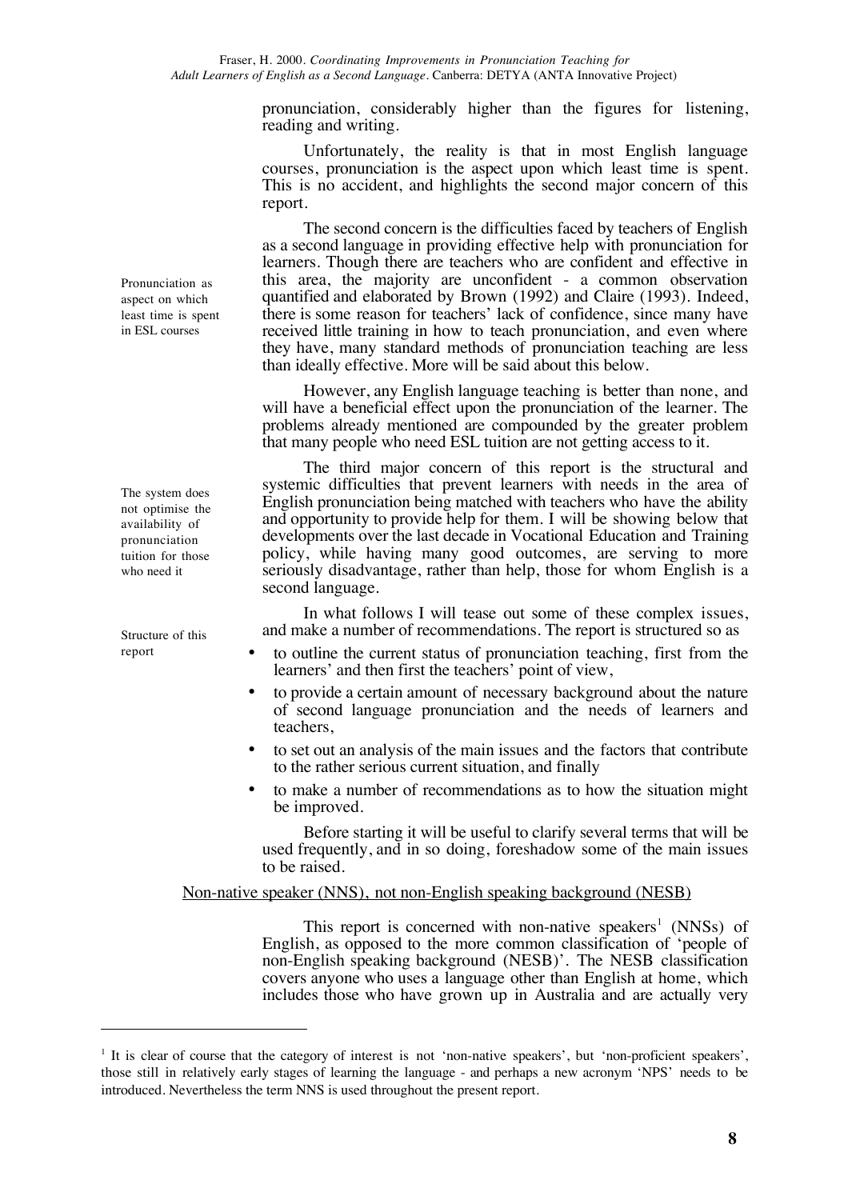pronunciation, considerably higher than the figures for listening, reading and writing.

Unfortunately, the reality is that in most English language courses, pronunciation is the aspect upon which least time is spent. This is no accident, and highlights the second major concern of this report.

Pronunciation as aspect on which least time is spent in ESL courses

The second concern is the difficulties faced by teachers of English as a second language in providing effective help with pronunciation for learners. Though there are teachers who are confident and effective in this area, the majority are unconfident - a common observation quantified and elaborated by Brown (1992) and Claire (1993). Indeed, there is some reason for teachers' lack of confidence, since many have received little training in how to teach pronunciation, and even where they have, many standard methods of pronunciation teaching are less than ideally effective. More will be said about this below.

However, any English language teaching is better than none, and will have a beneficial effect upon the pronunciation of the learner. The problems already mentioned are compounded by the greater problem that many people who need ESL tuition are not getting access to it.

The system does not optimise the availability of pronunciation tuition for those who need it

The third major concern of this report is the structural and systemic difficulties that prevent learners with needs in the area of English pronunciation being matched with teachers who have the ability and opportunity to provide help for them. I will be showing below that developments over the last decade in Vocational Education and Training policy, while having many good outcomes, are serving to more seriously disadvantage, rather than help, those for whom English is a second language.

Structure of this report

In what follows I will tease out some of these complex issues, and make a number of recommendations. The report is structured so as

- to outline the current status of pronunciation teaching, first from the learners' and then first the teachers' point of view,
- to provide a certain amount of necessary background about the nature of second language pronunciation and the needs of learners and teachers,
- to set out an analysis of the main issues and the factors that contribute to the rather serious current situation, and finally
- to make a number of recommendations as to how the situation might be improved.

Before starting it will be useful to clarify several terms that will be used frequently, and in so doing, foreshadow some of the main issues to be raised.

## Non-native speaker (NNS), not non-English speaking background (NESB)

This report is concerned with non-native speakers[1] (NNSs) of English, as opposed to the more common classification of 'people of non-English speaking background (NESB)'. The NESB classification covers anyone who uses a language other than English at home, which includes those who have grown up in Australia and are actually very

[1] It is clear of course that the category of interest is not 'non-native speakers', but 'non-proficient speakers', those still in relatively early stages of learning the language - and perhaps a new acronym 'NPS' needs to be introduced. Nevertheless the term NNS is used throughout the present report.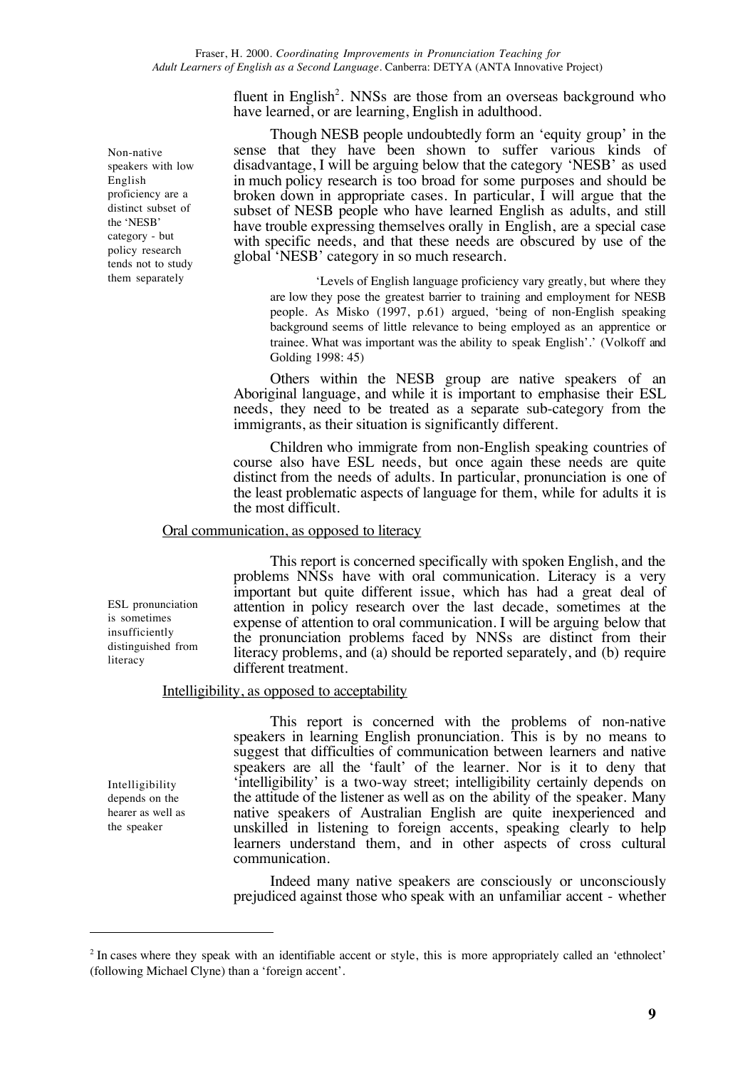fluent in English[2]. NNSs are those from an overseas background who have learned, or are learning, English in adulthood.

Non-native speakers with low English proficiency are a distinct subset of the 'NESB' category - but policy research tends not to study them separately

Though NESB people undoubtedly form an 'equity group' in the sense that they have been shown to suffer various kinds of disadvantage, I will be arguing below that the category 'NESB' as used in much policy research is too broad for some purposes and should be broken down in appropriate cases. In particular, I will argue that the subset of NESB people who have learned English as adults, and still have trouble expressing themselves orally in English, are a special case with specific needs, and that these needs are obscured by use of the global 'NESB' category in so much research.

> 'Levels of English language proficiency vary greatly, but where they are low they pose the greatest barrier to training and employment for NESB people. As Misko (1997, p.61) argued, 'being of non-English speaking background seems of little relevance to being employed as an apprentice or trainee. What was important was the ability to speak English'.' (Volkoff and Golding 1998: 45)

Others within the NESB group are native speakers of an Aboriginal language, and while it is important to emphasise their ESL needs, they need to be treated as a separate sub-category from the immigrants, as their situation is significantly different.

Children who immigrate from non-English speaking countries of course also have ESL needs, but once again these needs are quite distinct from the needs of adults. In particular, pronunciation is one of the least problematic aspects of language for them, while for adults it is the most difficult.

## Oral communication, as opposed to literacy

ESL pronunciation is sometimes insufficiently distinguished from literacy

This report is concerned specifically with spoken English, and the problems NNSs have with oral communication. Literacy is a very important but quite different issue, which has had a great deal of attention in policy research over the last decade, sometimes at the expense of attention to oral communication. I will be arguing below that the pronunciation problems faced by NNSs are distinct from their literacy problems, and (a) should be reported separately, and (b) require different treatment.

## Intelligibility, as opposed to acceptability

Intelligibility depends on the hearer as well as the speaker

This report is concerned with the problems of non-native speakers in learning English pronunciation. This is by no means to suggest that difficulties of communication between learners and native speakers are all the 'fault' of the learner. Nor is it to deny that 'intelligibility' is a two-way street; intelligibility certainly depends on the attitude of the listener as well as on the ability of the speaker. Many native speakers of Australian English are quite inexperienced and unskilled in listening to foreign accents, speaking clearly to help learners understand them, and in other aspects of cross cultural communication.

Indeed many native speakers are consciously or unconsciously prejudiced against those who speak with an unfamiliar accent - whether

[2] In cases where they speak with an identifiable accent or style, this is more appropriately called an 'ethnolect' (following Michael Clyne) than a 'foreign accent'.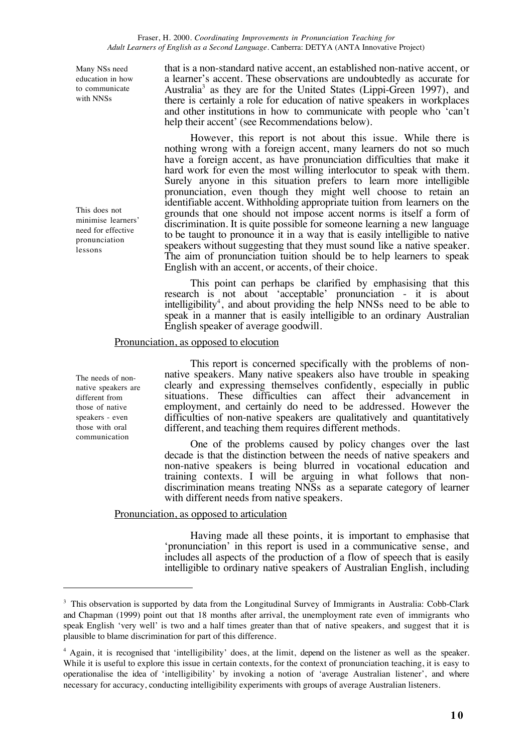Many NSs need education in how to communicate with NSSs

that is a non-standard native accent, an established non-native accent, or a learner's accent. These observations are undoubtedly as accurate for Australia[3] as they are for the United States (Lippi-Green 1997), and there is certainly a role for education of native speakers in workplaces and other institutions in how to communicate with people who 'can't help their accent' (see Recommendations below).

However, this report is not about this issue. While there is nothing wrong with a foreign accent, many learners do not so much have a foreign accent, as have pronunciation difficulties that make it hard work for even the most willing interlocutor to speak with them. Surely anyone in this situation prefers to learn more intelligible pronunciation, even though they might well choose to retain an identifiable accent. Withholding appropriate tuition from learners on the grounds that one should not impose accent norms is itself a form of discrimination. It is quite possible for someone learning a new language to be taught to pronounce it in a way that is easily intelligible to native speakers without suggesting that they must sound like a native speaker. The aim of pronunciation tuition should be to help learners to speak English with an accent, or accents, of their choice.

This does not minimise learners' need for effective pronunciation lessons

This point can perhaps be clarified by emphasising that this research is not about 'acceptable' pronunciation - it is about intelligibility[4], and about providing the help NNSs need to be able to speak in a manner that is easily intelligible to an ordinary Australian English speaker of average goodwill.

## Pronunciation, as opposed to elocution

The needs of non-native speakers are different from those of native speakers - even those with oral communication

This report is concerned specifically with the problems of non-native speakers. Many native speakers also have trouble in speaking clearly and expressing themselves confidently, especially in public situations. These difficulties can affect their advancement in employment, and certainly do need to be addressed. However the difficulties of non-native speakers are qualitatively and quantitatively different, and teaching them requires different methods.

One of the problems caused by policy changes over the last decade is that the distinction between the needs of native speakers and non-native speakers is being blurred in vocational education and training contexts. I will be arguing in what follows that non-discrimination means treating NNSs as a separate category of learner with different needs from native speakers.

## Pronunciation, as opposed to articulation

Having made all these points, it is important to emphasise that 'pronunciation' in this report is used in a communicative sense, and includes all aspects of the production of a flow of speech that is easily intelligible to ordinary native speakers of Australian English, including

---

[3] This observation is supported by data from the Longitudinal Survey of Immigrants in Australia: Cobb-Clark and Chapman (1999) point out that 18 months after arrival, the unemployment rate even of immigrants who speak English 'very well' is two and a half times greater than that of native speakers, and suggest that it is plausible to blame discrimination for part of this difference.

[4] Again, it is recognised that 'intelligibility' does, at the limit, depend on the listener as well as the speaker. While it is useful to explore this issue in certain contexts, for the context of pronunciation teaching, it is easy to operationalise the idea of 'intelligibility' by invoking a notion of 'average Australian listener', and where necessary for accuracy, conducting intelligibility experiments with groups of average Australian listeners.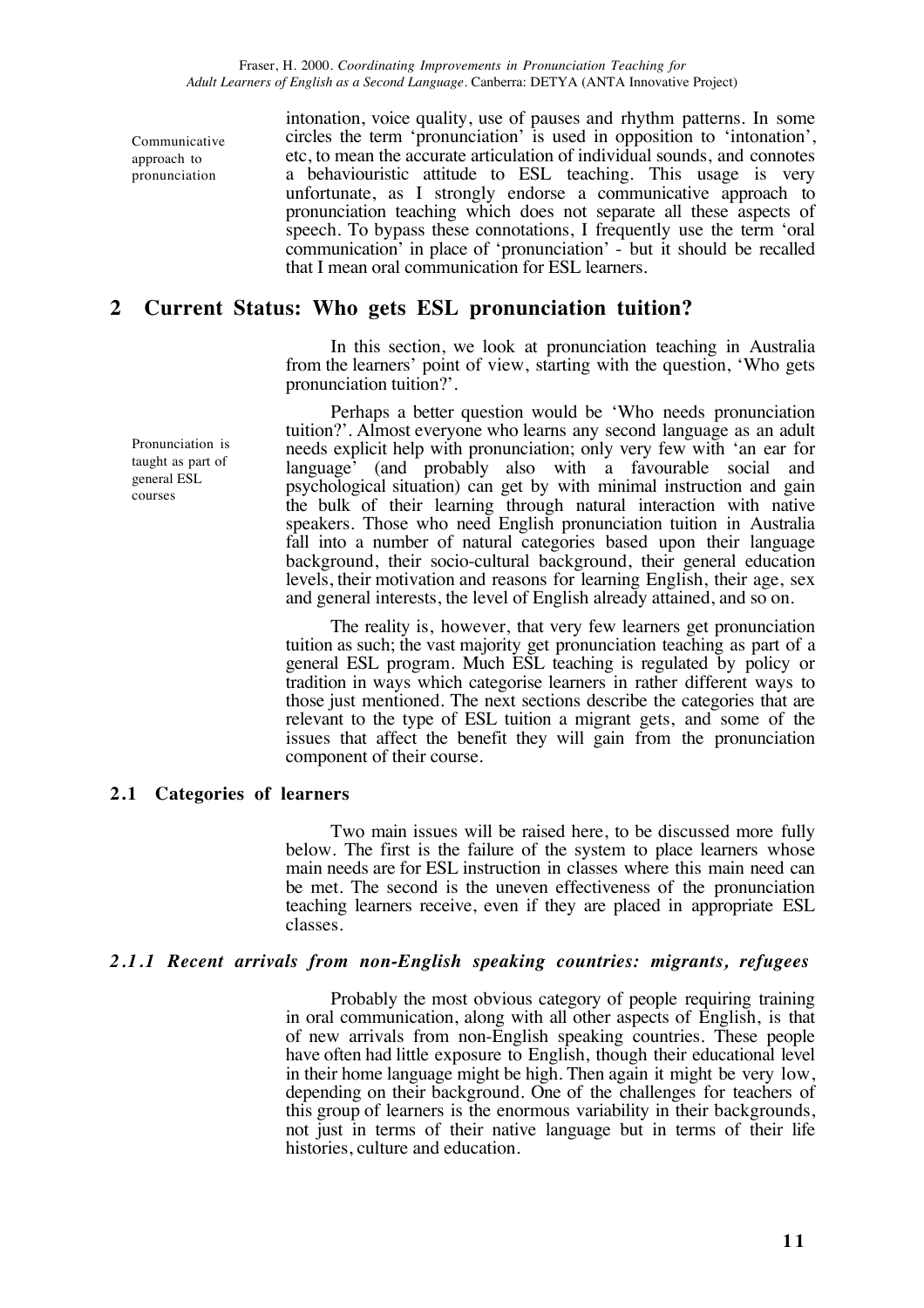Communicative approach to pronunciation

intonation, voice quality, use of pauses and rhythm patterns. In some circles the term 'pronunciation' is used in opposition to 'intonation', etc, to mean the accurate articulation of individual sounds, and connotes a behaviouristic attitude to ESL teaching. This usage is very unfortunate, as I strongly endorse a communicative approach to pronunciation teaching which does not separate all these aspects of speech. To bypass these connotations, I frequently use the term 'oral communication' in place of 'pronunciation' - but it should be recalled that I mean oral communication for ESL learners.

## 2 Current Status: Who gets ESL pronunciation tuition?

In this section, we look at pronunciation teaching in Australia from the learners' point of view, starting with the question, 'Who gets pronunciation tuition?'.

Pronunciation is taught as part of general ESL courses

Perhaps a better question would be 'Who needs pronunciation tuition?'. Almost everyone who learns any second language as an adult needs explicit help with pronunciation; only very few with 'an ear for language' (and probably also with a favourable social and psychological situation) can get by with minimal instruction and gain the bulk of their learning through natural interaction with native speakers. Those who need English pronunciation tuition in Australia fall into a number of natural categories based upon their language background, their socio-cultural background, their general education levels, their motivation and reasons for learning English, their age, sex and general interests, the level of English already attained, and so on.

The reality is, however, that very few learners get pronunciation tuition as such; the vast majority get pronunciation teaching as part of a general ESL program. Much ESL teaching is regulated by policy or tradition in ways which categorise learners in rather different ways to those just mentioned. The next sections describe the categories that are relevant to the type of ESL tuition a migrant gets, and some of the issues that affect the benefit they will gain from the pronunciation component of their course.

### 2.1 Categories of learners

Two main issues will be raised here, to be discussed more fully below. The first is the failure of the system to place learners whose main needs are for ESL instruction in classes where this main need can be met. The second is the uneven effectiveness of the pronunciation teaching learners receive, even if they are placed in appropriate ESL classes.

#### *2.1.1 Recent arrivals from non-English speaking countries: migrants, refugees*

Probably the most obvious category of people requiring training in oral communication, along with all other aspects of English, is that of new arrivals from non-English speaking countries. These people have often had little exposure to English, though their educational level in their home language might be high. Then again it might be very low, depending on their background. One of the challenges for teachers of this group of learners is the enormous variability in their backgrounds, not just in terms of their native language but in terms of their life histories, culture and education.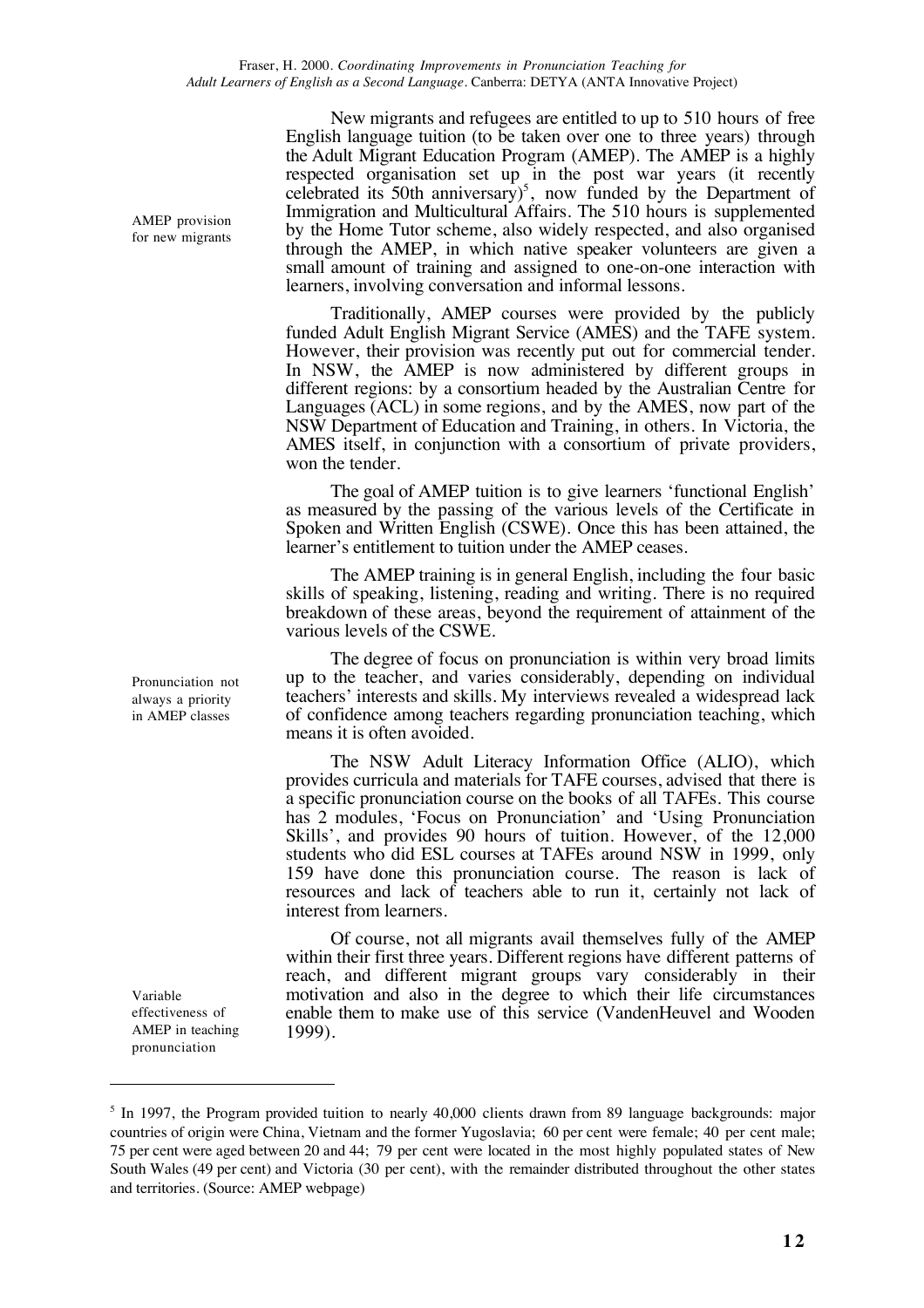New migrants and refugees are entitled to up to 510 hours of free English language tuition (to be taken over one to three years) through the Adult Migrant Education Program (AMEP). The AMEP is a highly respected organisation set up in the post war years (it recently celebrated its 50th anniversary)[5], now funded by the Department of Immigration and Multicultural Affairs. The 510 hours is supplemented by the Home Tutor scheme, also widely respected, and also organised through the AMEP, in which native speaker volunteers are given a small amount of training and assigned to one-on-one interaction with learners, involving conversation and informal lessons.

*AMEP provision for new migrants*

Traditionally, AMEP courses were provided by the publicly funded Adult English Migrant Service (AMES) and the TAFE system. However, their provision was recently put out for commercial tender. In NSW, the AMEP is now administered by different groups in different regions: by a consortium headed by the Australian Centre for Languages (ACL) in some regions, and by the AMES, now part of the NSW Department of Education and Training, in others. In Victoria, the AMES itself, in conjunction with a consortium of private providers, won the tender.

The goal of AMEP tuition is to give learners 'functional English' as measured by the passing of the various levels of the Certificate in Spoken and Written English (CSWE). Once this has been attained, the learner's entitlement to tuition under the AMEP ceases.

The AMEP training is in general English, including the four basic skills of speaking, listening, reading and writing. There is no required breakdown of these areas, beyond the requirement of attainment of the various levels of the CSWE.

*Pronunciation not always a priority in AMEP classes*

The degree of focus on pronunciation is within very broad limits up to the teacher, and varies considerably, depending on individual teachers' interests and skills. My interviews revealed a widespread lack of confidence among teachers regarding pronunciation teaching, which means it is often avoided.

The NSW Adult Literacy Information Office (ALIO), which provides curricula and materials for TAFE courses, advised that there is a specific pronunciation course on the books of all TAFEs. This course has 2 modules, 'Focus on Pronunciation' and 'Using Pronunciation Skills', and provides 90 hours of tuition. However, of the 12,000 students who did ESL courses at TAFEs around NSW in 1999, only 159 have done this pronunciation course. The reason is lack of resources and lack of teachers able to run it, certainly not lack of interest from learners.

*Variable effectiveness of AMEP in teaching pronunciation*

Of course, not all migrants avail themselves fully of the AMEP within their first three years. Different regions have different patterns of reach, and different migrant groups vary considerably in their motivation and also in the degree to which their life circumstances enable them to make use of this service (VandenHeuvel and Wooden 1999).

---

[5] In 1997, the Program provided tuition to nearly 40,000 clients drawn from 89 language backgrounds: major countries of origin were China, Vietnam and the former Yugoslavia; 60 per cent were female; 40 per cent male; 75 per cent were aged between 20 and 44; 79 per cent were located in the most highly populated states of New South Wales (49 per cent) and Victoria (30 per cent), with the remainder distributed throughout the other states and territories. (Source: AMEP webpage)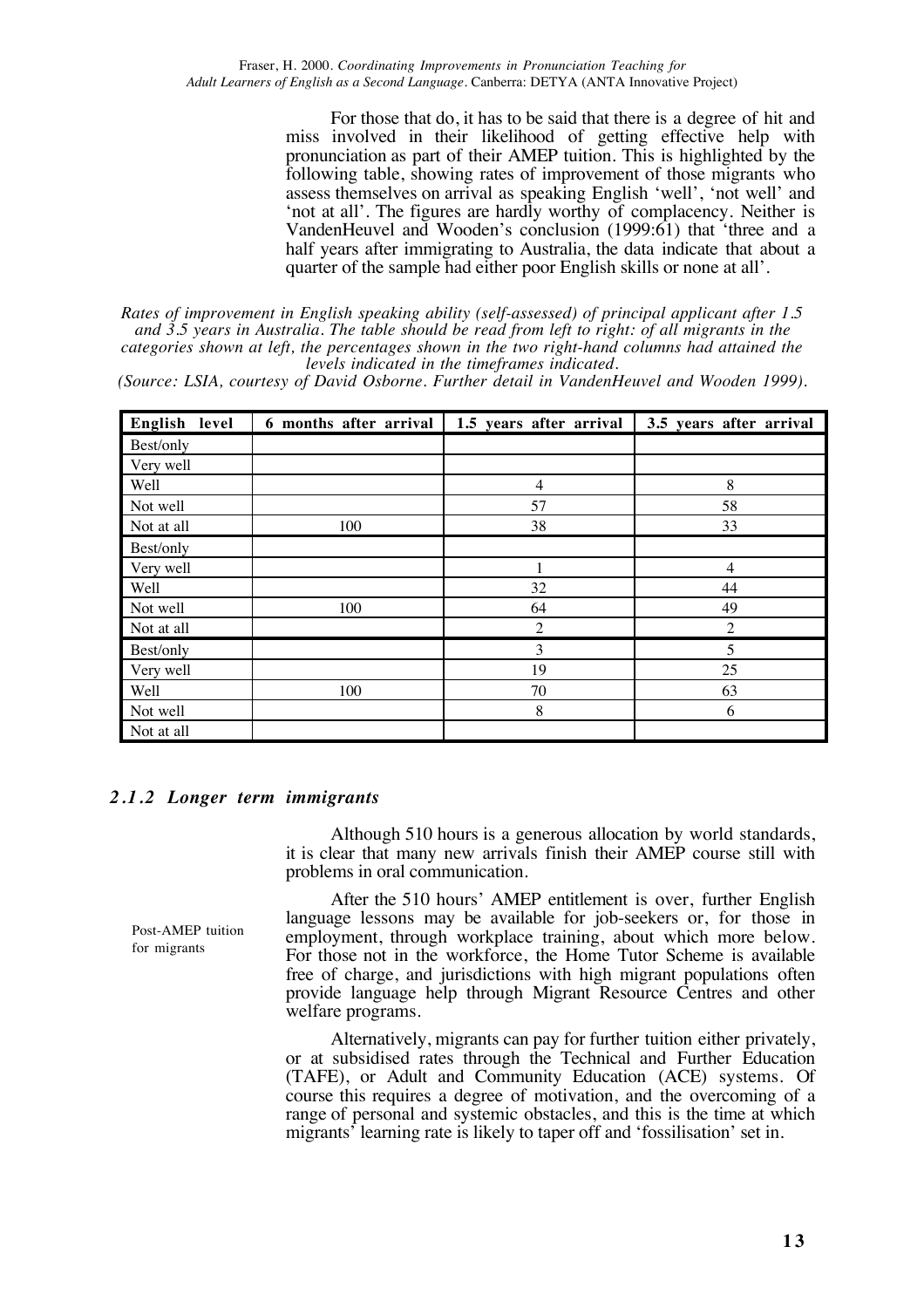For those that do, it has to be said that there is a degree of hit and miss involved in their likelihood of getting effective help with pronunciation as part of their AMEP tuition. This is highlighted by the following table, showing rates of improvement of those migrants who assess themselves on arrival as speaking English 'well', 'not well' and 'not at all'. The figures are hardly worthy of complacency. Neither is VandenHeuvel and Wooden's conclusion (1999:61) that 'three and a half years after immigrating to Australia, the data indicate that about a quarter of the sample had either poor English skills or none at all'.

*Rates of improvement in English speaking ability (self-assessed) of principal applicant after 1.5 and 3.5 years in Australia. The table should be read from left to right: of all migrants in the categories shown at left, the percentages shown in the two right-hand columns had attained the levels indicated in the timeframes indicated.*
*(Source: LSIA, courtesy of David Osborne. Further detail in VandenHeuvel and Wooden 1999).*

| English level | 6 months after arrival | 1.5 years after arrival | 3.5 years after arrival |
|---|---|---|---|
| Best/only | | | |
| Very well | | | |
| Well | | 4 | 8 |
| Not well | | 57 | 58 |
| Not at all | 100 | 38 | 33 |
| Best/only | | | |
| Very well | | 1 | 4 |
| Well | | 32 | 44 |
| Not well | 100 | 64 | 49 |
| Not at all | | 2 | 2 |
| Best/only | | 3 | 5 |
| Very well | | 19 | 25 |
| Well | 100 | 70 | 63 |
| Not well | | 8 | 6 |
| Not at all | | | |

### *2.1.2 Longer term immigrants*

Although 510 hours is a generous allocation by world standards, it is clear that many new arrivals finish their AMEP course still with problems in oral communication.

Post-AMEP tuition for migrants

After the 510 hours' AMEP entitlement is over, further English language lessons may be available for job-seekers or, for those in employment, through workplace training, about which more below. For those not in the workforce, the Home Tutor Scheme is available free of charge, and jurisdictions with high migrant populations often provide language help through Migrant Resource Centres and other welfare programs.

Alternatively, migrants can pay for further tuition either privately, or at subsidised rates through the Technical and Further Education (TAFE), or Adult and Community Education (ACE) systems. Of course this requires a degree of motivation, and the overcoming of a range of personal and systemic obstacles, and this is the time at which migrants' learning rate is likely to taper off and 'fossilisation' set in.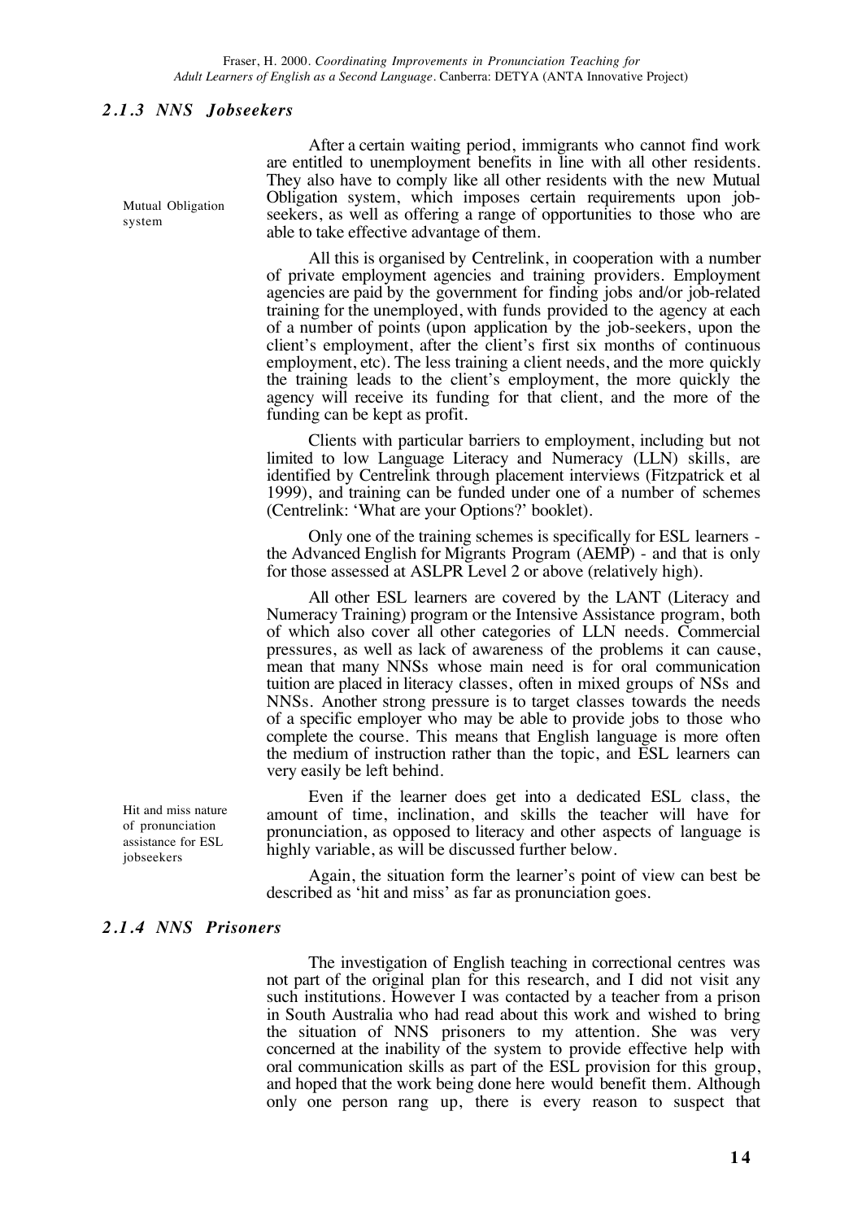### *2.1.3 NNS Jobseekers*

Mutual Obligation system

After a certain waiting period, immigrants who cannot find work are entitled to unemployment benefits in line with all other residents. They also have to comply like all other residents with the new Mutual Obligation system, which imposes certain requirements upon job-seekers, as well as offering a range of opportunities to those who are able to take effective advantage of them.

All this is organised by Centrelink, in cooperation with a number of private employment agencies and training providers. Employment agencies are paid by the government for finding jobs and/or job-related training for the unemployed, with funds provided to the agency at each of a number of points (upon application by the job-seekers, upon the client's employment, after the client's first six months of continuous employment, etc). The less training a client needs, and the more quickly the training leads to the client's employment, the more quickly the agency will receive its funding for that client, and the more of the funding can be kept as profit.

Clients with particular barriers to employment, including but not limited to low Language Literacy and Numeracy (LLN) skills, are identified by Centrelink through placement interviews (Fitzpatrick et al 1999), and training can be funded under one of a number of schemes (Centrelink: 'What are your Options?' booklet).

Only one of the training schemes is specifically for ESL learners - the Advanced English for Migrants Program (AEMP) - and that is only for those assessed at ASLPR Level 2 or above (relatively high).

All other ESL learners are covered by the LANT (Literacy and Numeracy Training) program or the Intensive Assistance program, both of which also cover all other categories of LLN needs. Commercial pressures, as well as lack of awareness of the problems it can cause, mean that many NNSs whose main need is for oral communication tuition are placed in literacy classes, often in mixed groups of NSs and NNSs. Another strong pressure is to target classes towards the needs of a specific employer who may be able to provide jobs to those who complete the course. This means that English language is more often the medium of instruction rather than the topic, and ESL learners can very easily be left behind.

Hit and miss nature of pronunciation assistance for ESL jobseekers

Even if the learner does get into a dedicated ESL class, the amount of time, inclination, and skills the teacher will have for pronunciation, as opposed to literacy and other aspects of language is highly variable, as will be discussed further below.

Again, the situation form the learner's point of view can best be described as 'hit and miss' as far as pronunciation goes.

### *2.1.4 NNS Prisoners*

The investigation of English teaching in correctional centres was not part of the original plan for this research, and I did not visit any such institutions. However I was contacted by a teacher from a prison in South Australia who had read about this work and wished to bring the situation of NNS prisoners to my attention. She was very concerned at the inability of the system to provide effective help with oral communication skills as part of the ESL provision for this group, and hoped that the work being done here would benefit them. Although only one person rang up, there is every reason to suspect that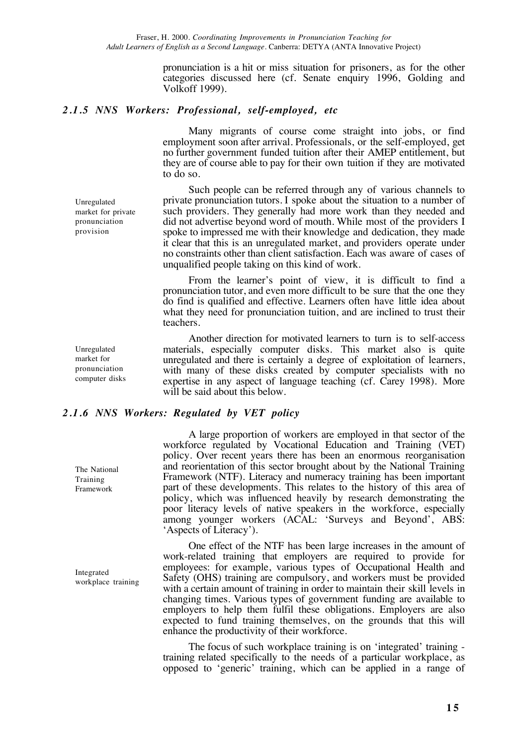pronunciation is a hit or miss situation for prisoners, as for the other categories discussed here (cf. Senate enquiry 1996, Golding and Volkoff 1999).

### *2.1.5 NNS Workers: Professional, self-employed, etc*

Many migrants of course come straight into jobs, or find employment soon after arrival. Professionals, or the self-employed, get no further government funded tuition after their AMEP entitlement, but they are of course able to pay for their own tuition if they are motivated to do so.

*Unregulated market for private pronunciation provision*

Such people can be referred through any of various channels to private pronunciation tutors. I spoke about the situation to a number of such providers. They generally had more work than they needed and did not advertise beyond word of mouth. While most of the providers I spoke to impressed me with their knowledge and dedication, they made it clear that this is an unregulated market, and providers operate under no constraints other than client satisfaction. Each was aware of cases of unqualified people taking on this kind of work.

From the learner's point of view, it is difficult to find a pronunciation tutor, and even more difficult to be sure that the one they do find is qualified and effective. Learners often have little idea about what they need for pronunciation tuition, and are inclined to trust their teachers.

*Unregulated market for pronunciation computer disks*

Another direction for motivated learners to turn is to self-access materials, especially computer disks. This market also is quite unregulated and there is certainly a degree of exploitation of learners, with many of these disks created by computer specialists with no expertise in any aspect of language teaching (cf. Carey 1998). More will be said about this below.

### *2.1.6 NNS Workers: Regulated by VET policy*

*The National Training Framework*

A large proportion of workers are employed in that sector of the workforce regulated by Vocational Education and Training (VET) policy. Over recent years there has been an enormous reorganisation and reorientation of this sector brought about by the National Training Framework (NTF). Literacy and numeracy training has been important part of these developments. This relates to the history of this area of policy, which was influenced heavily by research demonstrating the poor literacy levels of native speakers in the workforce, especially among younger workers (ACAL: 'Surveys and Beyond', ABS: 'Aspects of Literacy').

*Integrated workplace training*

One effect of the NTF has been large increases in the amount of work-related training that employers are required to provide for employees: for example, various types of Occupational Health and Safety (OHS) training are compulsory, and workers must be provided with a certain amount of training in order to maintain their skill levels in changing times. Various types of government funding are available to employers to help them fulfil these obligations. Employers are also expected to fund training themselves, on the grounds that this will enhance the productivity of their workforce.

The focus of such workplace training is on 'integrated' training - training related specifically to the needs of a particular workplace, as opposed to 'generic' training, which can be applied in a range of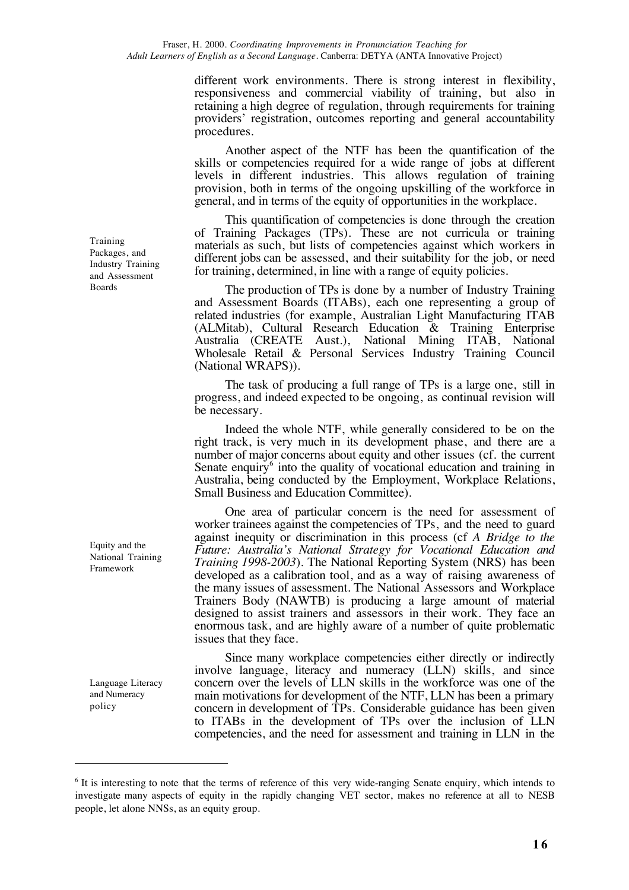different work environments. There is strong interest in flexibility, responsiveness and commercial viability of training, but also in retaining a high degree of regulation, through requirements for training providers' registration, outcomes reporting and general accountability procedures.

Another aspect of the NTF has been the quantification of the skills or competencies required for a wide range of jobs at different levels in different industries. This allows regulation of training provision, both in terms of the ongoing upskilling of the workforce in general, and in terms of the equity of opportunities in the workplace.

**Training Packages, and Industry Training and Assessment Boards**

This quantification of competencies is done through the creation of Training Packages (TPs). These are not curricula or training materials as such, but lists of competencies against which workers in different jobs can be assessed, and their suitability for the job, or need for training, determined, in line with a range of equity policies.

The production of TPs is done by a number of Industry Training and Assessment Boards (ITABs), each one representing a group of related industries (for example, Australian Light Manufacturing ITAB (ALMitab), Cultural Research Education & Training Enterprise Australia (CREATE Aust.), National Mining ITAB, National Wholesale Retail & Personal Services Industry Training Council (National WRAPS)).

The task of producing a full range of TPs is a large one, still in progress, and indeed expected to be ongoing, as continual revision will be necessary.

Indeed the whole NTF, while generally considered to be on the right track, is very much in its development phase, and there are a number of major concerns about equity and other issues (cf. the current Senate enquiry[6] into the quality of vocational education and training in Australia, being conducted by the Employment, Workplace Relations, Small Business and Education Committee).

**Equity and the National Training Framework**

One area of particular concern is the need for assessment of worker trainees against the competencies of TPs, and the need to guard against inequity or discrimination in this process (cf *A Bridge to the Future: Australia's National Strategy for Vocational Education and Training 1998-2003*). The National Reporting System (NRS) has been developed as a calibration tool, and as a way of raising awareness of the many issues of assessment. The National Assessors and Workplace Trainers Body (NAWTB) is producing a large amount of material designed to assist trainers and assessors in their work. They face an enormous task, and are highly aware of a number of quite problematic issues that they face.

**Language Literacy and Numeracy policy**

Since many workplace competencies either directly or indirectly involve language, literacy and numeracy (LLN) skills, and since concern over the levels of LLN skills in the workforce was one of the main motivations for development of the NTF, LLN has been a primary concern in development of TPs. Considerable guidance has been given to ITABs in the development of TPs over the inclusion of LLN competencies, and the need for assessment and training in LLN in the

---

[6] It is interesting to note that the terms of reference of this very wide-ranging Senate enquiry, which intends to investigate many aspects of equity in the rapidly changing VET sector, makes no reference at all to NESB people, let alone NNSs, as an equity group.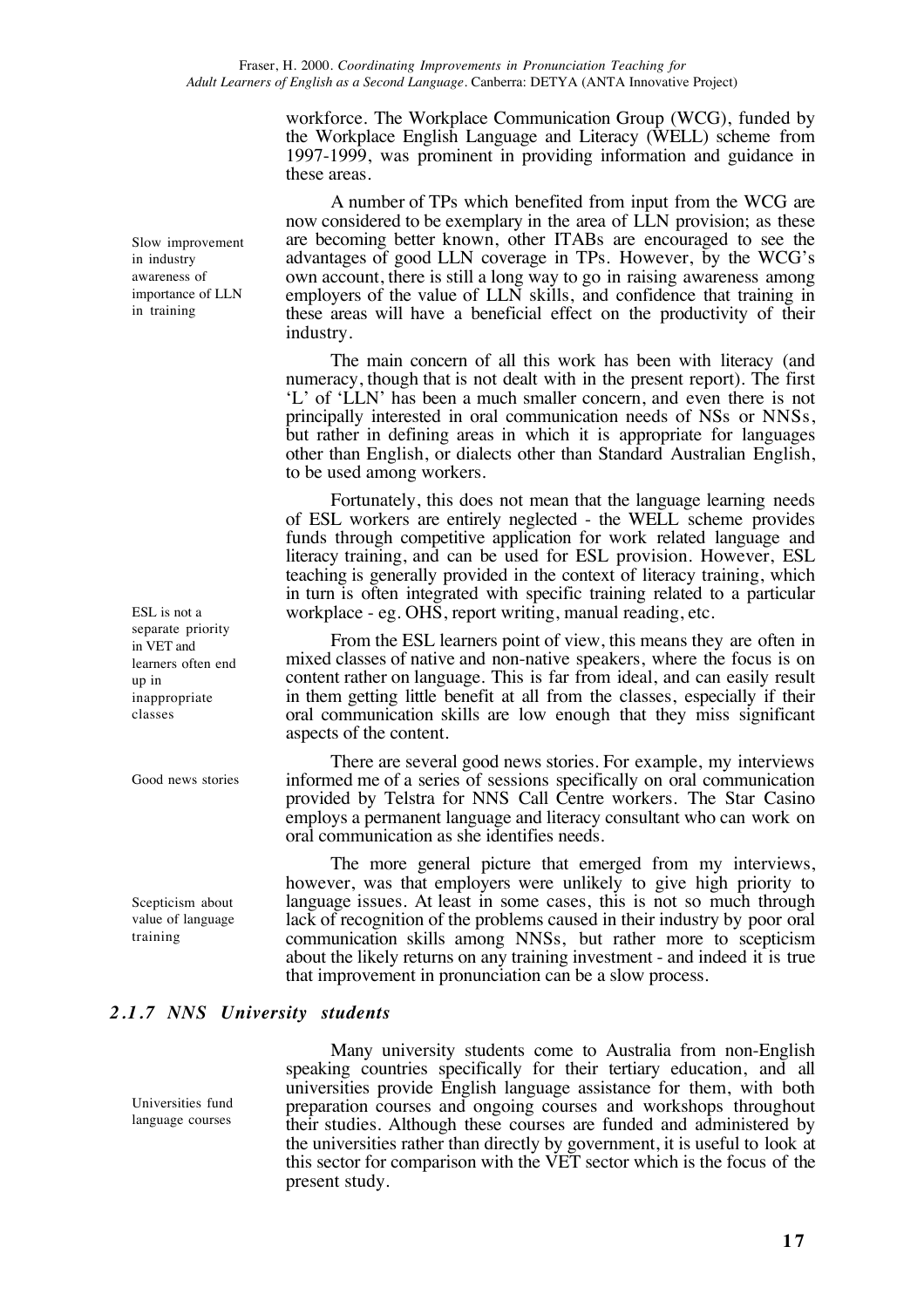workforce. The Workplace Communication Group (WCG), funded by the Workplace English Language and Literacy (WELL) scheme from 1997-1999, was prominent in providing information and guidance in these areas.

Slow improvement in industry awareness of importance of LLN in training

A number of TPs which benefited from input from the WCG are now considered to be exemplary in the area of LLN provision; as these are becoming better known, other ITABs are encouraged to see the advantages of good LLN coverage in TPs. However, by the WCG's own account, there is still a long way to go in raising awareness among employers of the value of LLN skills, and confidence that training in these areas will have a beneficial effect on the productivity of their industry.

The main concern of all this work has been with literacy (and numeracy, though that is not dealt with in the present report). The first 'L' of 'LLN' has been a much smaller concern, and even there is not principally interested in oral communication needs of NSs or NNSs, but rather in defining areas in which it is appropriate for languages other than English, or dialects other than Standard Australian English, to be used among workers.

Fortunately, this does not mean that the language learning needs of ESL workers are entirely neglected - the WELL scheme provides funds through competitive application for work related language and literacy training, and can be used for ESL provision. However, ESL teaching is generally provided in the context of literacy training, which in turn is often integrated with specific training related to a particular workplace - eg. OHS, report writing, manual reading, etc.

ESL is not a separate priority in VET and learners often end up in inappropriate classes

From the ESL learners point of view, this means they are often in mixed classes of native and non-native speakers, where the focus is on content rather on language. This is far from ideal, and can easily result in them getting little benefit at all from the classes, especially if their oral communication skills are low enough that they miss significant aspects of the content.

Good news stories

There are several good news stories. For example, my interviews informed me of a series of sessions specifically on oral communication provided by Telstra for NNS Call Centre workers. The Star Casino employs a permanent language and literacy consultant who can work on oral communication as she identifies needs.

Scepticism about value of language training

The more general picture that emerged from my interviews, however, was that employers were unlikely to give high priority to language issues. At least in some cases, this is not so much through lack of recognition of the problems caused in their industry by poor oral communication skills among NNSs, but rather more to scepticism about the likely returns on any training investment - and indeed it is true that improvement in pronunciation can be a slow process.

### *2.1.7 NNS University students*

Universities fund language courses

Many university students come to Australia from non-English speaking countries specifically for their tertiary education, and all universities provide English language assistance for them, with both preparation courses and ongoing courses and workshops throughout their studies. Although these courses are funded and administered by the universities rather than directly by government, it is useful to look at this sector for comparison with the VET sector which is the focus of the present study.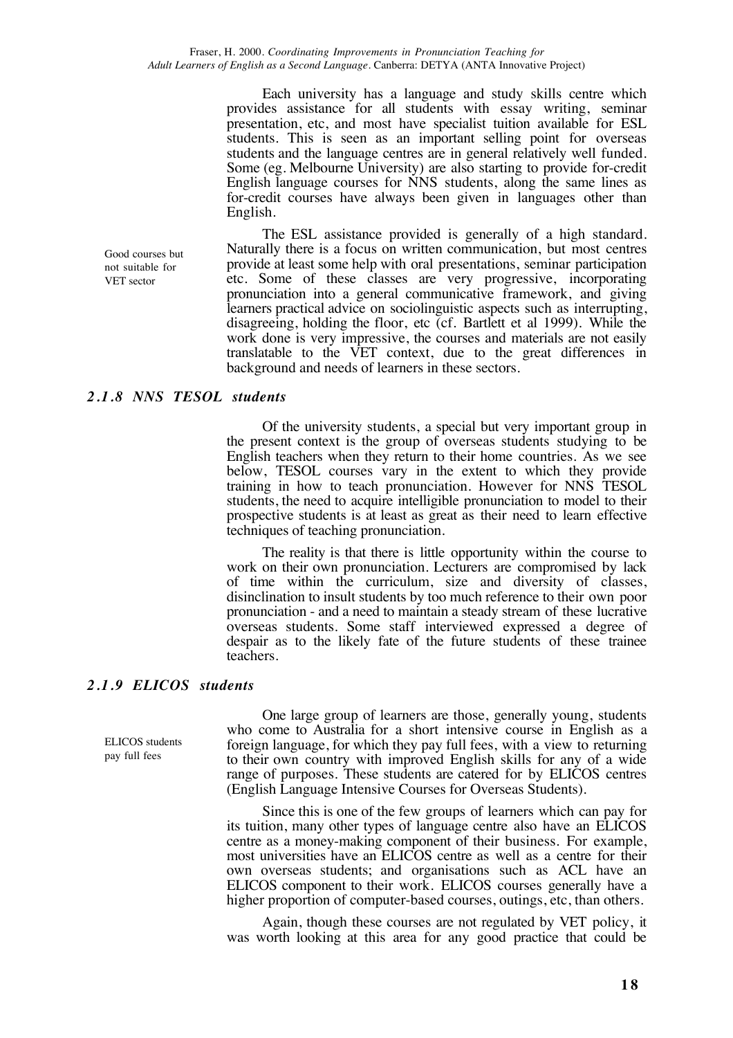Each university has a language and study skills centre which provides assistance for all students with essay writing, seminar presentation, etc, and most have specialist tuition available for ESL students. This is seen as an important selling point for overseas students and the language centres are in general relatively well funded. Some (eg. Melbourne University) are also starting to provide for-credit English language courses for NNS students, along the same lines as for-credit courses have always been given in languages other than English.

Good courses but not suitable for VET sector

The ESL assistance provided is generally of a high standard. Naturally there is a focus on written communication, but most centres provide at least some help with oral presentations, seminar participation etc. Some of these classes are very progressive, incorporating pronunciation into a general communicative framework, and giving learners practical advice on sociolinguistic aspects such as interrupting, disagreeing, holding the floor, etc (cf. Bartlett et al 1999). While the work done is very impressive, the courses and materials are not easily translatable to the VET context, due to the great differences in background and needs of learners in these sectors.

### *2.1.8 NNS TESOL students*

Of the university students, a special but very important group in the present context is the group of overseas students studying to be English teachers when they return to their home countries. As we see below, TESOL courses vary in the extent to which they provide training in how to teach pronunciation. However for NNS TESOL students, the need to acquire intelligible pronunciation to model to their prospective students is at least as great as their need to learn effective techniques of teaching pronunciation.

The reality is that there is little opportunity within the course to work on their own pronunciation. Lecturers are compromised by lack of time within the curriculum, size and diversity of classes, disinclination to insult students by too much reference to their own poor pronunciation - and a need to maintain a steady stream of these lucrative overseas students. Some staff interviewed expressed a degree of despair as to the likely fate of the future students of these trainee teachers.

### *2.1.9 ELICOS students*

ELICOS students pay full fees

One large group of learners are those, generally young, students who come to Australia for a short intensive course in English as a foreign language, for which they pay full fees, with a view to returning to their own country with improved English skills for any of a wide range of purposes. These students are catered for by ELICOS centres (English Language Intensive Courses for Overseas Students).

Since this is one of the few groups of learners which can pay for its tuition, many other types of language centre also have an ELICOS centre as a money-making component of their business. For example, most universities have an ELICOS centre as well as a centre for their own overseas students; and organisations such as ACL have an ELICOS component to their work. ELICOS courses generally have a higher proportion of computer-based courses, outings, etc, than others.

Again, though these courses are not regulated by VET policy, it was worth looking at this area for any good practice that could be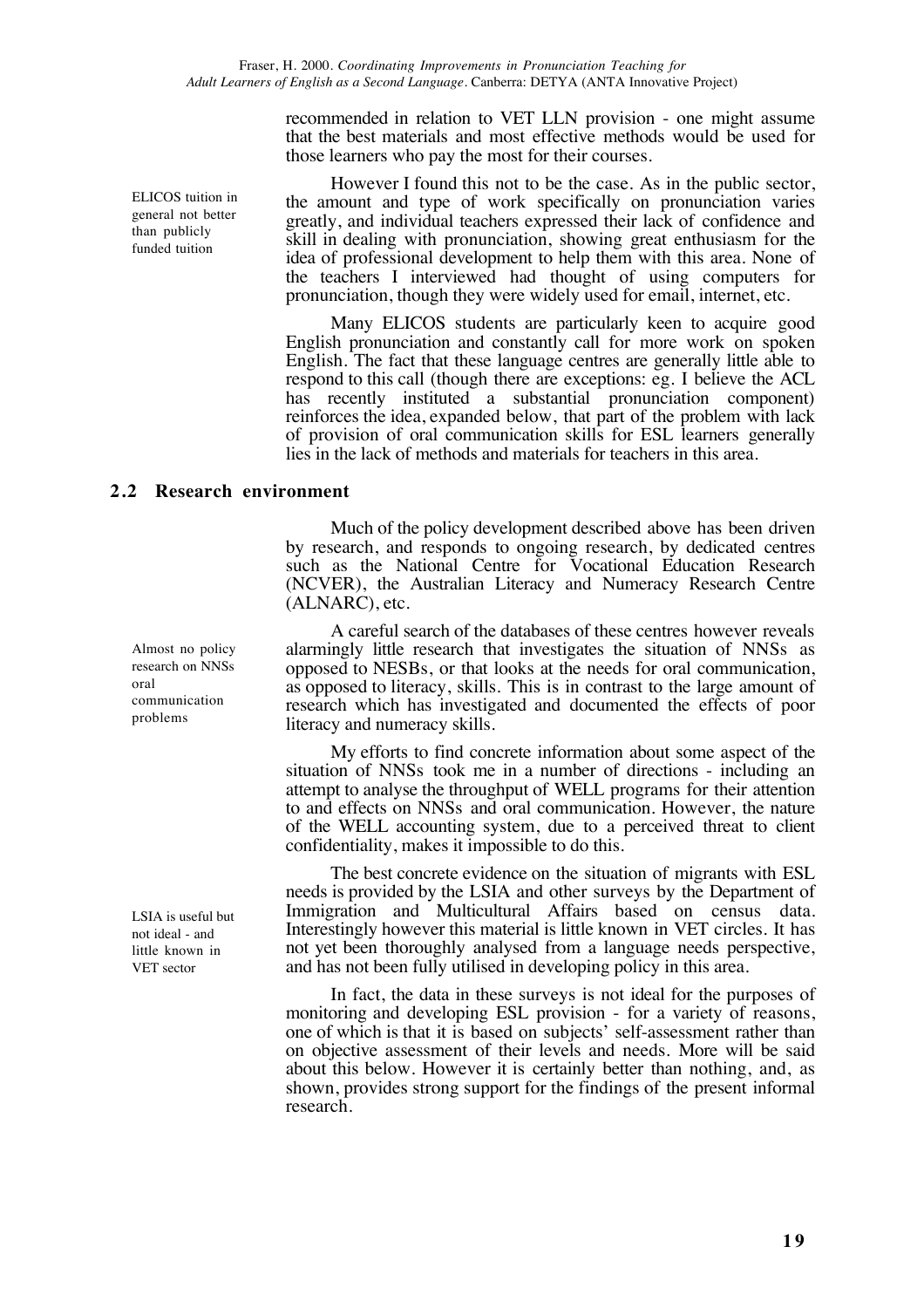recommended in relation to VET LLN provision - one might assume that the best materials and most effective methods would be used for those learners who pay the most for their courses.

ELICOS tuition in general not better than publicly funded tuition

However I found this not to be the case. As in the public sector, the amount and type of work specifically on pronunciation varies greatly, and individual teachers expressed their lack of confidence and skill in dealing with pronunciation, showing great enthusiasm for the idea of professional development to help them with this area. None of the teachers I interviewed had thought of using computers for pronunciation, though they were widely used for email, internet, etc.

Many ELICOS students are particularly keen to acquire good English pronunciation and constantly call for more work on spoken English. The fact that these language centres are generally little able to respond to this call (though there are exceptions: eg. I believe the ACL has recently instituted a substantial pronunciation component) reinforces the idea, expanded below, that part of the problem with lack of provision of oral communication skills for ESL learners generally lies in the lack of methods and materials for teachers in this area.

## 2.2 Research environment

Much of the policy development described above has been driven by research, and responds to ongoing research, by dedicated centres such as the National Centre for Vocational Education Research (NCVER), the Australian Literacy and Numeracy Research Centre (ALNARC), etc.

Almost no policy research on NNSs oral communication problems

A careful search of the databases of these centres however reveals alarmingly little research that investigates the situation of NNSs as opposed to NESBs, or that looks at the needs for oral communication, as opposed to literacy, skills. This is in contrast to the large amount of research which has investigated and documented the effects of poor literacy and numeracy skills.

My efforts to find concrete information about some aspect of the situation of NNSs took me in a number of directions - including an attempt to analyse the throughput of WELL programs for their attention to and effects on NNSs and oral communication. However, the nature of the WELL accounting system, due to a perceived threat to client confidentiality, makes it impossible to do this.

LSIA is useful but not ideal - and little known in VET sector

The best concrete evidence on the situation of migrants with ESL needs is provided by the LSIA and other surveys by the Department of Immigration and Multicultural Affairs based on census data. Interestingly however this material is little known in VET circles. It has not yet been thoroughly analysed from a language needs perspective, and has not been fully utilised in developing policy in this area.

In fact, the data in these surveys is not ideal for the purposes of monitoring and developing ESL provision - for a variety of reasons, one of which is that it is based on subjects' self-assessment rather than on objective assessment of their levels and needs. More will be said about this below. However it is certainly better than nothing, and, as shown, provides strong support for the findings of the present informal research.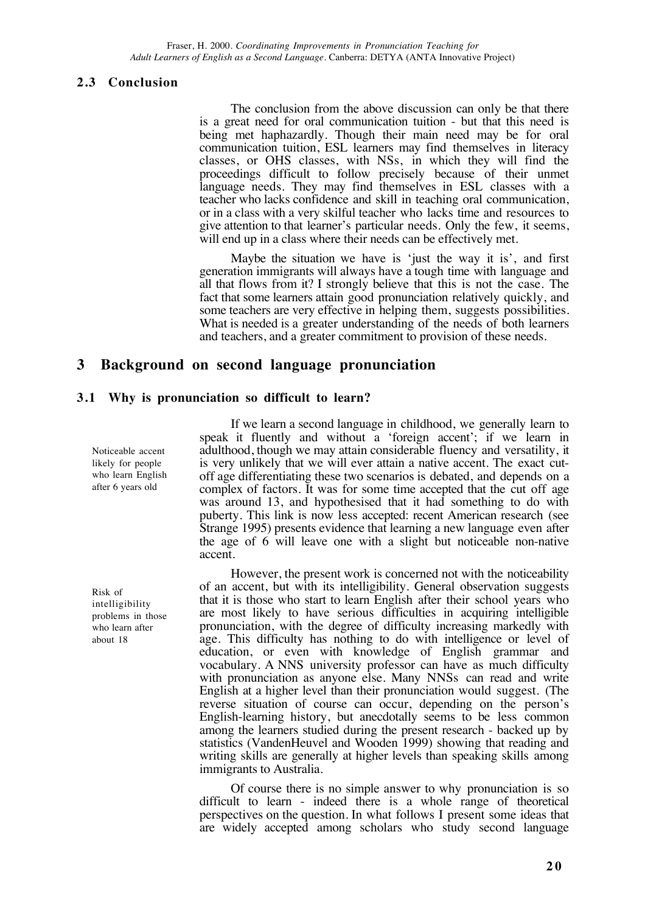### 2.3 Conclusion

The conclusion from the above discussion can only be that there is a great need for oral communication tuition - but that this need is being met haphazardly. Though their main need may be for oral communication tuition, ESL learners may find themselves in literacy classes, or OHS classes, with NSs, in which they will find the proceedings difficult to follow precisely because of their unmet language needs. They may find themselves in ESL classes with a teacher who lacks confidence and skill in teaching oral communication, or in a class with a very skilful teacher who lacks time and resources to give attention to that learner's particular needs. Only the few, it seems, will end up in a class where their needs can be effectively met.

Maybe the situation we have is 'just the way it is', and first generation immigrants will always have a tough time with language and all that flows from it? I strongly believe that this is not the case. The fact that some learners attain good pronunciation relatively quickly, and some teachers are very effective in helping them, suggests possibilities. What is needed is a greater understanding of the needs of both learners and teachers, and a greater commitment to provision of these needs.

## 3 Background on second language pronunciation

### 3.1 Why is pronunciation so difficult to learn?

*Noticeable accent likely for people who learn English after 6 years old*

If we learn a second language in childhood, we generally learn to speak it fluently and without a 'foreign accent'; if we learn in adulthood, though we may attain considerable fluency and versatility, it is very unlikely that we will ever attain a native accent. The exact cut-off age differentiating these two scenarios is debated, and depends on a complex of factors. It was for some time accepted that the cut off age was around 13, and hypothesised that it had something to do with puberty. This link is now less accepted: recent American research (see Strange 1995) presents evidence that learning a new language even after the age of 6 will leave one with a slight but noticeable non-native accent.

*Risk of intelligibility problems in those who learn after about 18*

However, the present work is concerned not with the noticeability of an accent, but with its intelligibility. General observation suggests that it is those who start to learn English after their school years who are most likely to have serious difficulties in acquiring intelligible pronunciation, with the degree of difficulty increasing markedly with age. This difficulty has nothing to do with intelligence or level of education, or even with knowledge of English grammar and vocabulary. A NNS university professor can have as much difficulty with pronunciation as anyone else. Many NNSs can read and write English at a higher level than their pronunciation would suggest. (The reverse situation of course can occur, depending on the person's English-learning history, but anecdotally seems to be less common among the learners studied during the present research - backed up by statistics (VandenHeuvel and Wooden 1999) showing that reading and writing skills are generally at higher levels than speaking skills among immigrants to Australia.

Of course there is no simple answer to why pronunciation is so difficult to learn - indeed there is a whole range of theoretical perspectives on the question. In what follows I present some ideas that are widely accepted among scholars who study second language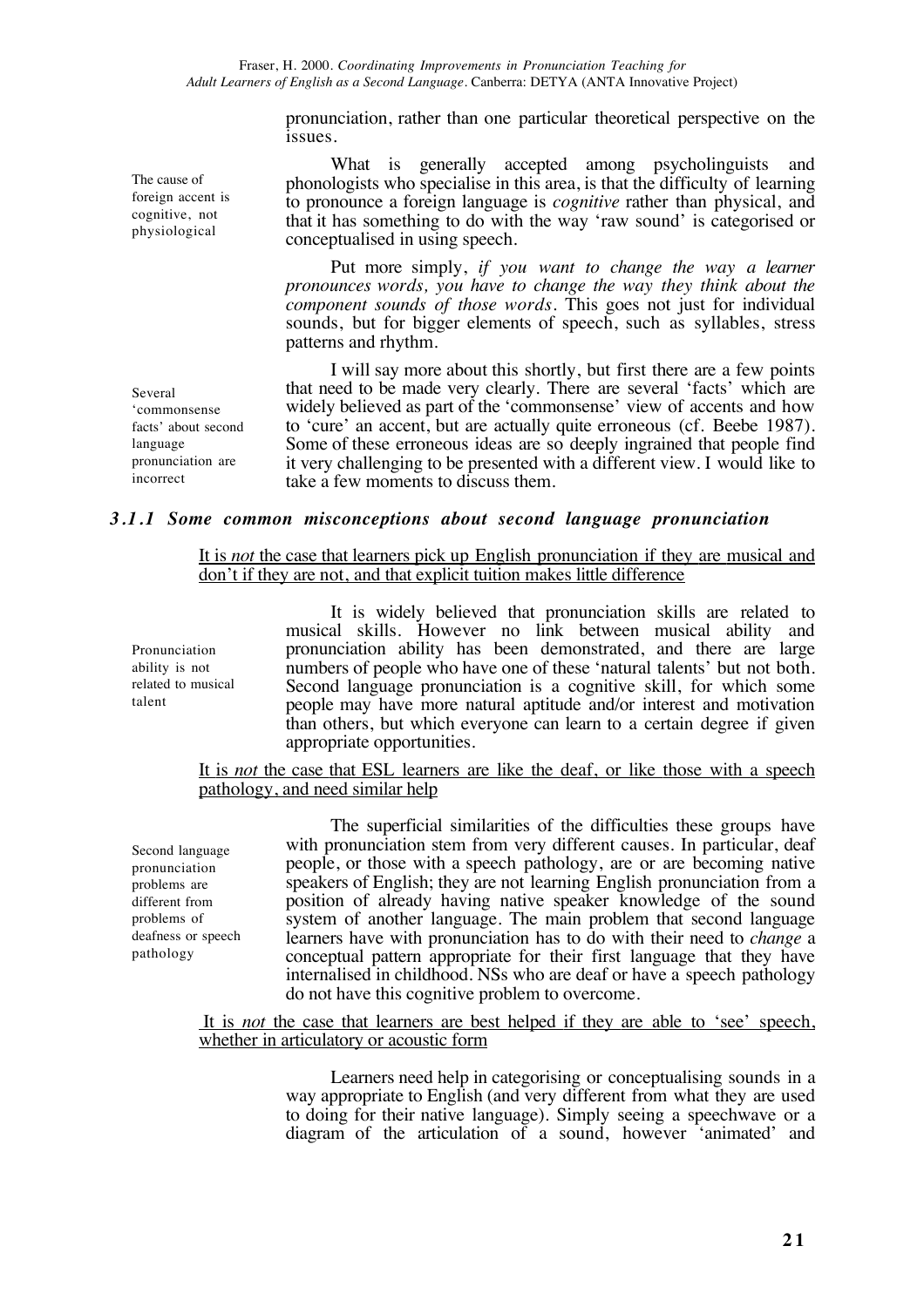pronunciation, rather than one particular theoretical perspective on the issues.

The cause of foreign accent is cognitive, not physiological

What is generally accepted among psycholinguists and phonologists who specialise in this area, is that the difficulty of learning to pronounce a foreign language is *cognitive* rather than physical, and that it has something to do with the way 'raw sound' is categorised or conceptualised in using speech.

Put more simply, *if you want to change the way a learner pronounces words, you have to change the way they think about the component sounds of those words*. This goes not just for individual sounds, but for bigger elements of speech, such as syllables, stress patterns and rhythm.

Several 'commonsense facts' about second language pronunciation are incorrect

I will say more about this shortly, but first there are a few points that need to be made very clearly. There are several 'facts' which are widely believed as part of the 'commonsense' view of accents and how to 'cure' an accent, but are actually quite erroneous (cf. Beebe 1987). Some of these erroneous ideas are so deeply ingrained that people find it very challenging to be presented with a different view. I would like to take a few moments to discuss them.

### *3.1.1 Some common misconceptions about second language pronunciation*

<u>It is *not* the case that learners pick up English pronunciation if they are musical and don't if they are not, and that explicit tuition makes little difference</u>

Pronunciation ability is not related to musical talent

It is widely believed that pronunciation skills are related to musical skills. However no link between musical ability and pronunciation ability has been demonstrated, and there are large numbers of people who have one of these 'natural talents' but not both. Second language pronunciation is a cognitive skill, for which some people may have more natural aptitude and/or interest and motivation than others, but which everyone can learn to a certain degree if given appropriate opportunities.

<u>It is *not* the case that ESL learners are like the deaf, or like those with a speech pathology, and need similar help</u>

Second language pronunciation problems are different from problems of deafness or speech pathology

The superficial similarities of the difficulties these groups have with pronunciation stem from very different causes. In particular, deaf people, or those with a speech pathology, are or are becoming native speakers of English; they are not learning English pronunciation from a position of already having native speaker knowledge of the sound system of another language. The main problem that second language learners have with pronunciation has to do with their need to *change* a conceptual pattern appropriate for their first language that they have internalised in childhood. NSs who are deaf or have a speech pathology do not have this cognitive problem to overcome.

<u>It is *not* the case that learners are best helped if they are able to 'see' speech, whether in articulatory or acoustic form</u>

Learners need help in categorising or conceptualising sounds in a way appropriate to English (and very different from what they are used to doing for their native language). Simply seeing a speechwave or a diagram of the articulation of a sound, however 'animated' and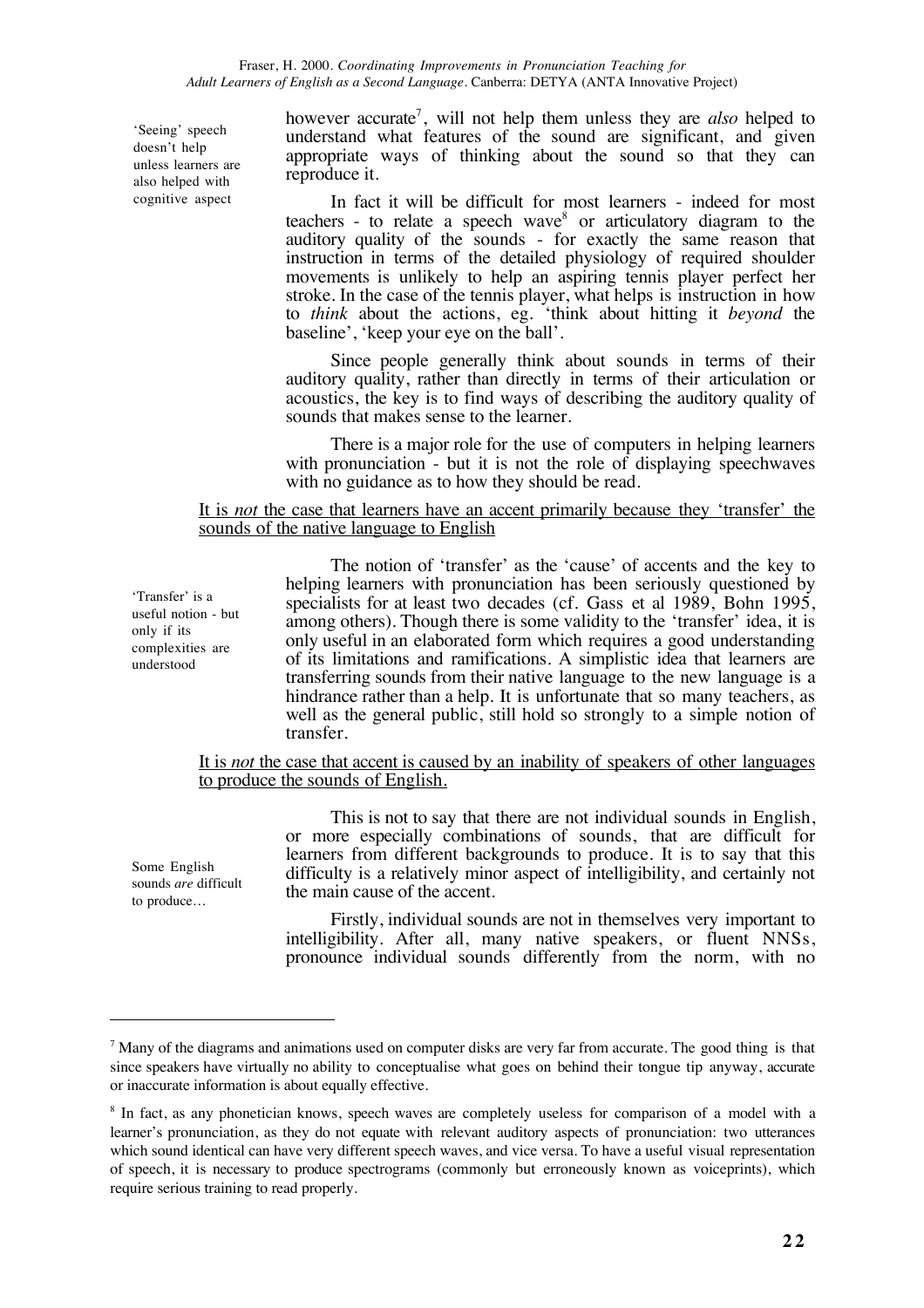'Seeing' speech doesn't help unless learners are also helped with cognitive aspect

however accurate[7], will not help them unless they are *also* helped to understand what features of the sound are significant, and given appropriate ways of thinking about the sound so that they can reproduce it.

In fact it will be difficult for most learners - indeed for most teachers - to relate a speech wave[8] or articulatory diagram to the auditory quality of the sounds - for exactly the same reason that instruction in terms of the detailed physiology of required shoulder movements is unlikely to help an aspiring tennis player perfect her stroke. In the case of the tennis player, what helps is instruction in how to *think* about the actions, eg. 'think about hitting it *beyond* the baseline', 'keep your eye on the ball'.

Since people generally think about sounds in terms of their auditory quality, rather than directly in terms of their articulation or acoustics, the key is to find ways of describing the auditory quality of sounds that makes sense to the learner.

There is a major role for the use of computers in helping learners with pronunciation - but it is not the role of displaying speechwaves with no guidance as to how they should be read.

<u>It is *not* the case that learners have an accent primarily because they 'transfer' the sounds of the native language to English</u>

'Transfer' is a useful notion - but only if its complexities are understood

The notion of 'transfer' as the 'cause' of accents and the key to helping learners with pronunciation has been seriously questioned by specialists for at least two decades (cf. Gass et al 1989, Bohn 1995, among others). Though there is some validity to the 'transfer' idea, it is only useful in an elaborated form which requires a good understanding of its limitations and ramifications. A simplistic idea that learners are transferring sounds from their native language to the new language is a hindrance rather than a help. It is unfortunate that so many teachers, as well as the general public, still hold so strongly to a simple notion of transfer.

<u>It is *not* the case that accent is caused by an inability of speakers of other languages to produce the sounds of English.</u>

Some English sounds *are* difficult to produce…

This is not to say that there are not individual sounds in English, or more especially combinations of sounds, that are difficult for learners from different backgrounds to produce. It is to say that this difficulty is a relatively minor aspect of intelligibility, and certainly not the main cause of the accent.

Firstly, individual sounds are not in themselves very important to intelligibility. After all, many native speakers, or fluent NNSs, pronounce individual sounds differently from the norm, with no

---

[7] Many of the diagrams and animations used on computer disks are very far from accurate. The good thing is that since speakers have virtually no ability to conceptualise what goes on behind their tongue tip anyway, accurate or inaccurate information is about equally effective.

[8] In fact, as any phonetician knows, speech waves are completely useless for comparison of a model with a learner's pronunciation, as they do not equate with relevant auditory aspects of pronunciation: two utterances which sound identical can have very different speech waves, and vice versa. To have a useful visual representation of speech, it is necessary to produce spectrograms (commonly but erroneously known as voiceprints), which require serious training to read properly.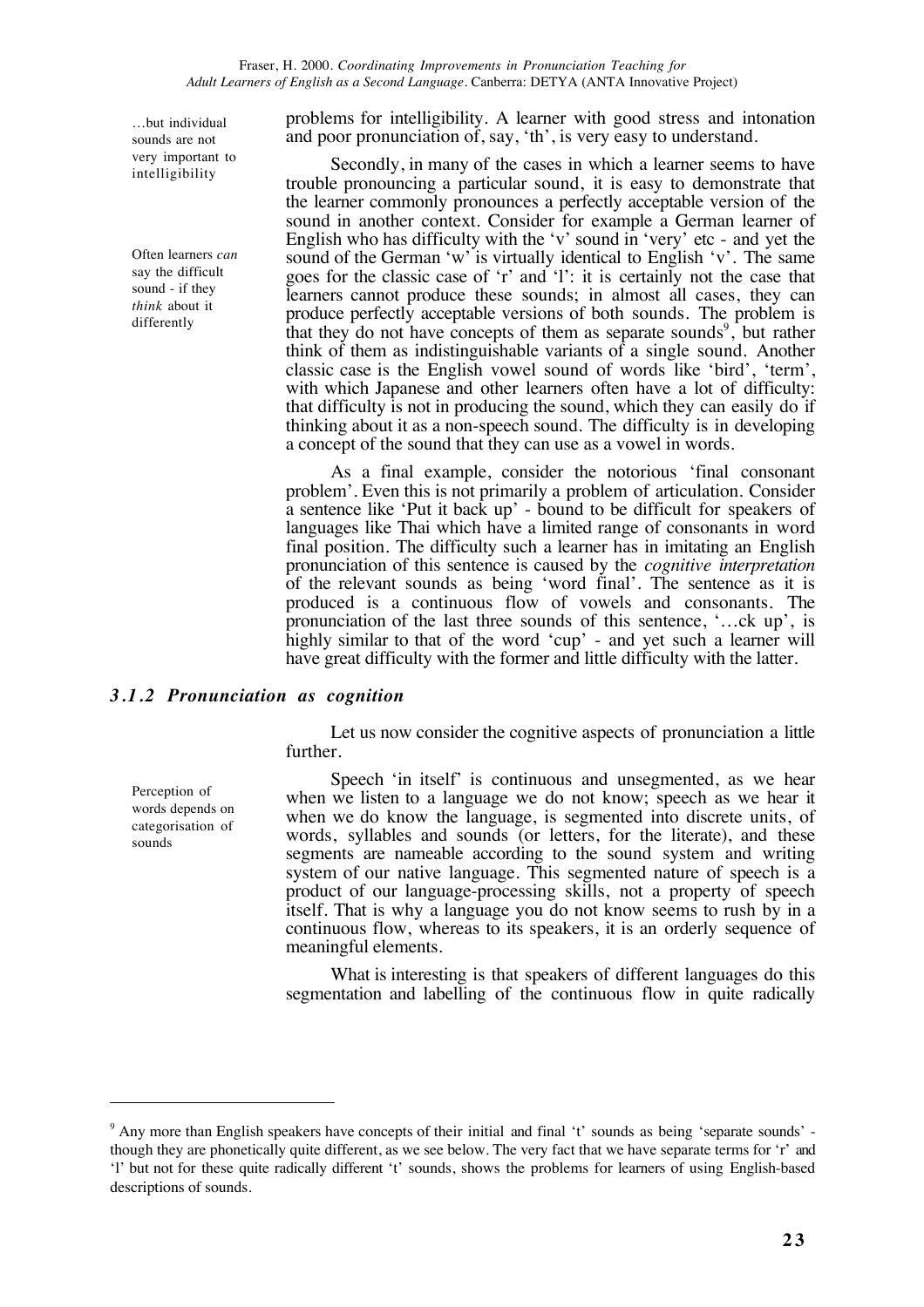…but individual sounds are not very important to intelligibility

problems for intelligibility. A learner with good stress and intonation and poor pronunciation of, say, 'th', is very easy to understand.

Often learners *can* say the difficult sound - if they *think* about it differently

Secondly, in many of the cases in which a learner seems to have trouble pronouncing a particular sound, it is easy to demonstrate that the learner commonly pronounces a perfectly acceptable version of the sound in another context. Consider for example a German learner of English who has difficulty with the 'v' sound in 'very' etc - and yet the sound of the German 'w' is virtually identical to English 'v'. The same goes for the classic case of 'r' and 'l': it is certainly not the case that learners cannot produce these sounds; in almost all cases, they can produce perfectly acceptable versions of both sounds. The problem is that they do not have concepts of them as separate sounds[9], but rather think of them as indistinguishable variants of a single sound. Another classic case is the English vowel sound of words like 'bird', 'term', with which Japanese and other learners often have a lot of difficulty: that difficulty is not in producing the sound, which they can easily do if thinking about it as a non-speech sound. The difficulty is in developing a concept of the sound that they can use as a vowel in words.

As a final example, consider the notorious 'final consonant problem'. Even this is not primarily a problem of articulation. Consider a sentence like 'Put it back up' - bound to be difficult for speakers of languages like Thai which have a limited range of consonants in word final position. The difficulty such a learner has in imitating an English pronunciation of this sentence is caused by the *cognitive interpretation* of the relevant sounds as being 'word final'. The sentence as it is produced is a continuous flow of vowels and consonants. The pronunciation of the last three sounds of this sentence, '…ck up', is highly similar to that of the word 'cup' - and yet such a learner will have great difficulty with the former and little difficulty with the latter.

### *3.1.2 Pronunciation as cognition*

Let us now consider the cognitive aspects of pronunciation a little further.

Perception of words depends on categorisation of sounds

Speech 'in itself' is continuous and unsegmented, as we hear when we listen to a language we do not know; speech as we hear it when we do know the language, is segmented into discrete units, of words, syllables and sounds (or letters, for the literate), and these segments are nameable according to the sound system and writing system of our native language. This segmented nature of speech is a product of our language-processing skills, not a property of speech itself. That is why a language you do not know seems to rush by in a continuous flow, whereas to its speakers, it is an orderly sequence of meaningful elements.

What is interesting is that speakers of different languages do this segmentation and labelling of the continuous flow in quite radically

---

[9] Any more than English speakers have concepts of their initial and final 't' sounds as being 'separate sounds' - though they are phonetically quite different, as we see below. The very fact that we have separate terms for 'r' and 'l' but not for these quite radically different 't' sounds, shows the problems for learners of using English-based descriptions of sounds.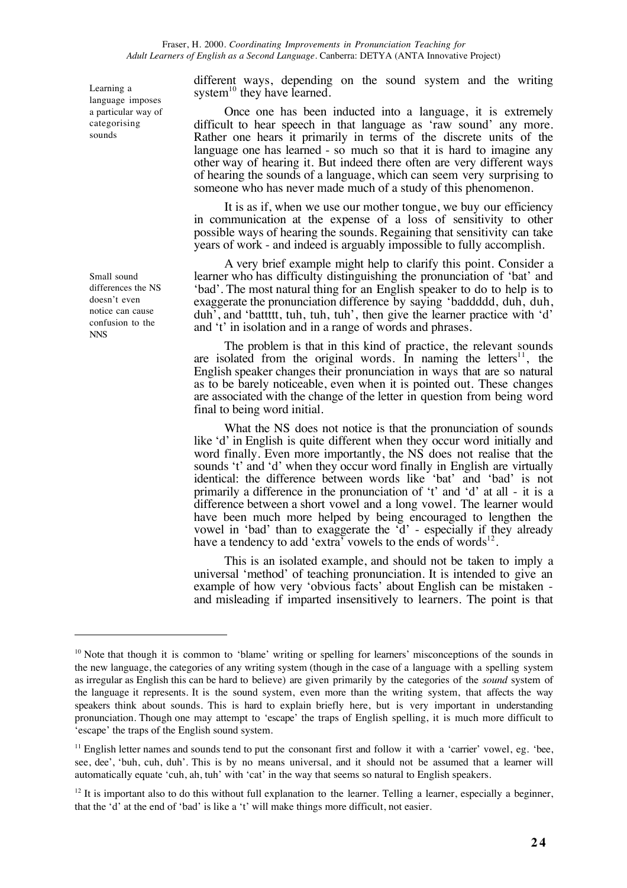Learning a language imposes a particular way of categorising sounds

different ways, depending on the sound system and the writing system[10] they have learned.

Once one has been inducted into a language, it is extremely difficult to hear speech in that language as 'raw sound' any more. Rather one hears it primarily in terms of the discrete units of the language one has learned - so much so that it is hard to imagine any other way of hearing it. But indeed there often are very different ways of hearing the sounds of a language, which can seem very surprising to someone who has never made much of a study of this phenomenon.

It is as if, when we use our mother tongue, we buy our efficiency in communication at the expense of a loss of sensitivity to other possible ways of hearing the sounds. Regaining that sensitivity can take years of work - and indeed is arguably impossible to fully accomplish.

Small sound differences the NS doesn't even notice can cause confusion to the NNS

A very brief example might help to clarify this point. Consider a learner who has difficulty distinguishing the pronunciation of 'bat' and 'bad'. The most natural thing for an English speaker to do to help is to exaggerate the pronunciation difference by saying 'baddddd, duh, duh, duh', and 'battttt, tuh, tuh, tuh', then give the learner practice with 'd' and 't' in isolation and in a range of words and phrases.

The problem is that in this kind of practice, the relevant sounds are isolated from the original words. In naming the letters[11], the English speaker changes their pronunciation in ways that are so natural as to be barely noticeable, even when it is pointed out. These changes are associated with the change of the letter in question from being word final to being word initial.

What the NS does not notice is that the pronunciation of sounds like 'd' in English is quite different when they occur word initially and word finally. Even more importantly, the NS does not realise that the sounds 't' and 'd' when they occur word finally in English are virtually identical: the difference between words like 'bat' and 'bad' is not primarily a difference in the pronunciation of 't' and 'd' at all - it is a difference between a short vowel and a long vowel. The learner would have been much more helped by being encouraged to lengthen the vowel in 'bad' than to exaggerate the 'd' - especially if they already have a tendency to add 'extra' vowels to the ends of words[12].

This is an isolated example, and should not be taken to imply a universal 'method' of teaching pronunciation. It is intended to give an example of how very 'obvious facts' about English can be mistaken - and misleading if imparted insensitively to learners. The point is that

---

[10] Note that though it is common to 'blame' writing or spelling for learners' misconceptions of the sounds in the new language, the categories of any writing system (though in the case of a language with a spelling system as irregular as English this can be hard to believe) are given primarily by the categories of the *sound* system of the language it represents. It is the sound system, even more than the writing system, that affects the way speakers think about sounds. This is hard to explain briefly here, but is very important in understanding pronunciation. Though one may attempt to 'escape' the traps of English spelling, it is much more difficult to 'escape' the traps of the English sound system.

[11] English letter names and sounds tend to put the consonant first and follow it with a 'carrier' vowel, eg. 'bee, see, dee', 'buh, cuh, duh'. This is by no means universal, and it should not be assumed that a learner will automatically equate 'cuh, ah, tuh' with 'cat' in the way that seems so natural to English speakers.

[12] It is important also to do this without full explanation to the learner. Telling a learner, especially a beginner, that the 'd' at the end of 'bad' is like a 't' will make things more difficult, not easier.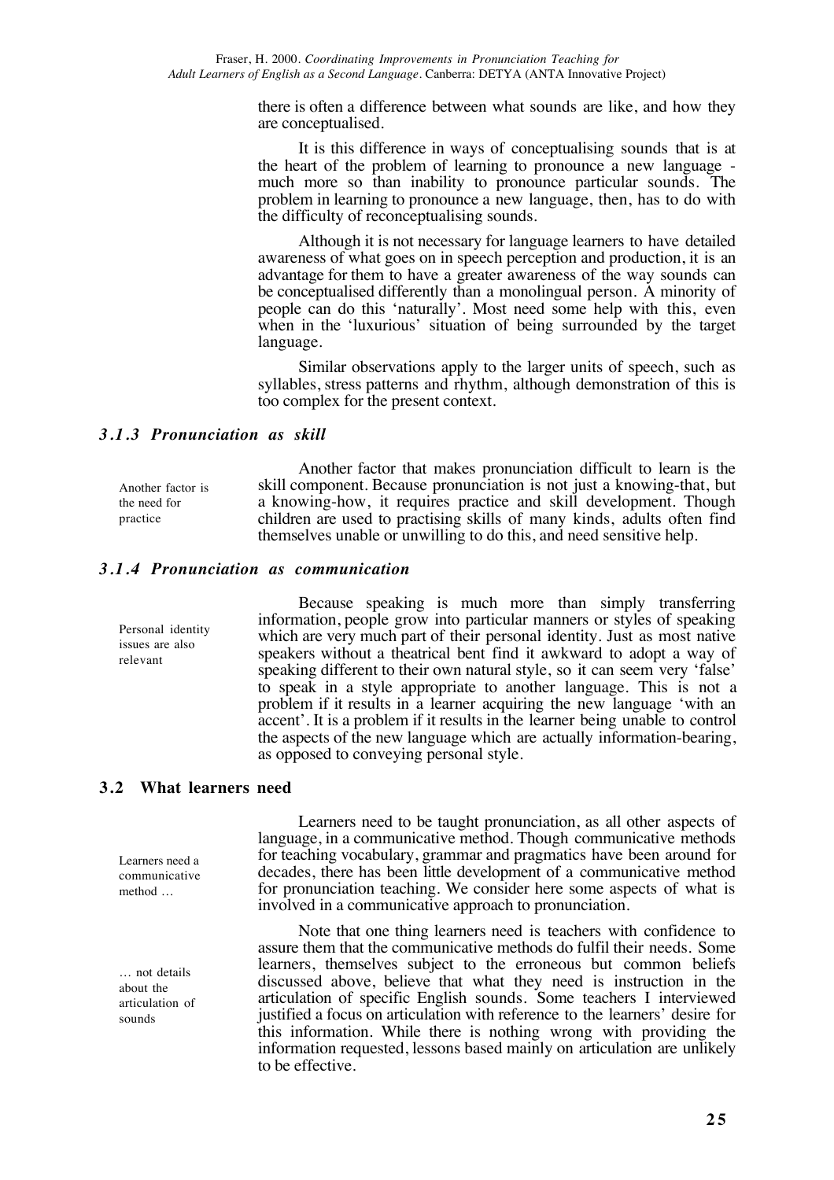there is often a difference between what sounds are like, and how they are conceptualised.

It is this difference in ways of conceptualising sounds that is at the heart of the problem of learning to pronounce a new language - much more so than inability to pronounce particular sounds. The problem in learning to pronounce a new language, then, has to do with the difficulty of reconceptualising sounds.

Although it is not necessary for language learners to have detailed awareness of what goes on in speech perception and production, it is an advantage for them to have a greater awareness of the way sounds can be conceptualised differently than a monolingual person. A minority of people can do this 'naturally'. Most need some help with this, even when in the 'luxurious' situation of being surrounded by the target language.

Similar observations apply to the larger units of speech, such as syllables, stress patterns and rhythm, although demonstration of this is too complex for the present context.

### *3.1.3 Pronunciation as skill*

Another factor is the need for practice

Another factor that makes pronunciation difficult to learn is the skill component. Because pronunciation is not just a knowing-that, but a knowing-how, it requires practice and skill development. Though children are used to practising skills of many kinds, adults often find themselves unable or unwilling to do this, and need sensitive help.

### *3.1.4 Pronunciation as communication*

Personal identity issues are also relevant

Because speaking is much more than simply transferring information, people grow into particular manners or styles of speaking which are very much part of their personal identity. Just as most native speakers without a theatrical bent find it awkward to adopt a way of speaking different to their own natural style, so it can seem very 'false' to speak in a style appropriate to another language. This is not a problem if it results in a learner acquiring the new language 'with an accent'. It is a problem if it results in the learner being unable to control the aspects of the new language which are actually information-bearing, as opposed to conveying personal style.

## 3.2 What learners need

Learners need a communicative method …

Learners need to be taught pronunciation, as all other aspects of language, in a communicative method. Though communicative methods for teaching vocabulary, grammar and pragmatics have been around for decades, there has been little development of a communicative method for pronunciation teaching. We consider here some aspects of what is involved in a communicative approach to pronunciation.

… not details about the articulation of sounds

Note that one thing learners need is teachers with confidence to assure them that the communicative methods do fulfil their needs. Some learners, themselves subject to the erroneous but common beliefs discussed above, believe that what they need is instruction in the articulation of specific English sounds. Some teachers I interviewed justified a focus on articulation with reference to the learners' desire for this information. While there is nothing wrong with providing the information requested, lessons based mainly on articulation are unlikely to be effective.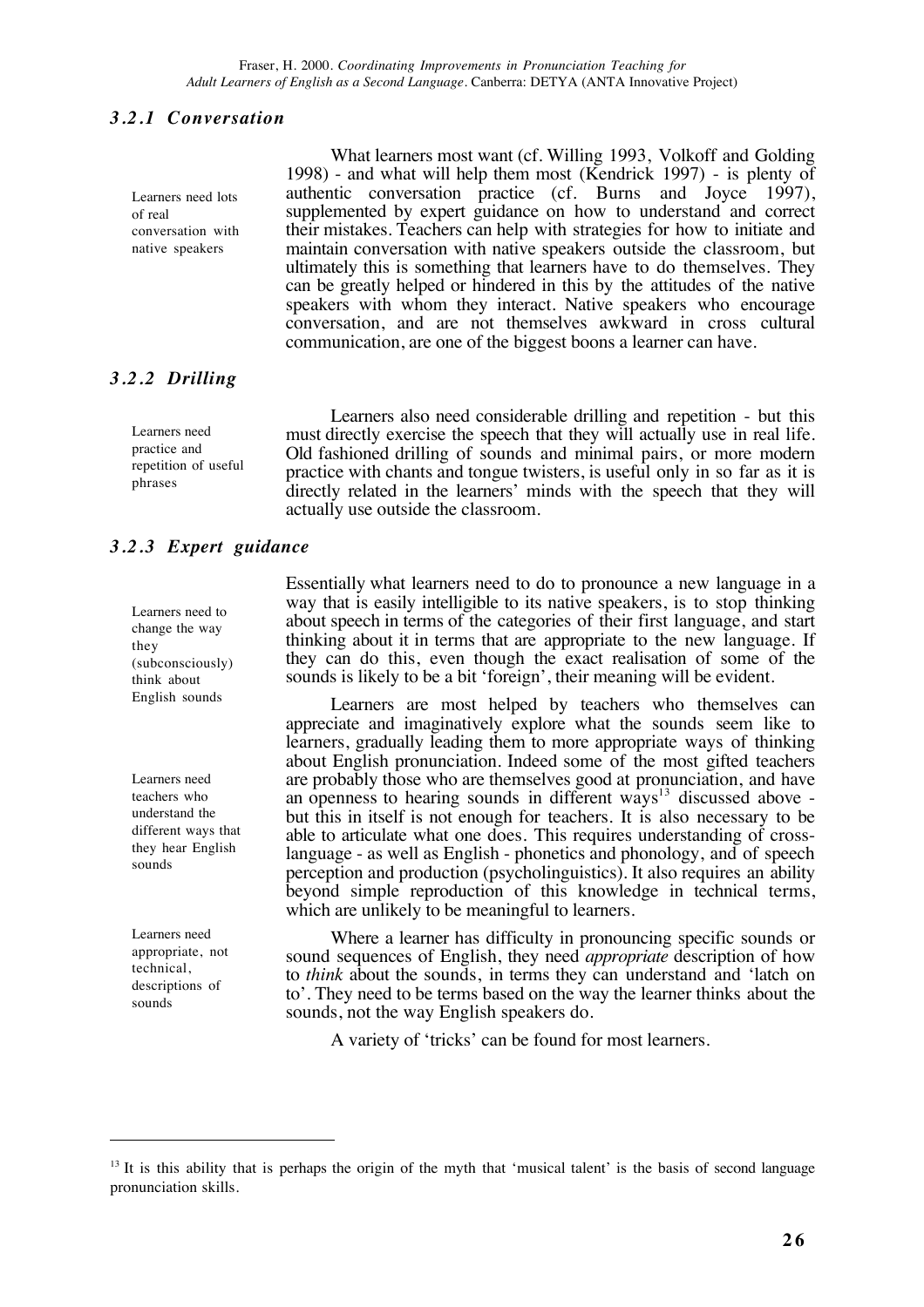### *3.2.1 Conversation*

Learners need lots of real conversation with native speakers

What learners most want (cf. Willing 1993, Volkoff and Golding 1998) - and what will help them most (Kendrick 1997) - is plenty of authentic conversation practice (cf. Burns and Joyce 1997), supplemented by expert guidance on how to understand and correct their mistakes. Teachers can help with strategies for how to initiate and maintain conversation with native speakers outside the classroom, but ultimately this is something that learners have to do themselves. They can be greatly helped or hindered in this by the attitudes of the native speakers with whom they interact. Native speakers who encourage conversation, and are not themselves awkward in cross cultural communication, are one of the biggest boons a learner can have.

### *3.2.2 Drilling*

Learners need practice and repetition of useful phrases

Learners also need considerable drilling and repetition - but this must directly exercise the speech that they will actually use in real life. Old fashioned drilling of sounds and minimal pairs, or more modern practice with chants and tongue twisters, is useful only in so far as it is directly related in the learners' minds with the speech that they will actually use outside the classroom.

### *3.2.3 Expert guidance*

Learners need to change the way they (subconsciously) think about English sounds

Essentially what learners need to do to pronounce a new language in a way that is easily intelligible to its native speakers, is to stop thinking about speech in terms of the categories of their first language, and start thinking about it in terms that are appropriate to the new language. If they can do this, even though the exact realisation of some of the sounds is likely to be a bit 'foreign', their meaning will be evident.

Learners need teachers who understand the different ways that they hear English sounds

Learners are most helped by teachers who themselves can appreciate and imaginatively explore what the sounds seem like to learners, gradually leading them to more appropriate ways of thinking about English pronunciation. Indeed some of the most gifted teachers are probably those who are themselves good at pronunciation, and have an openness to hearing sounds in different ways[13] discussed above - but this in itself is not enough for teachers. It is also necessary to be able to articulate what one does. This requires understanding of cross-language - as well as English - phonetics and phonology, and of speech perception and production (psycholinguistics). It also requires an ability beyond simple reproduction of this knowledge in technical terms, which are unlikely to be meaningful to learners.

Learners need appropriate, not technical, descriptions of sounds

Where a learner has difficulty in pronouncing specific sounds or sound sequences of English, they need *appropriate* description of how to *think* about the sounds, in terms they can understand and 'latch on to'. They need to be terms based on the way the learner thinks about the sounds, not the way English speakers do.

A variety of 'tricks' can be found for most learners.

---

[13] It is this ability that is perhaps the origin of the myth that 'musical talent' is the basis of second language pronunciation skills.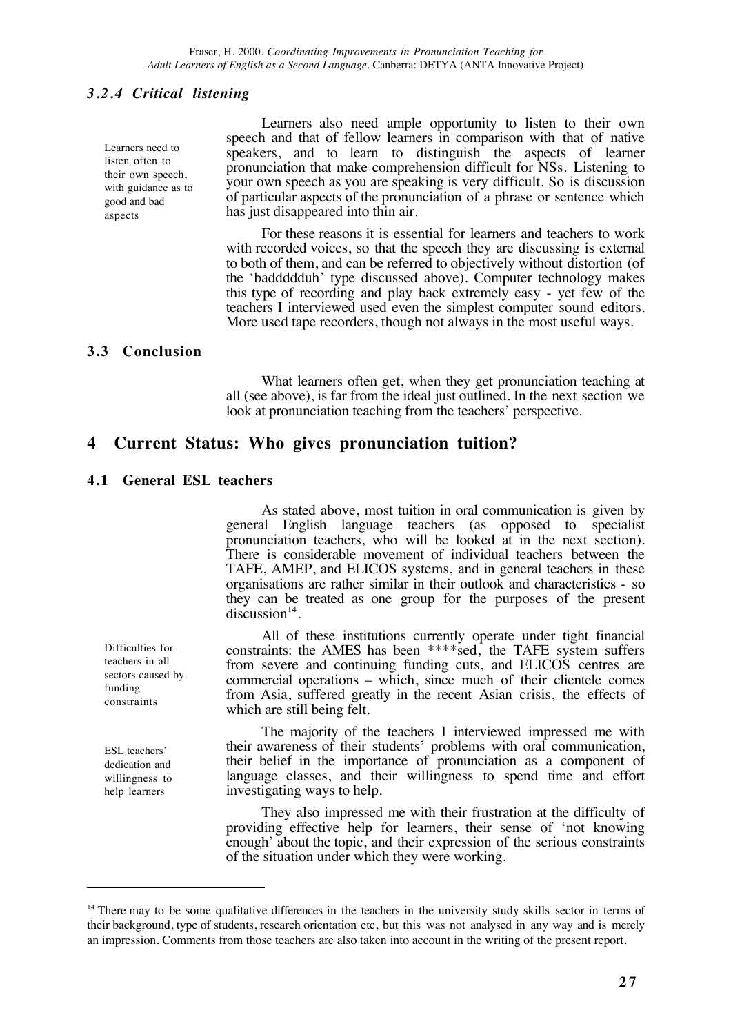### 3.2.4 Critical listening

Learners need to listen often to their own speech, with guidance as to good and bad aspects

Learners also need ample opportunity to listen to their own speech and that of fellow learners in comparison with that of native speakers, and to learn to distinguish the aspects of learner pronunciation that make comprehension difficult for NSs. Listening to your own speech as you are speaking is very difficult. So is discussion of particular aspects of the pronunciation of a phrase or sentence which has just disappeared into thin air.

For these reasons it is essential for learners and teachers to work with recorded voices, so that the speech they are discussing is external to both of them, and can be referred to objectively without distortion (of the 'badddddduh' type discussed above). Computer technology makes this type of recording and play back extremely easy - yet few of the teachers I interviewed used even the simplest computer sound editors. More used tape recorders, though not always in the most useful ways.

### 3.3 Conclusion

What learners often get, when they get pronunciation teaching at all (see above), is far from the ideal just outlined. In the next section we look at pronunciation teaching from the teachers' perspective.

# 4 Current Status: Who gives pronunciation tuition?

## 4.1 General ESL teachers

As stated above, most tuition in oral communication is given by general English language teachers (as opposed to specialist pronunciation teachers, who will be looked at in the next section). There is considerable movement of individual teachers between the TAFE, AMEP, and ELICOS systems, and in general teachers in these organisations are rather similar in their outlook and characteristics - so they can be treated as one group for the purposes of the present discussion[14].

Difficulties for teachers in all sectors caused by funding constraints

All of these institutions currently operate under tight financial constraints: the AMES has been ****sed, the TAFE system suffers from severe and continuing funding cuts, and ELICOS centres are commercial operations – which, since much of their clientele comes from Asia, suffered greatly in the recent Asian crisis, the effects of which are still being felt.

ESL teachers' dedication and willingness to help learners

The majority of the teachers I interviewed impressed me with their awareness of their students' problems with oral communication, their belief in the importance of pronunciation as a component of language classes, and their willingness to spend time and effort investigating ways to help.

They also impressed me with their frustration at the difficulty of providing effective help for learners, their sense of 'not knowing enough' about the topic, and their expression of the serious constraints of the situation under which they were working.

[14] There may to be some qualitative differences in the teachers in the university study skills sector in terms of their background, type of students, research orientation etc, but this was not analysed in any way and is merely an impression. Comments from those teachers are also taken into account in the writing of the present report.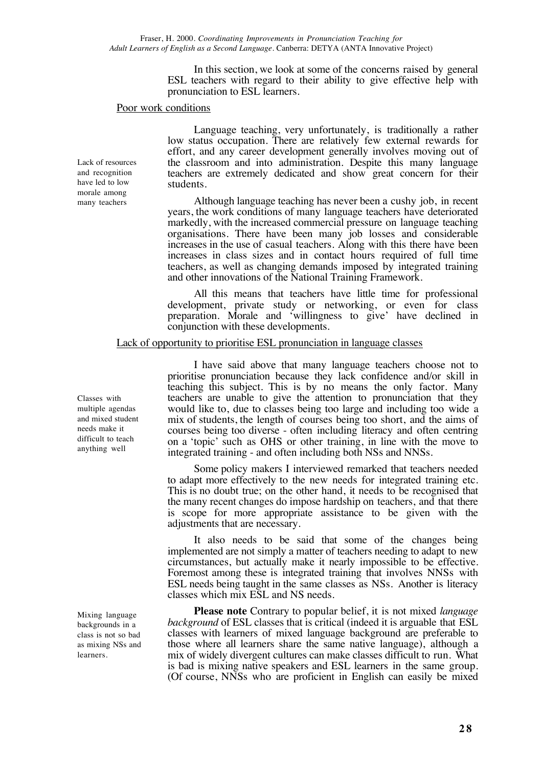In this section, we look at some of the concerns raised by general ESL teachers with regard to their ability to give effective help with pronunciation to ESL learners.

Poor work conditions

Lack of resources and recognition have led to low morale among many teachers

Language teaching, very unfortunately, is traditionally a rather low status occupation. There are relatively few external rewards for effort, and any career development generally involves moving out of the classroom and into administration. Despite this many language teachers are extremely dedicated and show great concern for their students.

Although language teaching has never been a cushy job, in recent years, the work conditions of many language teachers have deteriorated markedly, with the increased commercial pressure on language teaching organisations. There have been many job losses and considerable increases in the use of casual teachers. Along with this there have been increases in class sizes and in contact hours required of full time teachers, as well as changing demands imposed by integrated training and other innovations of the National Training Framework.

All this means that teachers have little time for professional development, private study or networking, or even for class preparation. Morale and 'willingness to give' have declined in conjunction with these developments.

Lack of opportunity to prioritise ESL pronunciation in language classes

Classes with multiple agendas and mixed student needs make it difficult to teach anything well

I have said above that many language teachers choose not to prioritise pronunciation because they lack confidence and/or skill in teaching this subject. This is by no means the only factor. Many teachers are unable to give the attention to pronunciation that they would like to, due to classes being too large and including too wide a mix of students, the length of courses being too short, and the aims of courses being too diverse - often including literacy and often centring on a 'topic' such as OHS or other training, in line with the move to integrated training - and often including both NSs and NNSs.

Some policy makers I interviewed remarked that teachers needed to adapt more effectively to the new needs for integrated training etc. This is no doubt true; on the other hand, it needs to be recognised that the many recent changes do impose hardship on teachers, and that there is scope for more appropriate assistance to be given with the adjustments that are necessary.

It also needs to be said that some of the changes being implemented are not simply a matter of teachers needing to adapt to new circumstances, but actually make it nearly impossible to be effective. Foremost among these is integrated training that involves NNSs with ESL needs being taught in the same classes as NSs. Another is literacy classes which mix ESL and NS needs.

Mixing language backgrounds in a class is not so bad as mixing NSs and learners.

**Please note** Contrary to popular belief, it is not mixed *language background* of ESL classes that is critical (indeed it is arguable that ESL classes with learners of mixed language background are preferable to those where all learners share the same native language), although a mix of widely divergent cultures can make classes difficult to run. What is bad is mixing native speakers and ESL learners in the same group. (Of course, NNSs who are proficient in English can easily be mixed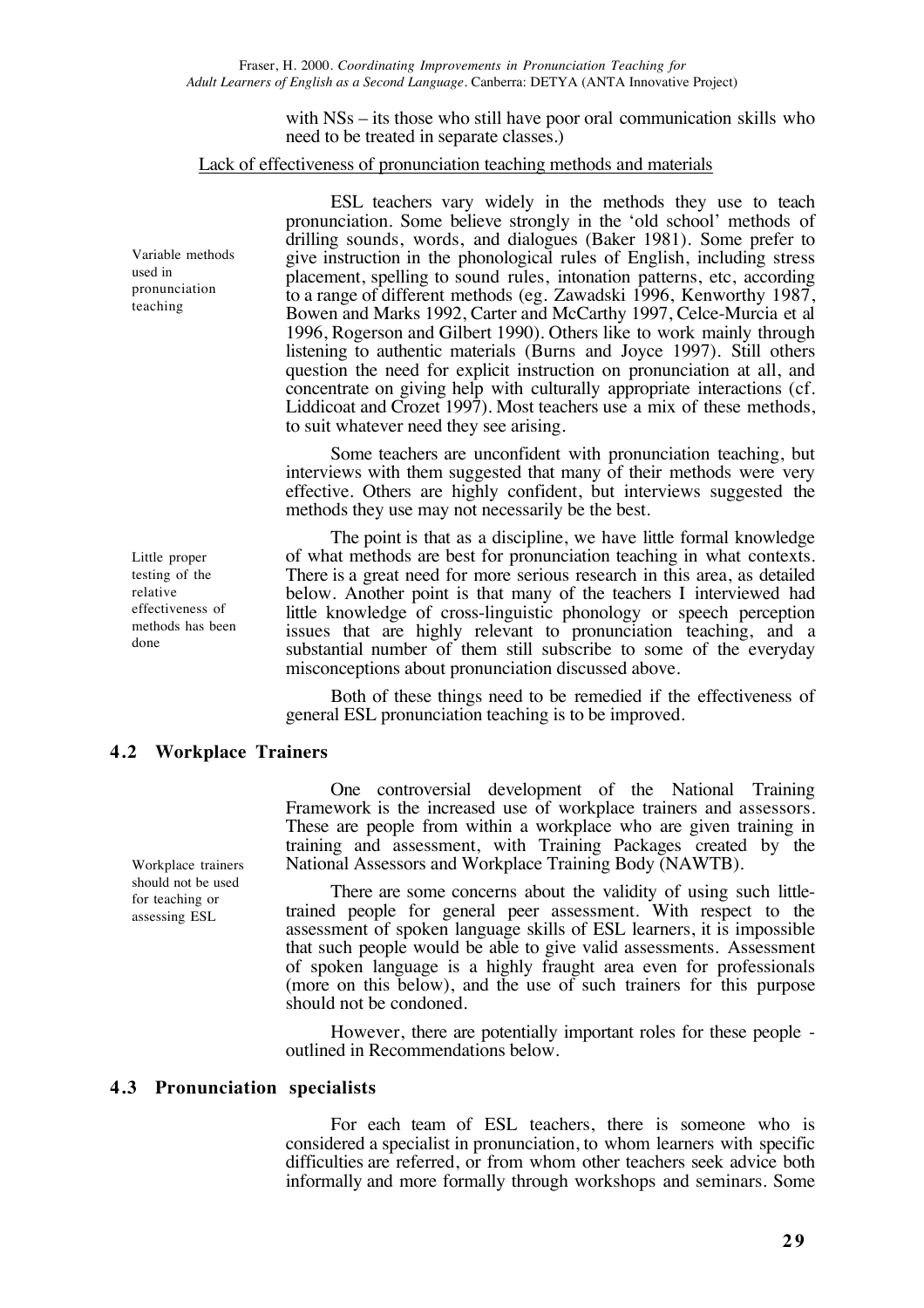with NSs – its those who still have poor oral communication skills who need to be treated in separate classes.)

Lack of effectiveness of pronunciation teaching methods and materials

*Variable methods used in pronunciation teaching*

ESL teachers vary widely in the methods they use to teach pronunciation. Some believe strongly in the 'old school' methods of drilling sounds, words, and dialogues (Baker 1981). Some prefer to give instruction in the phonological rules of English, including stress placement, spelling to sound rules, intonation patterns, etc, according to a range of different methods (eg. Zawadski 1996, Kenworthy 1987, Bowen and Marks 1992, Carter and McCarthy 1997, Celce-Murcia et al 1996, Rogerson and Gilbert 1990). Others like to work mainly through listening to authentic materials (Burns and Joyce 1997). Still others question the need for explicit instruction on pronunciation at all, and concentrate on giving help with culturally appropriate interactions (cf. Liddicoat and Crozet 1997). Most teachers use a mix of these methods, to suit whatever need they see arising.

Some teachers are unconfident with pronunciation teaching, but interviews with them suggested that many of their methods were very effective. Others are highly confident, but interviews suggested the methods they use may not necessarily be the best.

*Little proper testing of the relative effectiveness of methods has been done*

The point is that as a discipline, we have little formal knowledge of what methods are best for pronunciation teaching in what contexts. There is a great need for more serious research in this area, as detailed below. Another point is that many of the teachers I interviewed had little knowledge of cross-linguistic phonology or speech perception issues that are highly relevant to pronunciation teaching, and a substantial number of them still subscribe to some of the everyday misconceptions about pronunciation discussed above.

Both of these things need to be remedied if the effectiveness of general ESL pronunciation teaching is to be improved.

## 4.2 Workplace Trainers

*Workplace trainers should not be used for teaching or assessing ESL*

One controversial development of the National Training Framework is the increased use of workplace trainers and assessors. These are people from within a workplace who are given training in training and assessment, with Training Packages created by the National Assessors and Workplace Training Body (NAWTB).

There are some concerns about the validity of using such little-trained people for general peer assessment. With respect to the assessment of spoken language skills of ESL learners, it is impossible that such people would be able to give valid assessments. Assessment of spoken language is a highly fraught area even for professionals (more on this below), and the use of such trainers for this purpose should not be condoned.

However, there are potentially important roles for these people - outlined in Recommendations below.

## 4.3 Pronunciation specialists

For each team of ESL teachers, there is someone who is considered a specialist in pronunciation, to whom learners with specific difficulties are referred, or from whom other teachers seek advice both informally and more formally through workshops and seminars. Some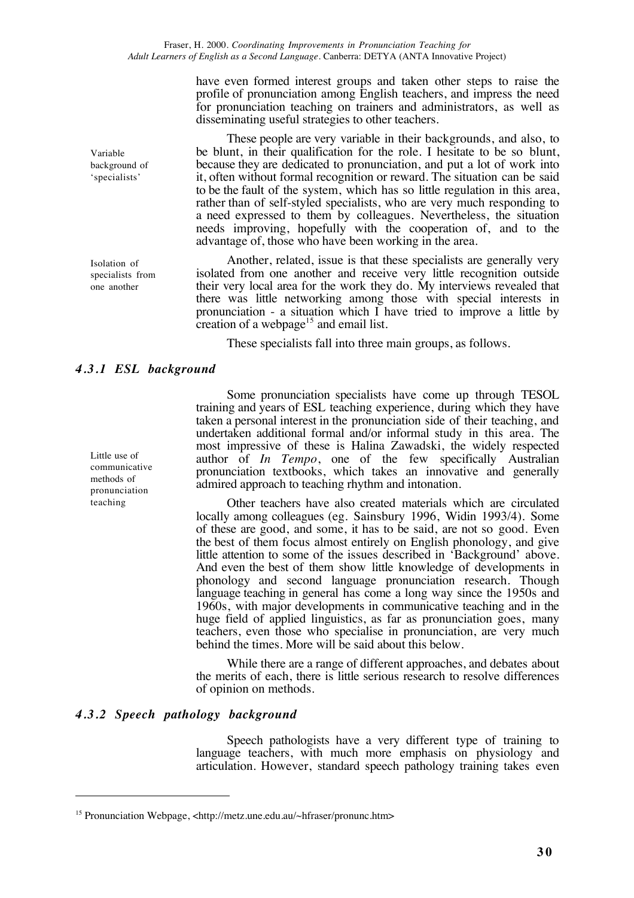have even formed interest groups and taken other steps to raise the profile of pronunciation among English teachers, and impress the need for pronunciation teaching on trainers and administrators, as well as disseminating useful strategies to other teachers.

Variable background of 'specialists'

These people are very variable in their backgrounds, and also, to be blunt, in their qualification for the role. I hesitate to be so blunt, because they are dedicated to pronunciation, and put a lot of work into it, often without formal recognition or reward. The situation can be said to be the fault of the system, which has so little regulation in this area, rather than of self-styled specialists, who are very much responding to a need expressed to them by colleagues. Nevertheless, the situation needs improving, hopefully with the cooperation of, and to the advantage of, those who have been working in the area.

Isolation of specialists from one another

Another, related, issue is that these specialists are generally very isolated from one another and receive very little recognition outside their very local area for the work they do. My interviews revealed that there was little networking among those with special interests in pronunciation - a situation which I have tried to improve a little by creation of a webpage[15] and email list.

These specialists fall into three main groups, as follows.

### *4.3.1 ESL background*

Some pronunciation specialists have come up through TESOL training and years of ESL teaching experience, during which they have taken a personal interest in the pronunciation side of their teaching, and undertaken additional formal and/or informal study in this area. The most impressive of these is Halina Zawadski, the widely respected author of *In Tempo*, one of the few specifically Australian pronunciation textbooks, which takes an innovative and generally admired approach to teaching rhythm and intonation.

Little use of communicative methods of pronunciation teaching

Other teachers have also created materials which are circulated locally among colleagues (eg. Sainsbury 1996, Widin 1993/4). Some of these are good, and some, it has to be said, are not so good. Even the best of them focus almost entirely on English phonology, and give little attention to some of the issues described in 'Background' above. And even the best of them show little knowledge of developments in phonology and second language pronunciation research. Though language teaching in general has come a long way since the 1950s and 1960s, with major developments in communicative teaching and in the huge field of applied linguistics, as far as pronunciation goes, many teachers, even those who specialise in pronunciation, are very much behind the times. More will be said about this below.

While there are a range of different approaches, and debates about the merits of each, there is little serious research to resolve differences of opinion on methods.

### *4.3.2 Speech pathology background*

Speech pathologists have a very different type of training to language teachers, with much more emphasis on physiology and articulation. However, standard speech pathology training takes even

---

[15] Pronunciation Webpage, <http://metz.une.edu.au/~hfraser/pronunc.htm>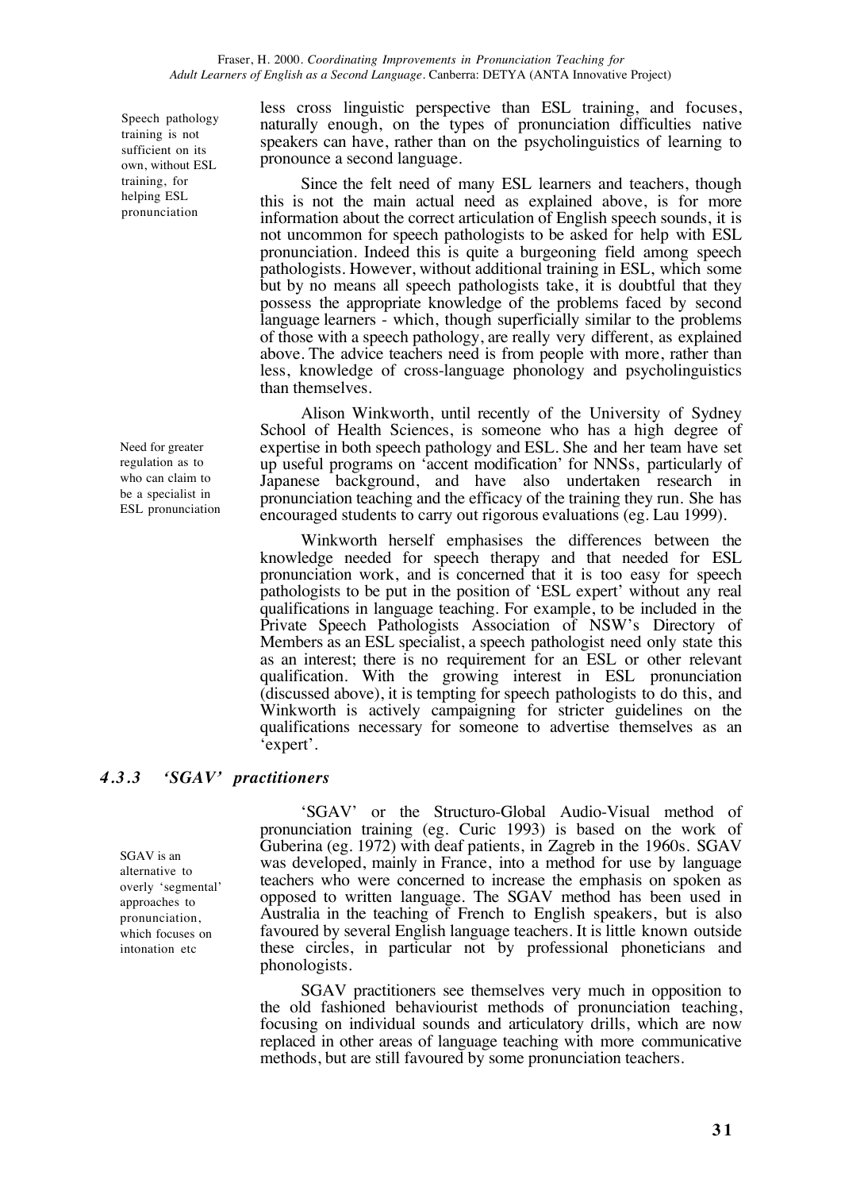Speech pathology training is not sufficient on its own, without ESL training, for helping ESL pronunciation

less cross linguistic perspective than ESL training, and focuses, naturally enough, on the types of pronunciation difficulties native speakers can have, rather than on the psycholinguistics of learning to pronounce a second language.

Since the felt need of many ESL learners and teachers, though this is not the main actual need as explained above, is for more information about the correct articulation of English speech sounds, it is not uncommon for speech pathologists to be asked for help with ESL pronunciation. Indeed this is quite a burgeoning field among speech pathologists. However, without additional training in ESL, which some but by no means all speech pathologists take, it is doubtful that they possess the appropriate knowledge of the problems faced by second language learners - which, though superficially similar to the problems of those with a speech pathology, are really very different, as explained above. The advice teachers need is from people with more, rather than less, knowledge of cross-language phonology and psycholinguistics than themselves.

Need for greater regulation as to who can claim to be a specialist in ESL pronunciation

Alison Winkworth, until recently of the University of Sydney School of Health Sciences, is someone who has a high degree of expertise in both speech pathology and ESL. She and her team have set up useful programs on 'accent modification' for NNSs, particularly of Japanese background, and have also undertaken research in pronunciation teaching and the efficacy of the training they run. She has encouraged students to carry out rigorous evaluations (eg. Lau 1999).

Winkworth herself emphasises the differences between the knowledge needed for speech therapy and that needed for ESL pronunciation work, and is concerned that it is too easy for speech pathologists to be put in the position of 'ESL expert' without any real qualifications in language teaching. For example, to be included in the Private Speech Pathologists Association of NSW's Directory of Members as an ESL specialist, a speech pathologist need only state this as an interest; there is no requirement for an ESL or other relevant qualification. With the growing interest in ESL pronunciation (discussed above), it is tempting for speech pathologists to do this, and Winkworth is actively campaigning for stricter guidelines on the qualifications necessary for someone to advertise themselves as an 'expert'.

### *4.3.3 'SGAV' practitioners*

SGAV is an alternative to overly 'segmental' approaches to pronunciation, which focuses on intonation etc

'SGAV' or the Structuro-Global Audio-Visual method of pronunciation training (eg. Curic 1993) is based on the work of Guberina (eg. 1972) with deaf patients, in Zagreb in the 1960s. SGAV was developed, mainly in France, into a method for use by language teachers who were concerned to increase the emphasis on spoken as opposed to written language. The SGAV method has been used in Australia in the teaching of French to English speakers, but is also favoured by several English language teachers. It is little known outside these circles, in particular not by professional phoneticians and phonologists.

SGAV practitioners see themselves very much in opposition to the old fashioned behaviourist methods of pronunciation teaching, focusing on individual sounds and articulatory drills, which are now replaced in other areas of language teaching with more communicative methods, but are still favoured by some pronunciation teachers.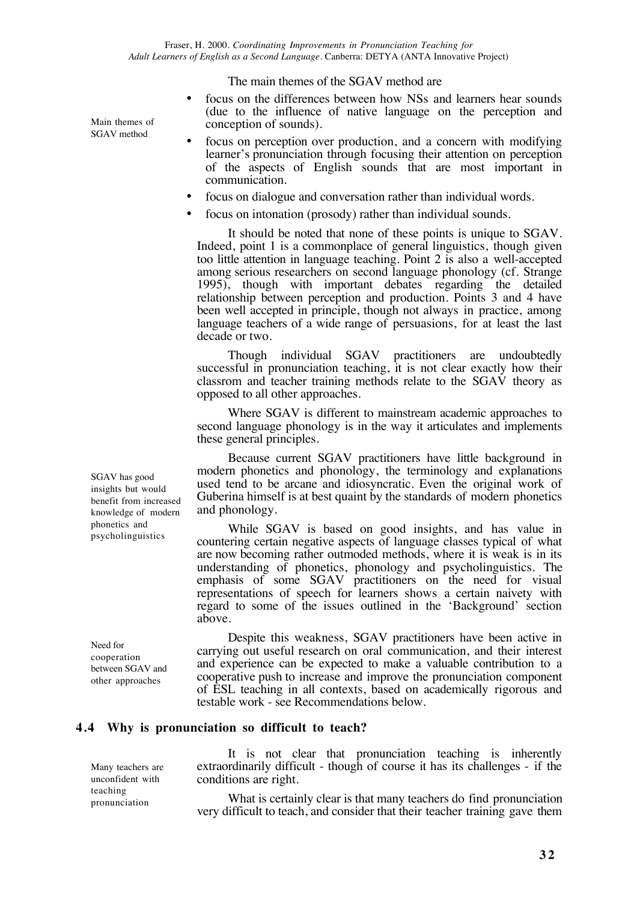The main themes of the SGAV method are

Main themes of SGAV method

- focus on the differences between how NSs and learners hear sounds (due to the influence of native language on the perception and conception of sounds).
- focus on perception over production, and a concern with modifying learner's pronunciation through focusing their attention on perception of the aspects of English sounds that are most important in communication.
- focus on dialogue and conversation rather than individual words.
- focus on intonation (prosody) rather than individual sounds.

It should be noted that none of these points is unique to SGAV. Indeed, point 1 is a commonplace of general linguistics, though given too little attention in language teaching. Point 2 is also a well-accepted among serious researchers on second language phonology (cf. Strange 1995), though with important debates regarding the detailed relationship between perception and production. Points 3 and 4 have been well accepted in principle, though not always in practice, among language teachers of a wide range of persuasions, for at least the last decade or two.

Though individual SGAV practitioners are undoubtedly successful in pronunciation teaching, it is not clear exactly how their classrom and teacher training methods relate to the SGAV theory as opposed to all other approaches.

Where SGAV is different to mainstream academic approaches to second language phonology is in the way it articulates and implements these general principles.

SGAV has good insights but would benefit from increased knowledge of modern phonetics and psycholinguistics

Because current SGAV practitioners have little background in modern phonetics and phonology, the terminology and explanations used tend to be arcane and idiosyncratic. Even the original work of Guberina himself is at best quaint by the standards of modern phonetics and phonology.

While SGAV is based on good insights, and has value in countering certain negative aspects of language classes typical of what are now becoming rather outmoded methods, where it is weak is in its understanding of phonetics, phonology and psycholinguistics. The emphasis of some SGAV practitioners on the need for visual representations of speech for learners shows a certain naivety with regard to some of the issues outlined in the 'Background' section above.

Need for cooperation between SGAV and other approaches

Despite this weakness, SGAV practitioners have been active in carrying out useful research on oral communication, and their interest and experience can be expected to make a valuable contribution to a cooperative push to increase and improve the pronunciation component of ESL teaching in all contexts, based on academically rigorous and testable work - see Recommendations below.

## 4.4 Why is pronunciation so difficult to teach?

Many teachers are unconfident with teaching pronunciation

It is not clear that pronunciation teaching is inherently extraordinarily difficult - though of course it has its challenges - if the conditions are right.

What is certainly clear is that many teachers do find pronunciation very difficult to teach, and consider that their teacher training gave them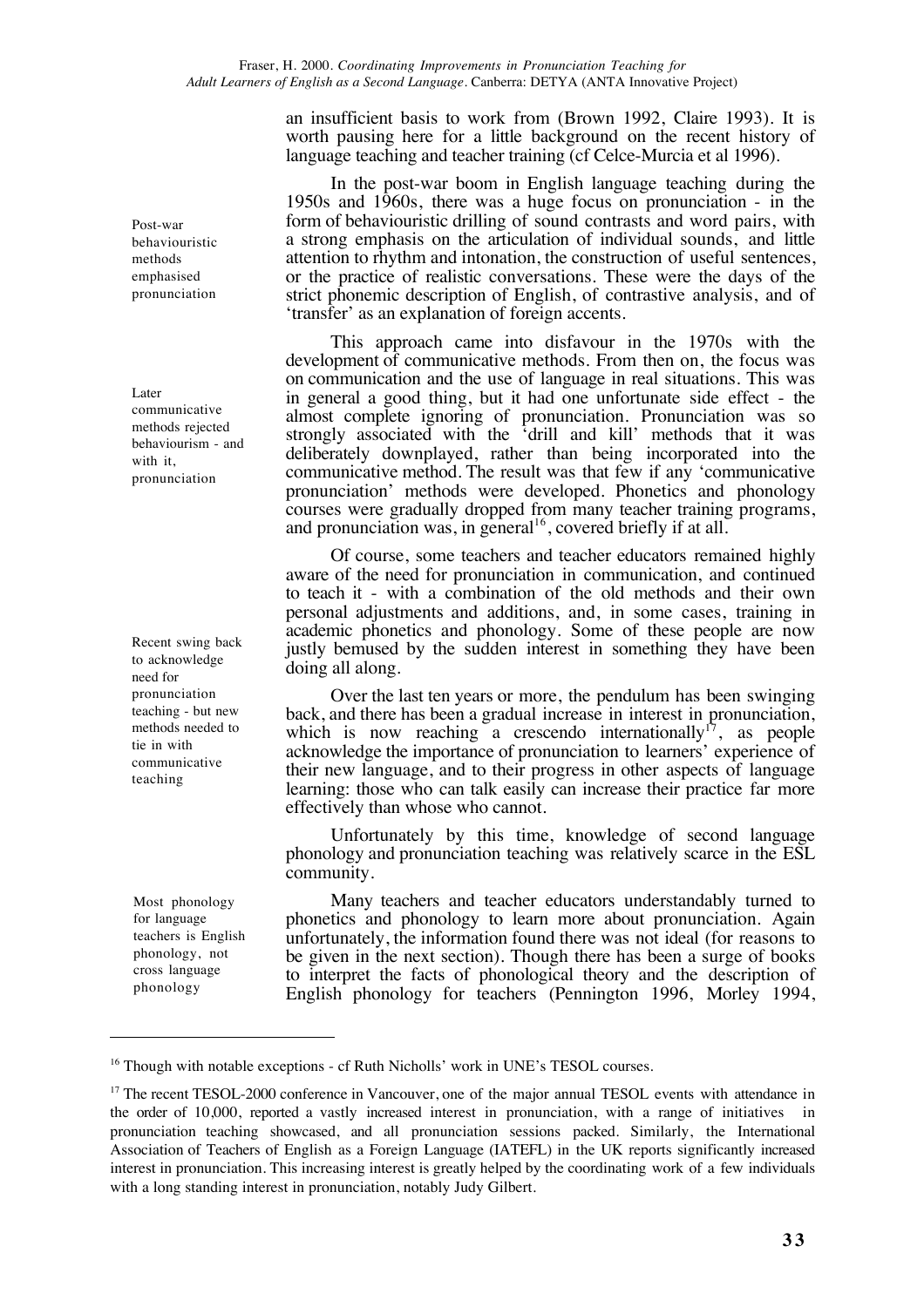an insufficient basis to work from (Brown 1992, Claire 1993). It is worth pausing here for a little background on the recent history of language teaching and teacher training (cf Celce-Murcia et al 1996).

*Post-war behaviouristic methods emphasised pronunciation*

In the post-war boom in English language teaching during the 1950s and 1960s, there was a huge focus on pronunciation - in the form of behaviouristic drilling of sound contrasts and word pairs, with a strong emphasis on the articulation of individual sounds, and little attention to rhythm and intonation, the construction of useful sentences, or the practice of realistic conversations. These were the days of the strict phonemic description of English, of contrastive analysis, and of 'transfer' as an explanation of foreign accents.

*Later communicative methods rejected behaviourism - and with it, pronunciation*

This approach came into disfavour in the 1970s with the development of communicative methods. From then on, the focus was on communication and the use of language in real situations. This was in general a good thing, but it had one unfortunate side effect - the almost complete ignoring of pronunciation. Pronunciation was so strongly associated with the 'drill and kill' methods that it was deliberately downplayed, rather than being incorporated into the communicative method. The result was that few if any 'communicative pronunciation' methods were developed. Phonetics and phonology courses were gradually dropped from many teacher training programs, and pronunciation was, in general[16], covered briefly if at all.

Of course, some teachers and teacher educators remained highly aware of the need for pronunciation in communication, and continued to teach it - with a combination of the old methods and their own personal adjustments and additions, and, in some cases, training in academic phonetics and phonology. Some of these people are now justly bemused by the sudden interest in something they have been doing all along.

*Recent swing back to acknowledge need for pronunciation teaching - but new methods needed to tie in with communicative teaching*

Over the last ten years or more, the pendulum has been swinging back, and there has been a gradual increase in interest in pronunciation, which is now reaching a crescendo internationally[17], as people acknowledge the importance of pronunciation to learners' experience of their new language, and to their progress in other aspects of language learning: those who can talk easily can increase their practice far more effectively than whose who cannot.

Unfortunately by this time, knowledge of second language phonology and pronunciation teaching was relatively scarce in the ESL community.

*Most phonology for language teachers is English phonology, not cross language phonology*

Many teachers and teacher educators understandably turned to phonetics and phonology to learn more about pronunciation. Again unfortunately, the information found there was not ideal (for reasons to be given in the next section). Though there has been a surge of books to interpret the facts of phonological theory and the description of English phonology for teachers (Pennington 1996, Morley 1994,

---

[16] Though with notable exceptions - cf Ruth Nicholls' work in UNE's TESOL courses.

[17] The recent TESOL-2000 conference in Vancouver, one of the major annual TESOL events with attendance in the order of 10,000, reported a vastly increased interest in pronunciation, with a range of initiatives in pronunciation teaching showcased, and all pronunciation sessions packed. Similarly, the International Association of Teachers of English as a Foreign Language (IATEFL) in the UK reports significantly increased interest in pronunciation. This increasing interest is greatly helped by the coordinating work of a few individuals with a long standing interest in pronunciation, notably Judy Gilbert.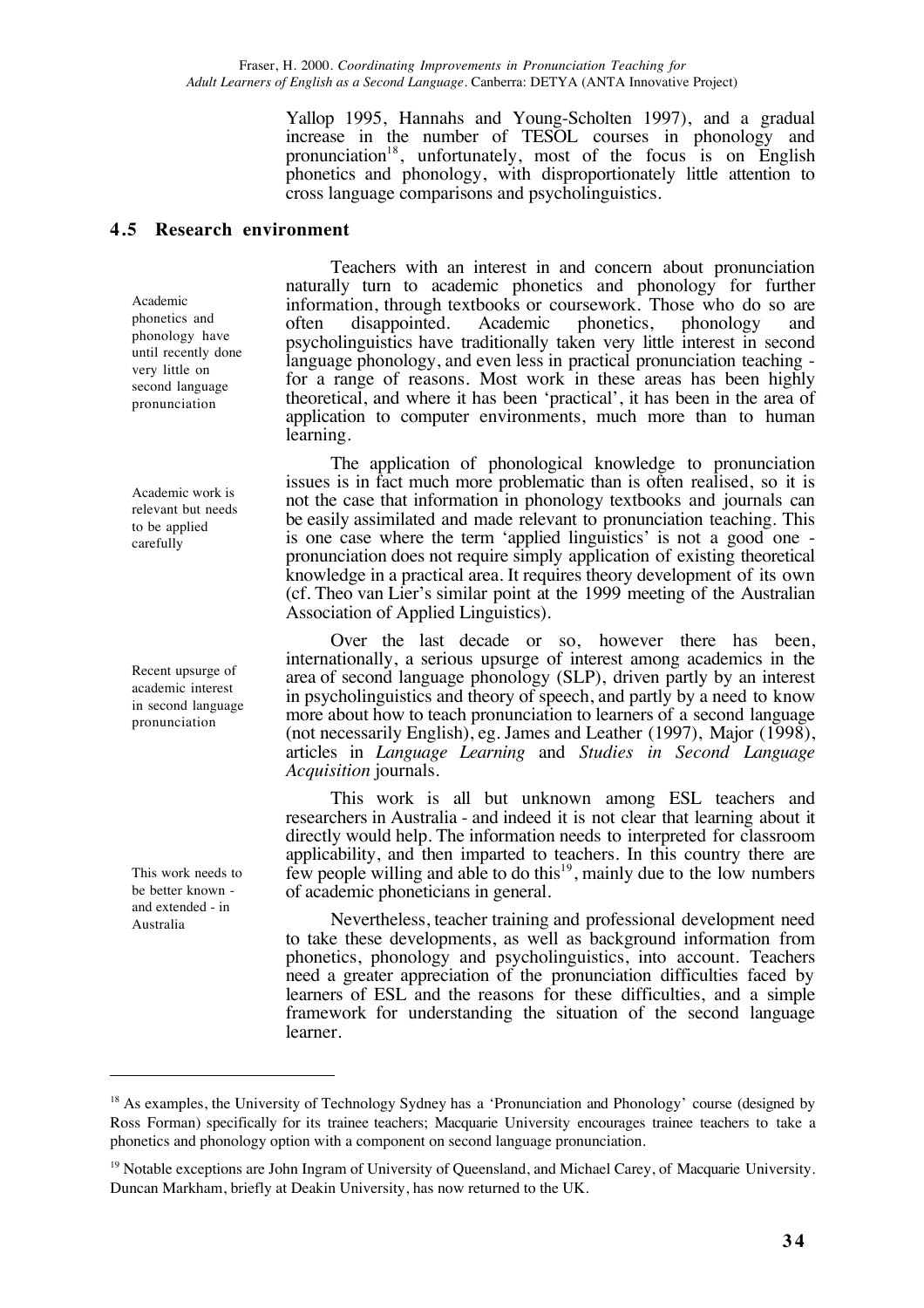Yallop 1995, Hannahs and Young-Scholten 1997), and a gradual increase in the number of TESOL courses in phonology and pronunciation[18], unfortunately, most of the focus is on English phonetics and phonology, with disproportionately little attention to cross language comparisons and psycholinguistics.

### 4.5 Research environment

*Academic phonetics and phonology have until recently done very little on second language pronunciation*

Teachers with an interest in and concern about pronunciation naturally turn to academic phonetics and phonology for further information, through textbooks or coursework. Those who do so are often disappointed. Academic phonetics, phonology and psycholinguistics have traditionally taken very little interest in second language phonology, and even less in practical pronunciation teaching - for a range of reasons. Most work in these areas has been highly theoretical, and where it has been 'practical', it has been in the area of application to computer environments, much more than to human learning.

*Academic work is relevant but needs to be applied carefully*

The application of phonological knowledge to pronunciation issues is in fact much more problematic than is often realised, so it is not the case that information in phonology textbooks and journals can be easily assimilated and made relevant to pronunciation teaching. This is one case where the term 'applied linguistics' is not a good one - pronunciation does not require simply application of existing theoretical knowledge in a practical area. It requires theory development of its own (cf. Theo van Lier's similar point at the 1999 meeting of the Australian Association of Applied Linguistics).

*Recent upsurge of academic interest in second language pronunciation*

Over the last decade or so, however there has been, internationally, a serious upsurge of interest among academics in the area of second language phonology (SLP), driven partly by an interest in psycholinguistics and theory of speech, and partly by a need to know more about how to teach pronunciation to learners of a second language (not necessarily English), eg. James and Leather (1997), Major (1998), articles in *Language Learning* and *Studies in Second Language Acquisition* journals.

*This work needs to be better known - and extended - in Australia*

This work is all but unknown among ESL teachers and researchers in Australia - and indeed it is not clear that learning about it directly would help. The information needs to interpreted for classroom applicability, and then imparted to teachers. In this country there are few people willing and able to do this[19], mainly due to the low numbers of academic phoneticians in general.

Nevertheless, teacher training and professional development need to take these developments, as well as background information from phonetics, phonology and psycholinguistics, into account. Teachers need a greater appreciation of the pronunciation difficulties faced by learners of ESL and the reasons for these difficulties, and a simple framework for understanding the situation of the second language learner.

---

[18] As examples, the University of Technology Sydney has a 'Pronunciation and Phonology' course (designed by Ross Forman) specifically for its trainee teachers; Macquarie University encourages trainee teachers to take a phonetics and phonology option with a component on second language pronunciation.

[19] Notable exceptions are John Ingram of University of Queensland, and Michael Carey, of Macquarie University. Duncan Markham, briefly at Deakin University, has now returned to the UK.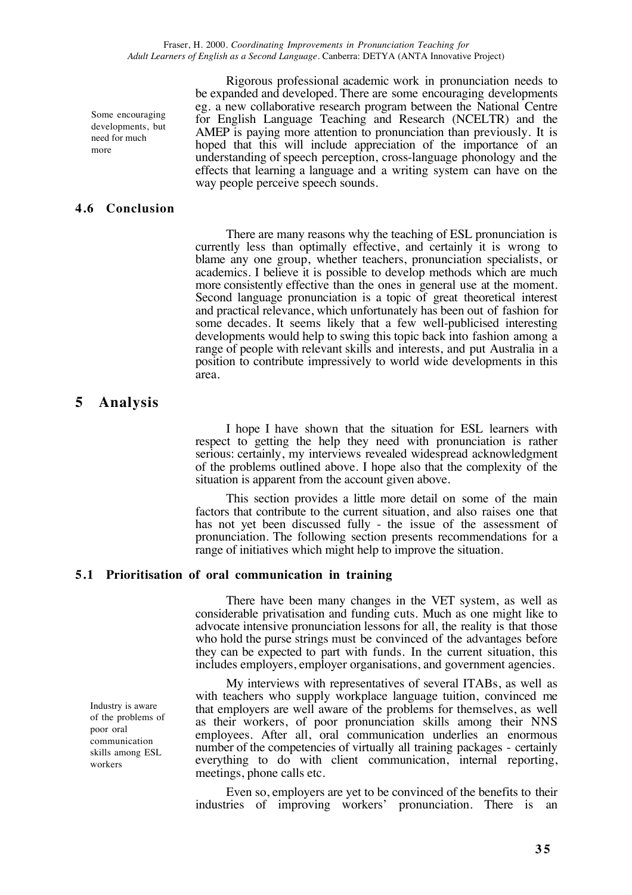Rigorous professional academic work in pronunciation needs to be expanded and developed. There are some encouraging developments eg. a new collaborative research program between the National Centre for English Language Teaching and Research (NCELTR) and the AMEP is paying more attention to pronunciation than previously. It is hoped that this will include appreciation of the importance of an understanding of speech perception, cross-language phonology and the effects that learning a language and a writing system can have on the way people perceive speech sounds.

*Some encouraging developments, but need for much more*

### 4.6 Conclusion

There are many reasons why the teaching of ESL pronunciation is currently less than optimally effective, and certainly it is wrong to blame any one group, whether teachers, pronunciation specialists, or academics. I believe it is possible to develop methods which are much more consistently effective than the ones in general use at the moment. Second language pronunciation is a topic of great theoretical interest and practical relevance, which unfortunately has been out of fashion for some decades. It seems likely that a few well-publicised interesting developments would help to swing this topic back into fashion among a range of people with relevant skills and interests, and put Australia in a position to contribute impressively to world wide developments in this area.

# 5 Analysis

I hope I have shown that the situation for ESL learners with respect to getting the help they need with pronunciation is rather serious: certainly, my interviews revealed widespread acknowledgment of the problems outlined above. I hope also that the complexity of the situation is apparent from the account given above.

This section provides a little more detail on some of the main factors that contribute to the current situation, and also raises one that has not yet been discussed fully - the issue of the assessment of pronunciation. The following section presents recommendations for a range of initiatives which might help to improve the situation.

### 5.1 Prioritisation of oral communication in training

There have been many changes in the VET system, as well as considerable privatisation and funding cuts. Much as one might like to advocate intensive pronunciation lessons for all, the reality is that those who hold the purse strings must be convinced of the advantages before they can be expected to part with funds. In the current situation, this includes employers, employer organisations, and government agencies.

My interviews with representatives of several ITABs, as well as with teachers who supply workplace language tuition, convinced me that employers are well aware of the problems for themselves, as well as their workers, of poor pronunciation skills among their NNS employees. After all, oral communication underlies an enormous number of the competencies of virtually all training packages - certainly everything to do with client communication, internal reporting, meetings, phone calls etc.

*Industry is aware of the problems of poor oral communication skills among ESL workers*

Even so, employers are yet to be convinced of the benefits to their industries of improving workers' pronunciation. There is an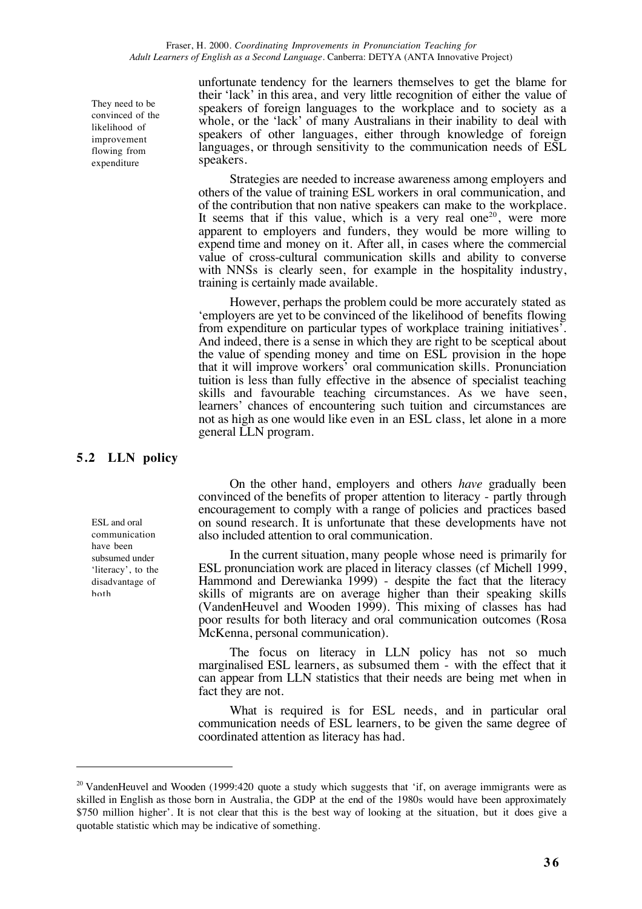unfortunate tendency for the learners themselves to get the blame for their 'lack' in this area, and very little recognition of either the value of speakers of foreign languages to the workplace and to society as a whole, or the 'lack' of many Australians in their inability to deal with speakers of other languages, either through knowledge of foreign languages, or through sensitivity to the communication needs of ESL speakers.

*They need to be convinced of the likelihood of improvement flowing from expenditure*

Strategies are needed to increase awareness among employers and others of the value of training ESL workers in oral communication, and of the contribution that non native speakers can make to the workplace. It seems that if this value, which is a very real one[20], were more apparent to employers and funders, they would be more willing to expend time and money on it. After all, in cases where the commercial value of cross-cultural communication skills and ability to converse with NNSs is clearly seen, for example in the hospitality industry, training is certainly made available.

However, perhaps the problem could be more accurately stated as 'employers are yet to be convinced of the likelihood of benefits flowing from expenditure on particular types of workplace training initiatives'. And indeed, there is a sense in which they are right to be sceptical about the value of spending money and time on ESL provision in the hope that it will improve workers' oral communication skills. Pronunciation tuition is less than fully effective in the absence of specialist teaching skills and favourable teaching circumstances. As we have seen, learners' chances of encountering such tuition and circumstances are not as high as one would like even in an ESL class, let alone in a more general LLN program.

## 5.2 LLN policy

*ESL and oral communication have been subsumed under 'literacy', to the disadvantage of both*

On the other hand, employers and others *have* gradually been convinced of the benefits of proper attention to literacy - partly through encouragement to comply with a range of policies and practices based on sound research. It is unfortunate that these developments have not also included attention to oral communication.

In the current situation, many people whose need is primarily for ESL pronunciation work are placed in literacy classes (cf Michell 1999, Hammond and Derewianka 1999) - despite the fact that the literacy skills of migrants are on average higher than their speaking skills (VandenHeuvel and Wooden 1999). This mixing of classes has had poor results for both literacy and oral communication outcomes (Rosa McKenna, personal communication).

The focus on literacy in LLN policy has not so much marginalised ESL learners, as subsumed them - with the effect that it can appear from LLN statistics that their needs are being met when in fact they are not.

What is required is for ESL needs, and in particular oral communication needs of ESL learners, to be given the same degree of coordinated attention as literacy has had.

---

[20] VandenHeuvel and Wooden (1999:420 quote a study which suggests that 'if, on average immigrants were as skilled in English as those born in Australia, the GDP at the end of the 1980s would have been approximately $750 million higher'. It is not clear that this is the best way of looking at the situation, but it does give a quotable statistic which may be indicative of something.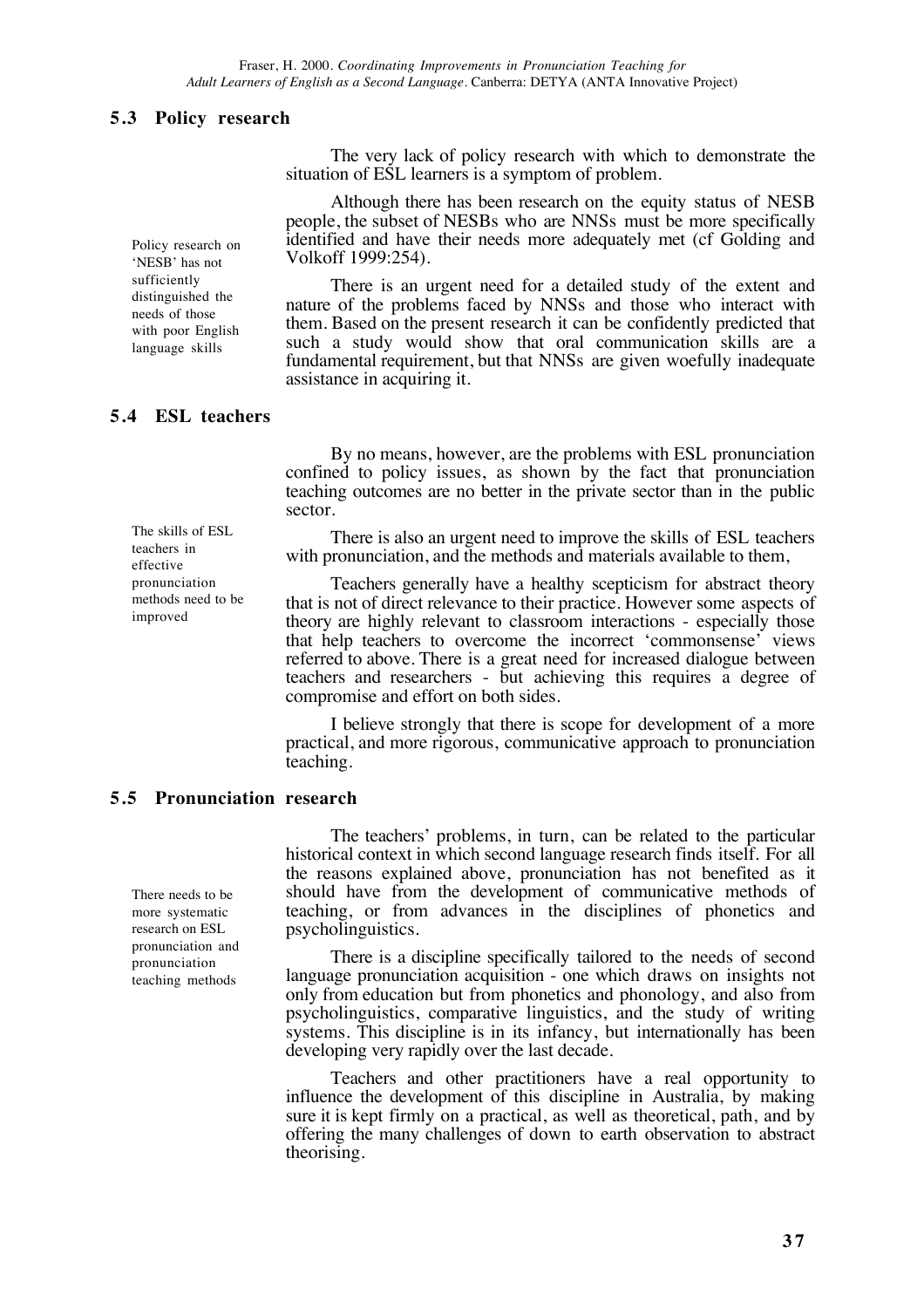## 5.3 Policy research

The very lack of policy research with which to demonstrate the situation of ESL learners is a symptom of problem.

Policy research on 'NESB' has not sufficiently distinguished the needs of those with poor English language skills

Although there has been research on the equity status of NESB people, the subset of NESBs who are NNSs must be more specifically identified and have their needs more adequately met (cf Golding and Volkoff 1999:254).

There is an urgent need for a detailed study of the extent and nature of the problems faced by NNSs and those who interact with them. Based on the present research it can be confidently predicted that such a study would show that oral communication skills are a fundamental requirement, but that NNSs are given woefully inadequate assistance in acquiring it.

## 5.4 ESL teachers

By no means, however, are the problems with ESL pronunciation confined to policy issues, as shown by the fact that pronunciation teaching outcomes are no better in the private sector than in the public sector.

The skills of ESL teachers in effective pronunciation methods need to be improved

There is also an urgent need to improve the skills of ESL teachers with pronunciation, and the methods and materials available to them,

Teachers generally have a healthy scepticism for abstract theory that is not of direct relevance to their practice. However some aspects of theory are highly relevant to classroom interactions - especially those that help teachers to overcome the incorrect 'commonsense' views referred to above. There is a great need for increased dialogue between teachers and researchers - but achieving this requires a degree of compromise and effort on both sides.

I believe strongly that there is scope for development of a more practical, and more rigorous, communicative approach to pronunciation teaching.

## 5.5 Pronunciation research

The teachers' problems, in turn, can be related to the particular historical context in which second language research finds itself. For all the reasons explained above, pronunciation has not benefited as it should have from the development of communicative methods of teaching, or from advances in the disciplines of phonetics and psycholinguistics.

There needs to be more systematic research on ESL pronunciation and pronunciation teaching methods

There is a discipline specifically tailored to the needs of second language pronunciation acquisition - one which draws on insights not only from education but from phonetics and phonology, and also from psycholinguistics, comparative linguistics, and the study of writing systems. This discipline is in its infancy, but internationally has been developing very rapidly over the last decade.

Teachers and other practitioners have a real opportunity to influence the development of this discipline in Australia, by making sure it is kept firmly on a practical, as well as theoretical, path, and by offering the many challenges of down to earth observation to abstract theorising.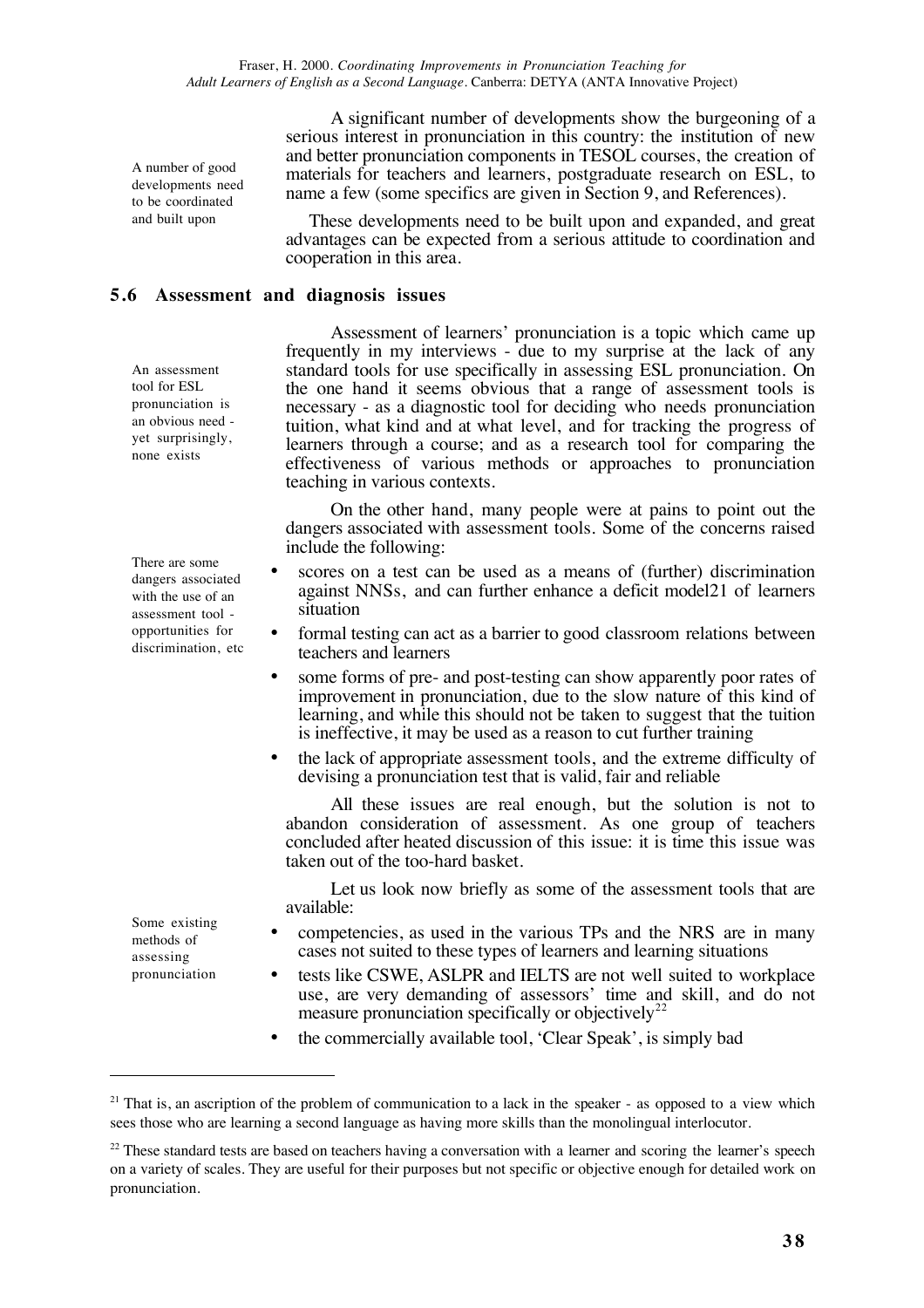A number of good developments need to be coordinated and built upon

A significant number of developments show the burgeoning of a serious interest in pronunciation in this country: the institution of new and better pronunciation components in TESOL courses, the creation of materials for teachers and learners, postgraduate research on ESL, to name a few (some specifics are given in Section 9, and References).

These developments need to be built upon and expanded, and great advantages can be expected from a serious attitude to coordination and cooperation in this area.

## 5.6 Assessment and diagnosis issues

An assessment tool for ESL pronunciation is an obvious need - yet surprisingly, none exists

Assessment of learners' pronunciation is a topic which came up frequently in my interviews - due to my surprise at the lack of any standard tools for use specifically in assessing ESL pronunciation. On the one hand it seems obvious that a range of assessment tools is necessary - as a diagnostic tool for deciding who needs pronunciation tuition, what kind and at what level, and for tracking the progress of learners through a course; and as a research tool for comparing the effectiveness of various methods or approaches to pronunciation teaching in various contexts.

There are some dangers associated with the use of an assessment tool - opportunities for discrimination, etc

On the other hand, many people were at pains to point out the dangers associated with assessment tools. Some of the concerns raised include the following:

- scores on a test can be used as a means of (further) discrimination against NNSs, and can further enhance a deficit model21 of learners situation
- formal testing can act as a barrier to good classroom relations between teachers and learners
- some forms of pre- and post-testing can show apparently poor rates of improvement in pronunciation, due to the slow nature of this kind of learning, and while this should not be taken to suggest that the tuition is ineffective, it may be used as a reason to cut further training
- the lack of appropriate assessment tools, and the extreme difficulty of devising a pronunciation test that is valid, fair and reliable

All these issues are real enough, but the solution is not to abandon consideration of assessment. As one group of teachers concluded after heated discussion of this issue: it is time this issue was taken out of the too-hard basket.

Some existing methods of assessing pronunciation

Let us look now briefly as some of the assessment tools that are available:

- competencies, as used in the various TPs and the NRS are in many cases not suited to these types of learners and learning situations
- tests like CSWE, ASLPR and IELTS are not well suited to workplace use, are very demanding of assessors' time and skill, and do not measure pronunciation specifically or objectively[22]
- the commercially available tool, 'Clear Speak', is simply bad

---

[21] That is, an ascription of the problem of communication to a lack in the speaker - as opposed to a view which sees those who are learning a second language as having more skills than the monolingual interlocutor.

[22] These standard tests are based on teachers having a conversation with a learner and scoring the learner's speech on a variety of scales. They are useful for their purposes but not specific or objective enough for detailed work on pronunciation.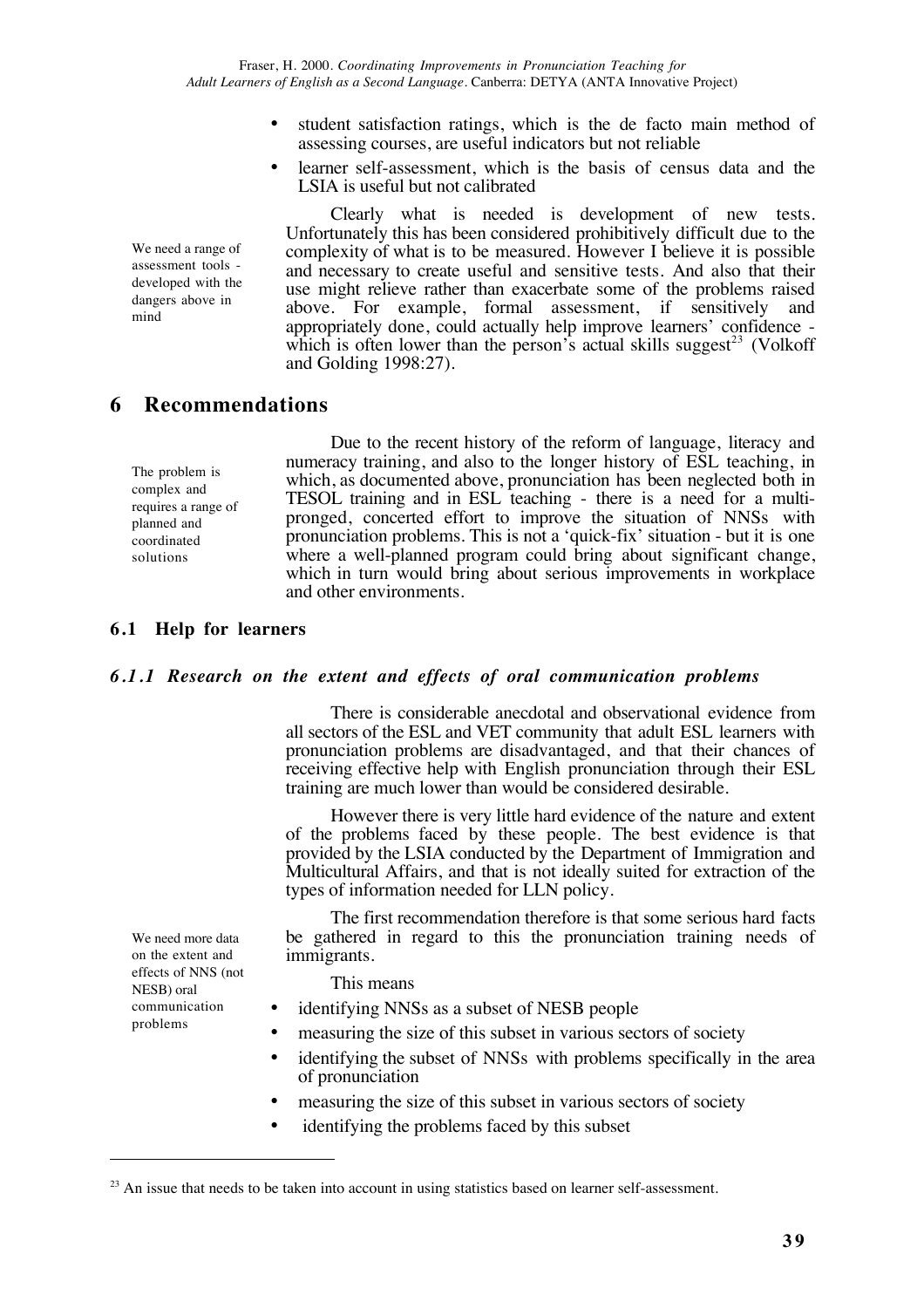- student satisfaction ratings, which is the de facto main method of assessing courses, are useful indicators but not reliable
- learner self-assessment, which is the basis of census data and the LSIA is useful but not calibrated

We need a range of assessment tools - developed with the dangers above in mind

Clearly what is needed is development of new tests. Unfortunately this has been considered prohibitively difficult due to the complexity of what is to be measured. However I believe it is possible and necessary to create useful and sensitive tests. And also that their use might relieve rather than exacerbate some of the problems raised above. For example, formal assessment, if sensitively and appropriately done, could actually help improve learners' confidence - which is often lower than the person's actual skills suggest[23] (Volkoff and Golding 1998:27).

# 6 Recommendations

The problem is complex and requires a range of planned and coordinated solutions

Due to the recent history of the reform of language, literacy and numeracy training, and also to the longer history of ESL teaching, in which, as documented above, pronunciation has been neglected both in TESOL training and in ESL teaching - there is a need for a multi-pronged, concerted effort to improve the situation of NNSs with pronunciation problems. This is not a 'quick-fix' situation - but it is one where a well-planned program could bring about significant change, which in turn would bring about serious improvements in workplace and other environments.

## 6.1 Help for learners

### *6.1.1 Research on the extent and effects of oral communication problems*

There is considerable anecdotal and observational evidence from all sectors of the ESL and VET community that adult ESL learners with pronunciation problems are disadvantaged, and that their chances of receiving effective help with English pronunciation through their ESL training are much lower than would be considered desirable.

However there is very little hard evidence of the nature and extent of the problems faced by these people. The best evidence is that provided by the LSIA conducted by the Department of Immigration and Multicultural Affairs, and that is not ideally suited for extraction of the types of information needed for LLN policy.

We need more data on the extent and effects of NNS (not NESB) oral communication problems

The first recommendation therefore is that some serious hard facts be gathered in regard to this the pronunciation training needs of immigrants.

This means

- identifying NNSs as a subset of NESB people
- measuring the size of this subset in various sectors of society
- identifying the subset of NNSs with problems specifically in the area of pronunciation
- measuring the size of this subset in various sectors of society
- identifying the problems faced by this subset

[23] An issue that needs to be taken into account in using statistics based on learner self-assessment.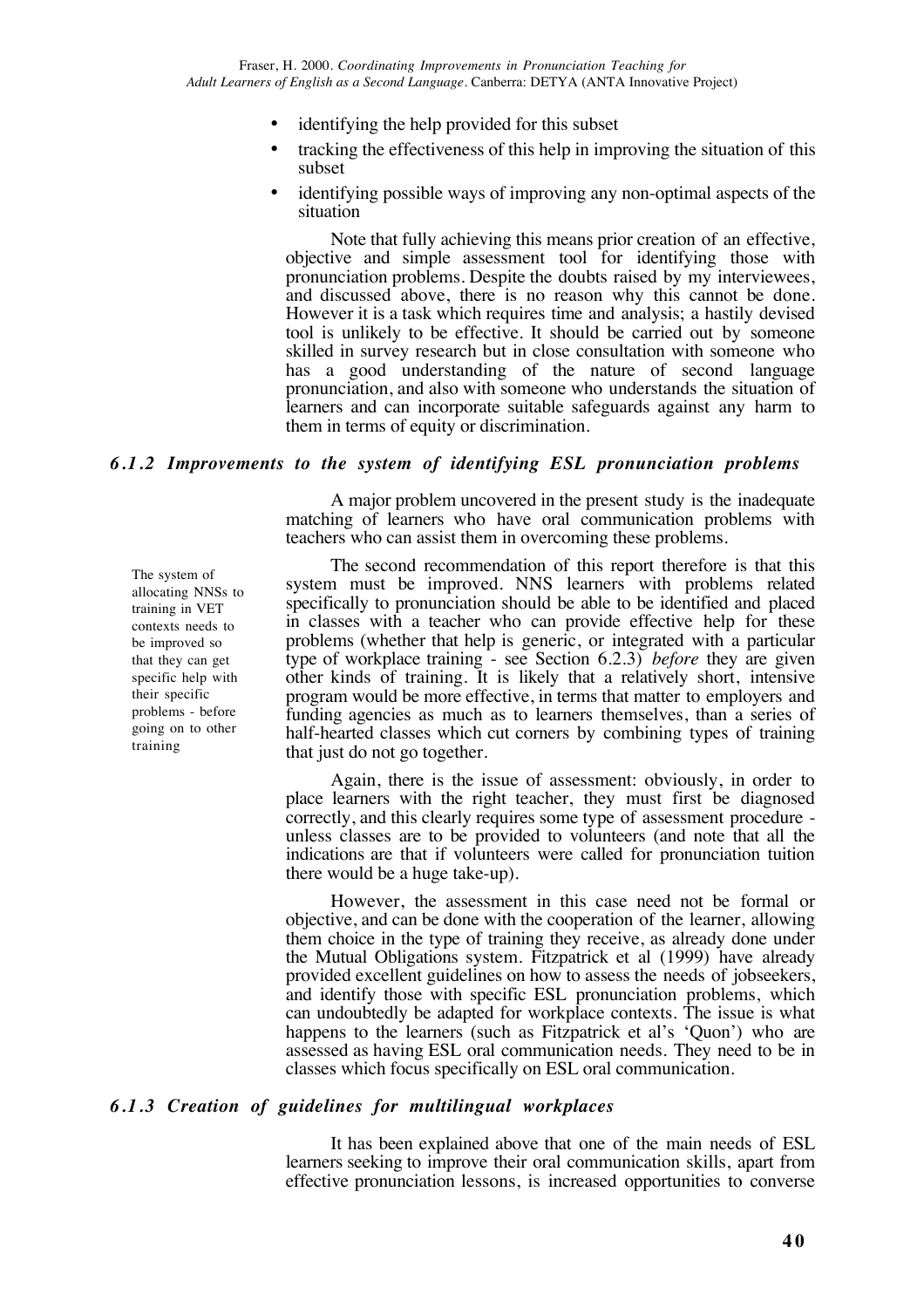- identifying the help provided for this subset
- tracking the effectiveness of this help in improving the situation of this subset
- identifying possible ways of improving any non-optimal aspects of the situation

Note that fully achieving this means prior creation of an effective, objective and simple assessment tool for identifying those with pronunciation problems. Despite the doubts raised by my interviewees, and discussed above, there is no reason why this cannot be done. However it is a task which requires time and analysis; a hastily devised tool is unlikely to be effective. It should be carried out by someone skilled in survey research but in close consultation with someone who has a good understanding of the nature of second language pronunciation, and also with someone who understands the situation of learners and can incorporate suitable safeguards against any harm to them in terms of equity or discrimination.

### *6.1.2 Improvements to the system of identifying ESL pronunciation problems*

A major problem uncovered in the present study is the inadequate matching of learners who have oral communication problems with teachers who can assist them in overcoming these problems.

The system of allocating NNSs to training in VET contexts needs to be improved so that they can get specific help with their specific problems - before going on to other training

The second recommendation of this report therefore is that this system must be improved. NNS learners with problems related specifically to pronunciation should be able to be identified and placed in classes with a teacher who can provide effective help for these problems (whether that help is generic, or integrated with a particular type of workplace training - see Section 6.2.3) *before* they are given other kinds of training. It is likely that a relatively short, intensive program would be more effective, in terms that matter to employers and funding agencies as much as to learners themselves, than a series of half-hearted classes which cut corners by combining types of training that just do not go together.

Again, there is the issue of assessment: obviously, in order to place learners with the right teacher, they must first be diagnosed correctly, and this clearly requires some type of assessment procedure - unless classes are to be provided to volunteers (and note that all the indications are that if volunteers were called for pronunciation tuition there would be a huge take-up).

However, the assessment in this case need not be formal or objective, and can be done with the cooperation of the learner, allowing them choice in the type of training they receive, as already done under the Mutual Obligations system. Fitzpatrick et al (1999) have already provided excellent guidelines on how to assess the needs of jobseekers, and identify those with specific ESL pronunciation problems, which can undoubtedly be adapted for workplace contexts. The issue is what happens to the learners (such as Fitzpatrick et al's 'Quon') who are assessed as having ESL oral communication needs. They need to be in classes which focus specifically on ESL oral communication.

### *6.1.3 Creation of guidelines for multilingual workplaces*

It has been explained above that one of the main needs of ESL learners seeking to improve their oral communication skills, apart from effective pronunciation lessons, is increased opportunities to converse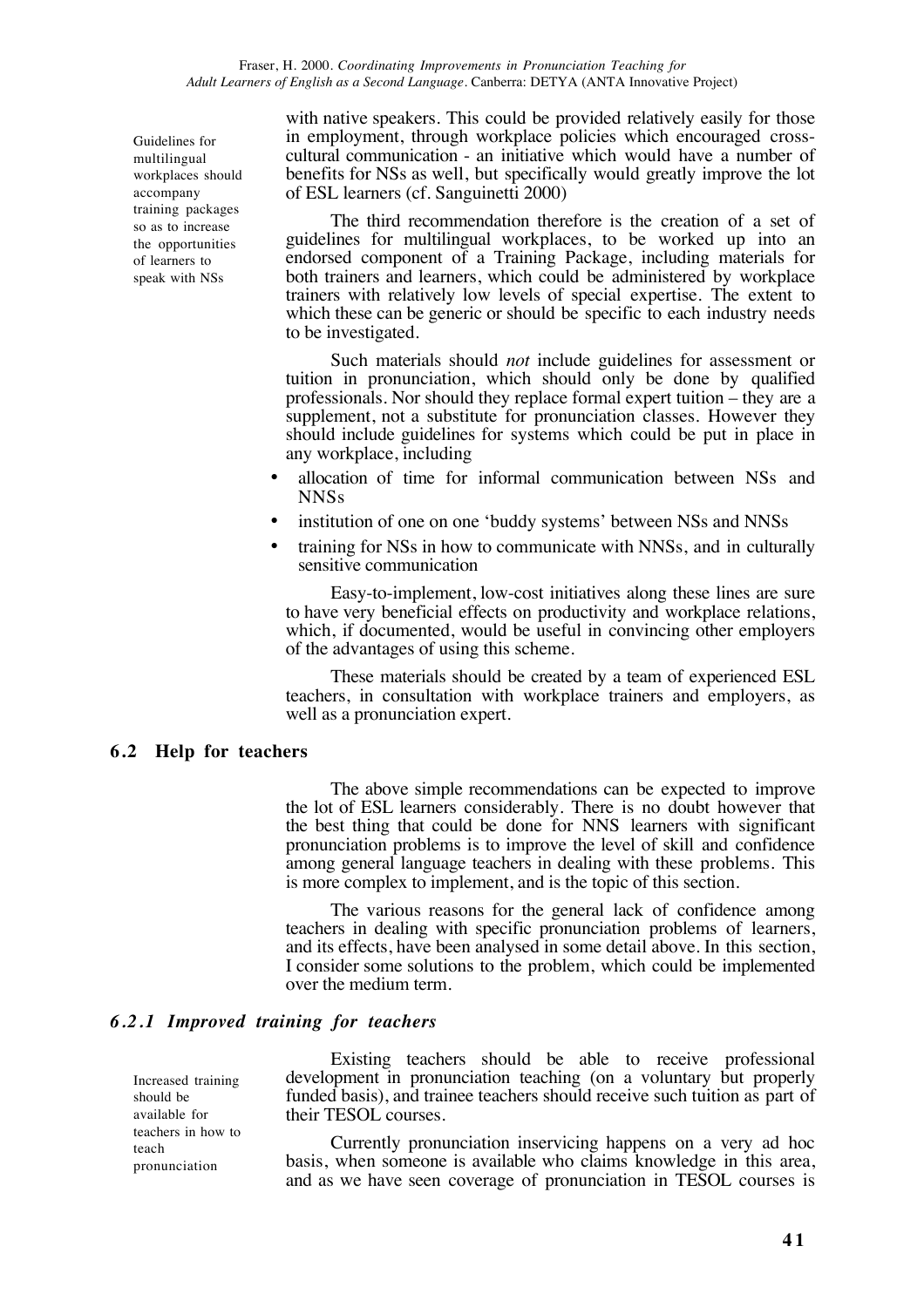Guidelines for multilingual workplaces should accompany training packages so as to increase the opportunities of learners to speak with NSs

with native speakers. This could be provided relatively easily for those in employment, through workplace policies which encouraged cross-cultural communication - an initiative which would have a number of benefits for NSs as well, but specifically would greatly improve the lot of ESL learners (cf. Sanguinetti 2000)

The third recommendation therefore is the creation of a set of guidelines for multilingual workplaces, to be worked up into an endorsed component of a Training Package, including materials for both trainers and learners, which could be administered by workplace trainers with relatively low levels of special expertise. The extent to which these can be generic or should be specific to each industry needs to be investigated.

Such materials should *not* include guidelines for assessment or tuition in pronunciation, which should only be done by qualified professionals. Nor should they replace formal expert tuition – they are a supplement, not a substitute for pronunciation classes. However they should include guidelines for systems which could be put in place in any workplace, including

- allocation of time for informal communication between NSs and NNSs
- institution of one on one 'buddy systems' between NSs and NNSs
- training for NSs in how to communicate with NNSs, and in culturally sensitive communication

Easy-to-implement, low-cost initiatives along these lines are sure to have very beneficial effects on productivity and workplace relations, which, if documented, would be useful in convincing other employers of the advantages of using this scheme.

These materials should be created by a team of experienced ESL teachers, in consultation with workplace trainers and employers, as well as a pronunciation expert.

## 6.2 Help for teachers

The above simple recommendations can be expected to improve the lot of ESL learners considerably. There is no doubt however that the best thing that could be done for NNS learners with significant pronunciation problems is to improve the level of skill and confidence among general language teachers in dealing with these problems. This is more complex to implement, and is the topic of this section.

The various reasons for the general lack of confidence among teachers in dealing with specific pronunciation problems of learners, and its effects, have been analysed in some detail above. In this section, I consider some solutions to the problem, which could be implemented over the medium term.

### *6.2.1 Improved training for teachers*

Increased training should be available for teachers in how to teach pronunciation

Existing teachers should be able to receive professional development in pronunciation teaching (on a voluntary but properly funded basis), and trainee teachers should receive such tuition as part of their TESOL courses.

Currently pronunciation inservicing happens on a very ad hoc basis, when someone is available who claims knowledge in this area, and as we have seen coverage of pronunciation in TESOL courses is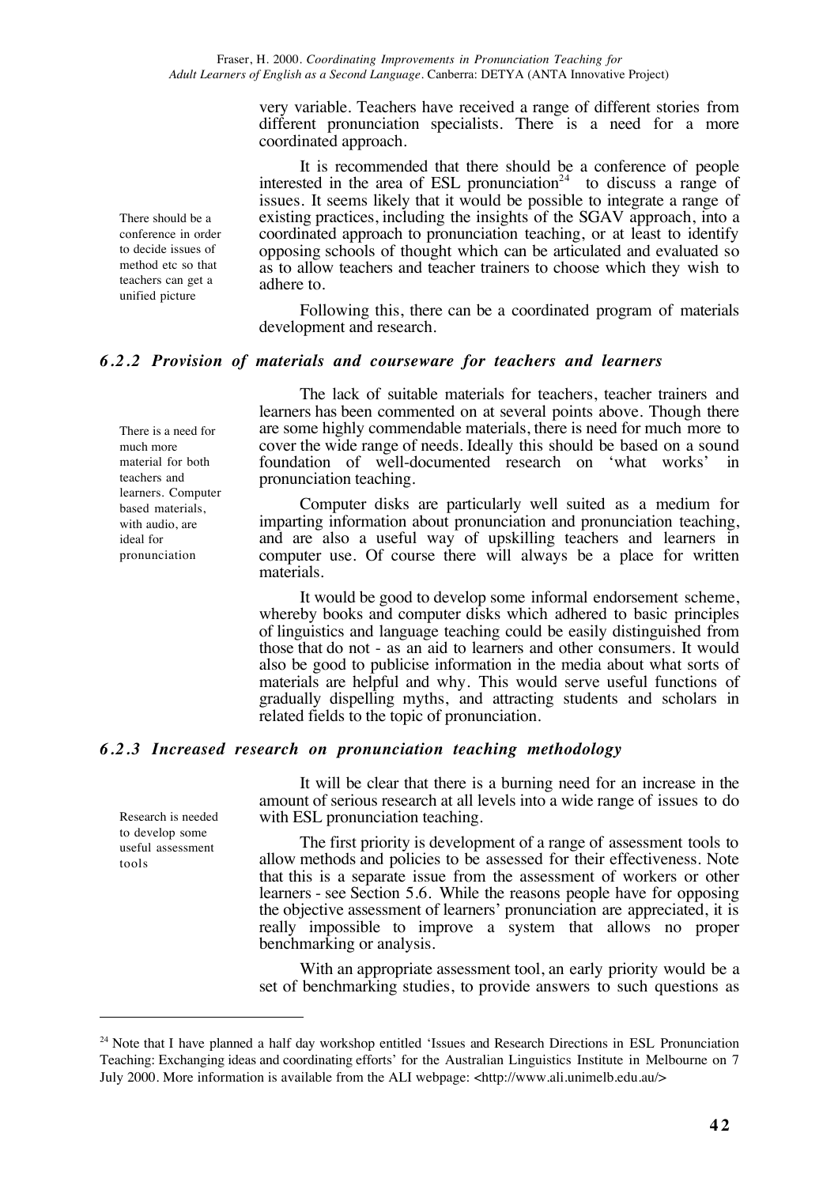very variable. Teachers have received a range of different stories from different pronunciation specialists. There is a need for a more coordinated approach.

There should be a conference in order to decide issues of method etc so that teachers can get a unified picture

It is recommended that there should be a conference of people interested in the area of ESL pronunciation[24] to discuss a range of issues. It seems likely that it would be possible to integrate a range of existing practices, including the insights of the SGAV approach, into a coordinated approach to pronunciation teaching, or at least to identify opposing schools of thought which can be articulated and evaluated so as to allow teachers and teacher trainers to choose which they wish to adhere to.

Following this, there can be a coordinated program of materials development and research.

### *6.2.2 Provision of materials and courseware for teachers and learners*

There is a need for much more material for both teachers and learners. Computer based materials, with audio, are ideal for pronunciation

The lack of suitable materials for teachers, teacher trainers and learners has been commented on at several points above. Though there are some highly commendable materials, there is need for much more to cover the wide range of needs. Ideally this should be based on a sound foundation of well-documented research on 'what works' in pronunciation teaching.

Computer disks are particularly well suited as a medium for imparting information about pronunciation and pronunciation teaching, and are also a useful way of upskilling teachers and learners in computer use. Of course there will always be a place for written materials.

It would be good to develop some informal endorsement scheme, whereby books and computer disks which adhered to basic principles of linguistics and language teaching could be easily distinguished from those that do not - as an aid to learners and other consumers. It would also be good to publicise information in the media about what sorts of materials are helpful and why. This would serve useful functions of gradually dispelling myths, and attracting students and scholars in related fields to the topic of pronunciation.

### *6.2.3 Increased research on pronunciation teaching methodology*

Research is needed to develop some useful assessment tools

It will be clear that there is a burning need for an increase in the amount of serious research at all levels into a wide range of issues to do with ESL pronunciation teaching.

The first priority is development of a range of assessment tools to allow methods and policies to be assessed for their effectiveness. Note that this is a separate issue from the assessment of workers or other learners - see Section 5.6. While the reasons people have for opposing the objective assessment of learners' pronunciation are appreciated, it is really impossible to improve a system that allows no proper benchmarking or analysis.

With an appropriate assessment tool, an early priority would be a set of benchmarking studies, to provide answers to such questions as

---

[24] Note that I have planned a half day workshop entitled 'Issues and Research Directions in ESL Pronunciation Teaching: Exchanging ideas and coordinating efforts' for the Australian Linguistics Institute in Melbourne on 7 July 2000. More information is available from the ALI webpage: <http://www.ali.unimelb.edu.au/>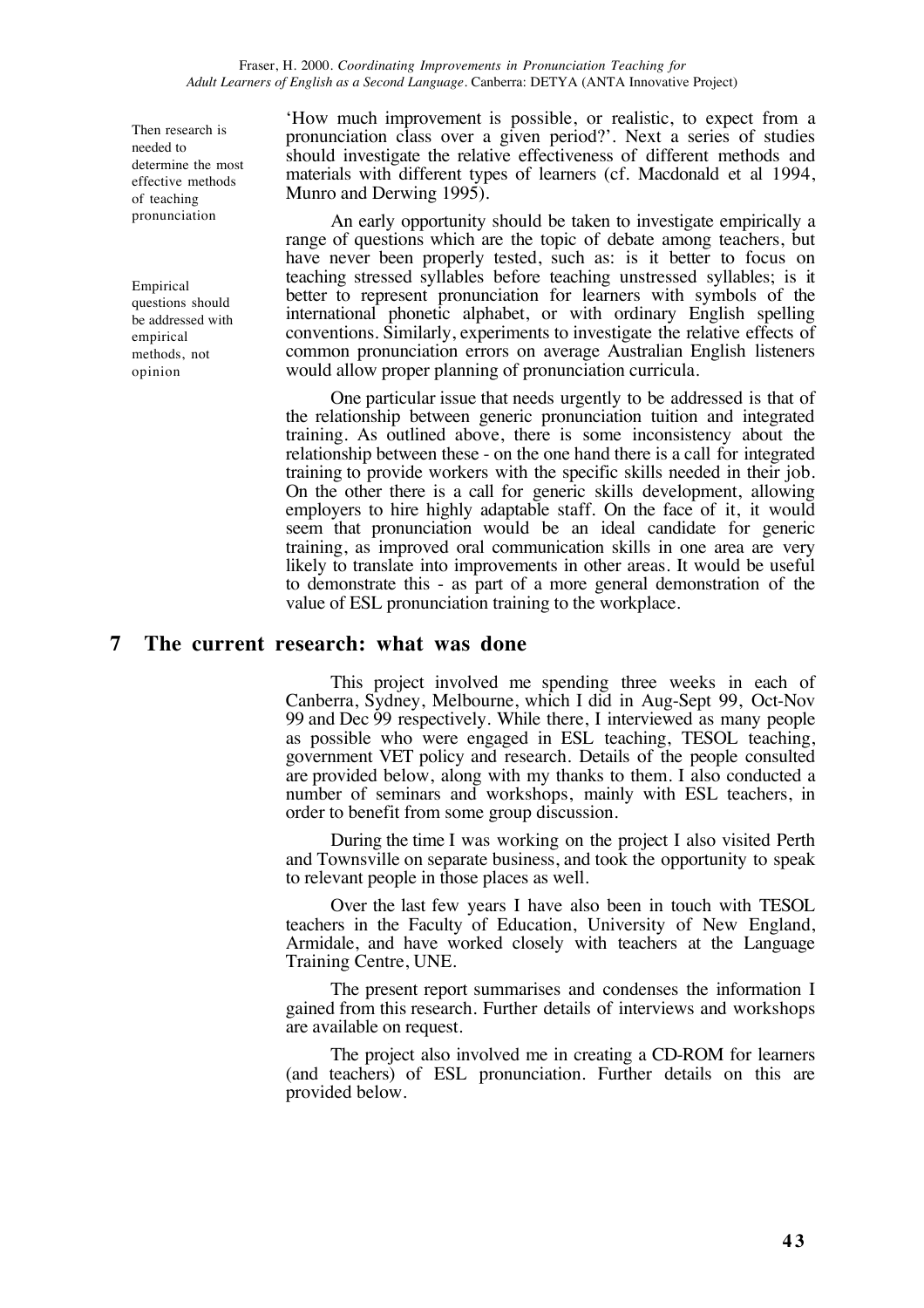Then research is needed to determine the most effective methods of teaching pronunciation

'How much improvement is possible, or realistic, to expect from a pronunciation class over a given period?'. Next a series of studies should investigate the relative effectiveness of different methods and materials with different types of learners (cf. Macdonald et al 1994, Munro and Derwing 1995).

Empirical questions should be addressed with empirical methods, not opinion

An early opportunity should be taken to investigate empirically a range of questions which are the topic of debate among teachers, but have never been properly tested, such as: is it better to focus on teaching stressed syllables before teaching unstressed syllables; is it better to represent pronunciation for learners with symbols of the international phonetic alphabet, or with ordinary English spelling conventions. Similarly, experiments to investigate the relative effects of common pronunciation errors on average Australian English listeners would allow proper planning of pronunciation curricula.

One particular issue that needs urgently to be addressed is that of the relationship between generic pronunciation tuition and integrated training. As outlined above, there is some inconsistency about the relationship between these - on the one hand there is a call for integrated training to provide workers with the specific skills needed in their job. On the other there is a call for generic skills development, allowing employers to hire highly adaptable staff. On the face of it, it would seem that pronunciation would be an ideal candidate for generic training, as improved oral communication skills in one area are very likely to translate into improvements in other areas. It would be useful to demonstrate this - as part of a more general demonstration of the value of ESL pronunciation training to the workplace.

## 7 The current research: what was done

This project involved me spending three weeks in each of Canberra, Sydney, Melbourne, which I did in Aug-Sept 99, Oct-Nov 99 and Dec 99 respectively. While there, I interviewed as many people as possible who were engaged in ESL teaching, TESOL teaching, government VET policy and research. Details of the people consulted are provided below, along with my thanks to them. I also conducted a number of seminars and workshops, mainly with ESL teachers, in order to benefit from some group discussion.

During the time I was working on the project I also visited Perth and Townsville on separate business, and took the opportunity to speak to relevant people in those places as well.

Over the last few years I have also been in touch with TESOL teachers in the Faculty of Education, University of New England, Armidale, and have worked closely with teachers at the Language Training Centre, UNE.

The present report summarises and condenses the information I gained from this research. Further details of interviews and workshops are available on request.

The project also involved me in creating a CD-ROM for learners (and teachers) of ESL pronunciation. Further details on this are provided below.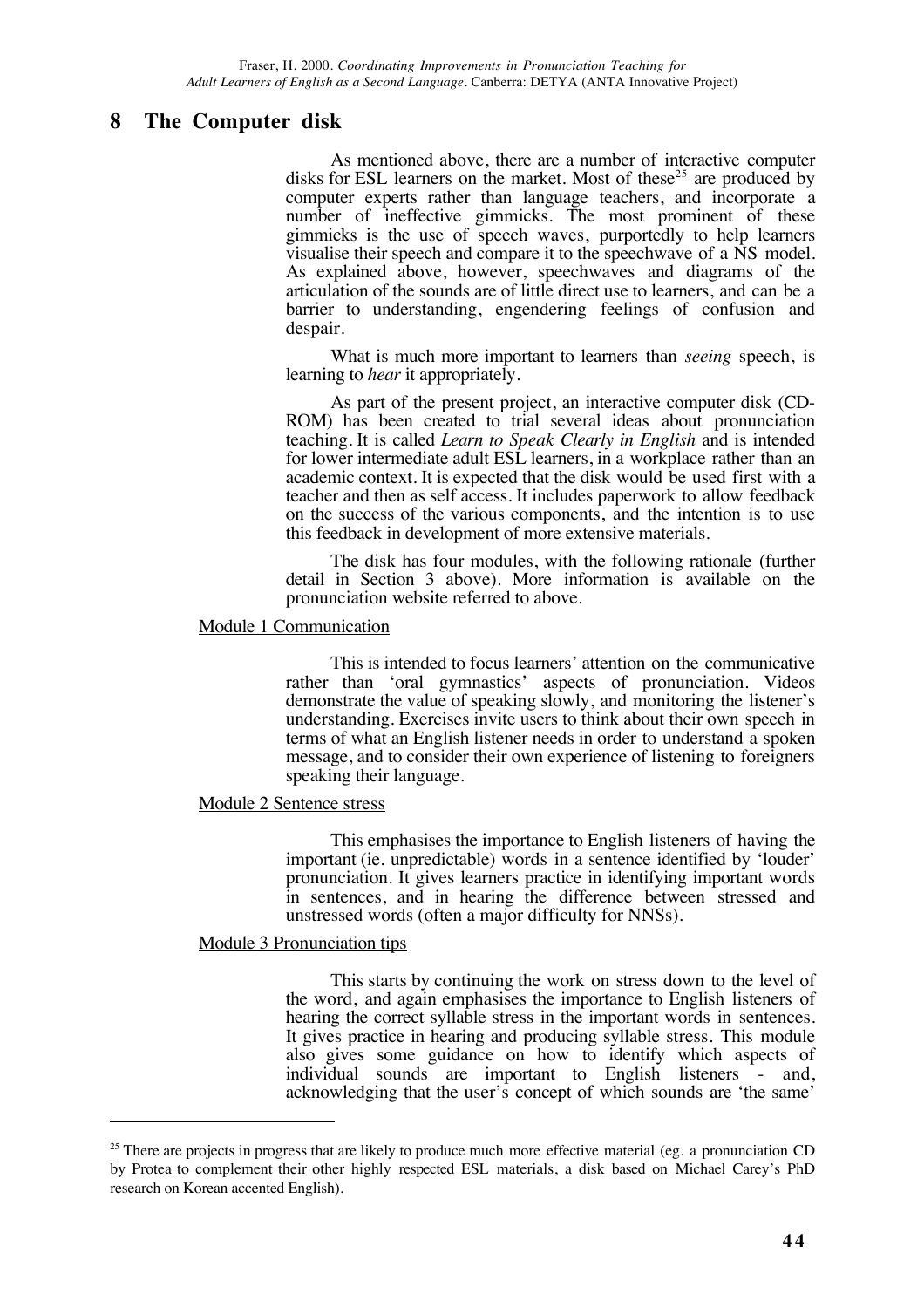## 8 The Computer disk

As mentioned above, there are a number of interactive computer disks for ESL learners on the market. Most of these[25] are produced by computer experts rather than language teachers, and incorporate a number of ineffective gimmicks. The most prominent of these gimmicks is the use of speech waves, purportedly to help learners visualise their speech and compare it to the speechwave of a NS model. As explained above, however, speechwaves and diagrams of the articulation of the sounds are of little direct use to learners, and can be a barrier to understanding, engendering feelings of confusion and despair.

What is much more important to learners than *seeing* speech, is learning to *hear* it appropriately.

As part of the present project, an interactive computer disk (CD-ROM) has been created to trial several ideas about pronunciation teaching. It is called *Learn to Speak Clearly in English* and is intended for lower intermediate adult ESL learners, in a workplace rather than an academic context. It is expected that the disk would be used first with a teacher and then as self access. It includes paperwork to allow feedback on the success of the various components, and the intention is to use this feedback in development of more extensive materials.

The disk has four modules, with the following rationale (further detail in Section 3 above). More information is available on the pronunciation website referred to above.

<u>Module 1 Communication</u>

This is intended to focus learners' attention on the communicative rather than 'oral gymnastics' aspects of pronunciation. Videos demonstrate the value of speaking slowly, and monitoring the listener's understanding. Exercises invite users to think about their own speech in terms of what an English listener needs in order to understand a spoken message, and to consider their own experience of listening to foreigners speaking their language.

<u>Module 2 Sentence stress</u>

This emphasises the importance to English listeners of having the important (ie. unpredictable) words in a sentence identified by 'louder' pronunciation. It gives learners practice in identifying important words in sentences, and in hearing the difference between stressed and unstressed words (often a major difficulty for NNSs).

<u>Module 3 Pronunciation tips</u>

This starts by continuing the work on stress down to the level of the word, and again emphasises the importance to English listeners of hearing the correct syllable stress in the important words in sentences. It gives practice in hearing and producing syllable stress. This module also gives some guidance on how to identify which aspects of individual sounds are important to English listeners - and, acknowledging that the user's concept of which sounds are 'the same'

---

[25] There are projects in progress that are likely to produce much more effective material (eg. a pronunciation CD by Protea to complement their other highly respected ESL materials, a disk based on Michael Carey's PhD research on Korean accented English).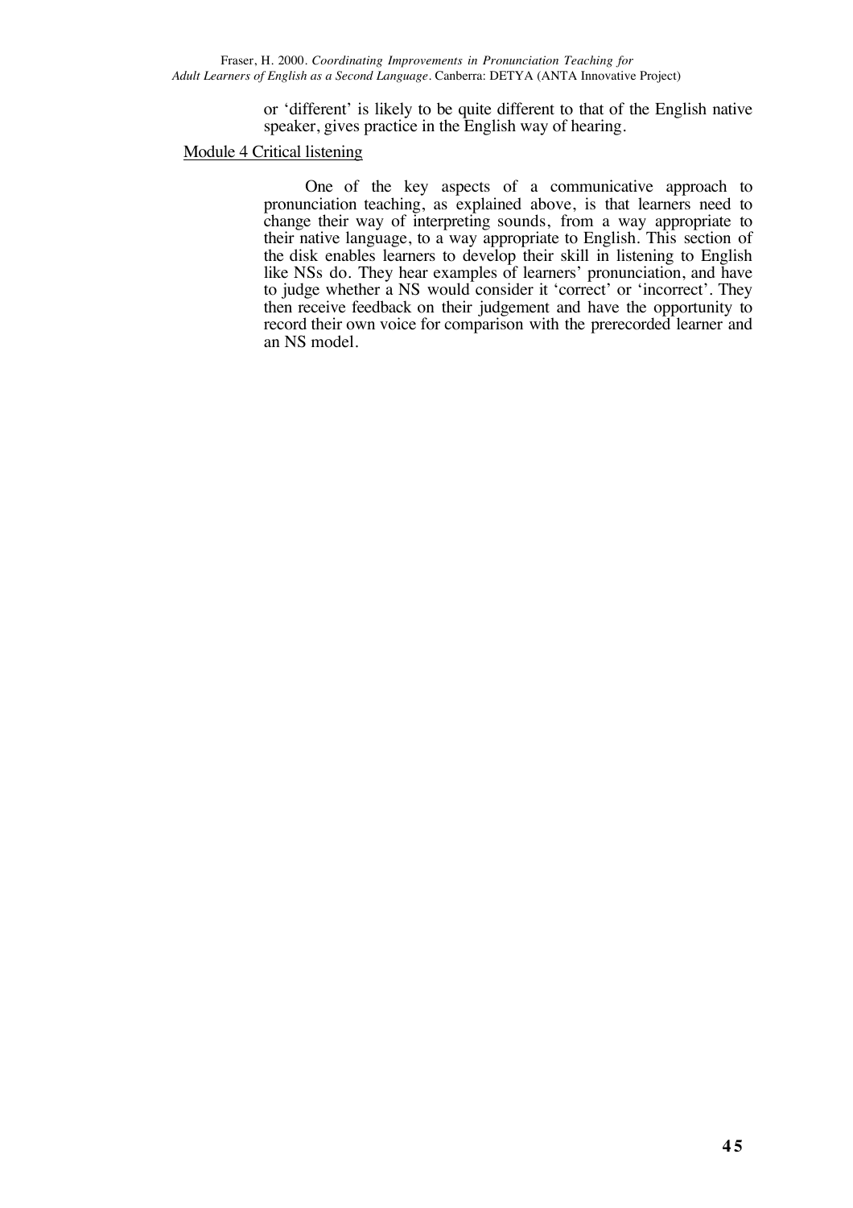or 'different' is likely to be quite different to that of the English native speaker, gives practice in the English way of hearing.

Module 4 Critical listening

One of the key aspects of a communicative approach to pronunciation teaching, as explained above, is that learners need to change their way of interpreting sounds, from a way appropriate to their native language, to a way appropriate to English. This section of the disk enables learners to develop their skill in listening to English like NSs do. They hear examples of learners' pronunciation, and have to judge whether a NS would consider it 'correct' or 'incorrect'. They then receive feedback on their judgement and have the opportunity to record their own voice for comparison with the prerecorded learner and an NS model.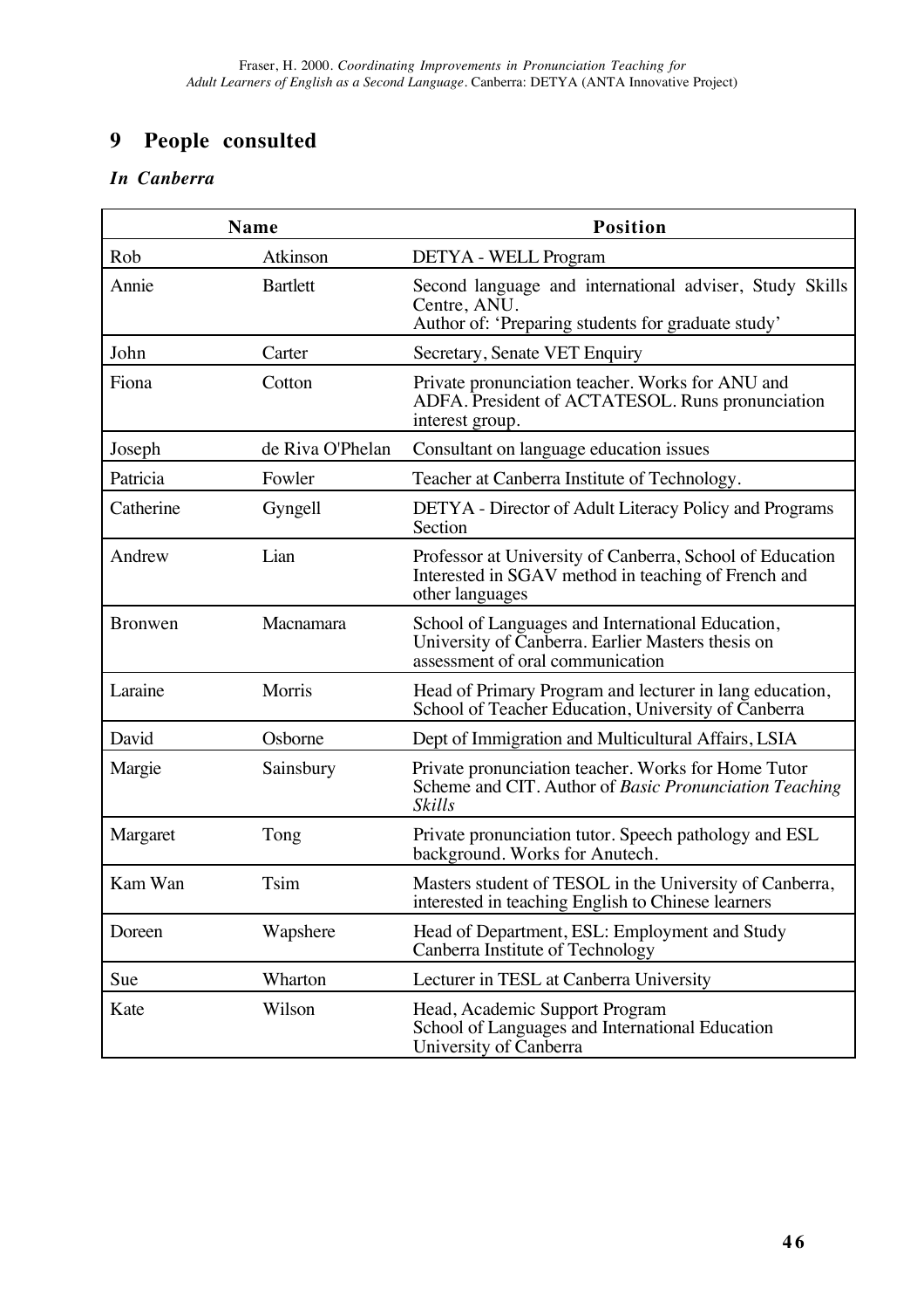## 9 People consulted

### *In Canberra*

| Name | | Position |
|---|---|---|
| Rob | Atkinson | DETYA - WELL Program |
| Annie | Bartlett | Second language and international adviser, Study Skills Centre, ANU.<br>Author of: 'Preparing students for graduate study' |
| John | Carter | Secretary, Senate VET Enquiry |
| Fiona | Cotton | Private pronunciation teacher. Works for ANU and ADFA. President of ACTATESOL. Runs pronunciation interest group. |
| Joseph | de Riva O'Phelan | Consultant on language education issues |
| Patricia | Fowler | Teacher at Canberra Institute of Technology. |
| Catherine | Gyngell | DETYA - Director of Adult Literacy Policy and Programs Section |
| Andrew | Lian | Professor at University of Canberra, School of Education<br>Interested in SGAV method in teaching of French and other languages |
| Bronwen | Macnamara | School of Languages and International Education, University of Canberra. Earlier Masters thesis on assessment of oral communication |
| Laraine | Morris | Head of Primary Program and lecturer in lang education, School of Teacher Education, University of Canberra |
| David | Osborne | Dept of Immigration and Multicultural Affairs, LSIA |
| Margie | Sainsbury | Private pronunciation teacher. Works for Home Tutor Scheme and CIT. Author of *Basic Pronunciation Teaching Skills* |
| Margaret | Tong | Private pronunciation tutor. Speech pathology and ESL background. Works for Anutech. |
| Kam Wan | Tsim | Masters student of TESOL in the University of Canberra, interested in teaching English to Chinese learners |
| Doreen | Wapshere | Head of Department, ESL: Employment and Study<br>Canberra Institute of Technology |
| Sue | Wharton | Lecturer in TESL at Canberra University |
| Kate | Wilson | Head, Academic Support Program<br>School of Languages and International Education<br>University of Canberra |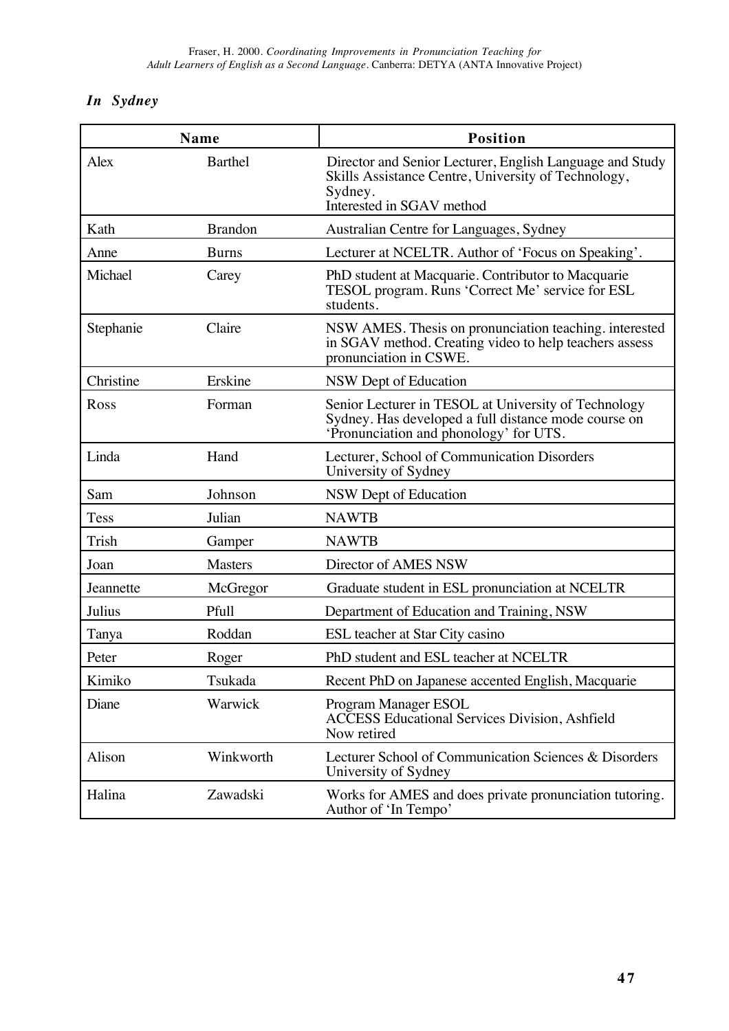### *In Sydney*

| Name | | Position |
|---|---|---|
| Alex | Barthel | Director and Senior Lecturer, English Language and Study Skills Assistance Centre, University of Technology, Sydney. Interested in SGAV method |
| Kath | Brandon | Australian Centre for Languages, Sydney |
| Anne | Burns | Lecturer at NCELTR. Author of 'Focus on Speaking'. |
| Michael | Carey | PhD student at Macquarie. Contributor to Macquarie TESOL program. Runs 'Correct Me' service for ESL students. |
| Stephanie | Claire | NSW AMES. Thesis on pronunciation teaching. interested in SGAV method. Creating video to help teachers assess pronunciation in CSWE. |
| Christine | Erskine | NSW Dept of Education |
| Ross | Forman | Senior Lecturer in TESOL at University of Technology Sydney. Has developed a full distance mode course on 'Pronunciation and phonology' for UTS. |
| Linda | Hand | Lecturer, School of Communication Disorders University of Sydney |
| Sam | Johnson | NSW Dept of Education |
| Tess | Julian | NAWTB |
| Trish | Gamper | NAWTB |
| Joan | Masters | Director of AMES NSW |
| Jeannette | McGregor | Graduate student in ESL pronunciation at NCELTR |
| Julius | Pfull | Department of Education and Training, NSW |
| Tanya | Roddan | ESL teacher at Star City casino |
| Peter | Roger | PhD student and ESL teacher at NCELTR |
| Kimiko | Tsukada | Recent PhD on Japanese accented English, Macquarie |
| Diane | Warwick | Program Manager ESOL ACCESS Educational Services Division, Ashfield Now retired |
| Alison | Winkworth | Lecturer School of Communication Sciences & Disorders University of Sydney |
| Halina | Zawadski | Works for AMES and does private pronunciation tutoring. Author of 'In Tempo' |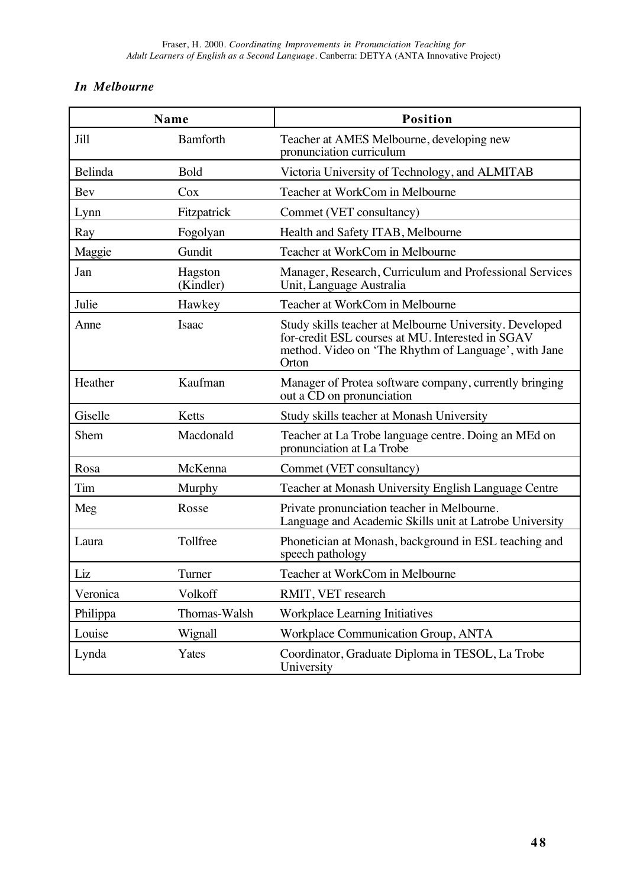### *In Melbourne*

| Name | | Position |
|---|---|---|
| Jill | Bamforth | Teacher at AMES Melbourne, developing new pronunciation curriculum |
| Belinda | Bold | Victoria University of Technology, and ALMITAB |
| Bev | Cox | Teacher at WorkCom in Melbourne |
| Lynn | Fitzpatrick | Commet (VET consultancy) |
| Ray | Fogolyan | Health and Safety ITAB, Melbourne |
| Maggie | Gundit | Teacher at WorkCom in Melbourne |
| Jan | Hagston (Kindler) | Manager, Research, Curriculum and Professional Services Unit, Language Australia |
| Julie | Hawkey | Teacher at WorkCom in Melbourne |
| Anne | Isaac | Study skills teacher at Melbourne University. Developed for-credit ESL courses at MU. Interested in SGAV method. Video on 'The Rhythm of Language', with Jane Orton |
| Heather | Kaufman | Manager of Protea software company, currently bringing out a CD on pronunciation |
| Giselle | Ketts | Study skills teacher at Monash University |
| Shem | Macdonald | Teacher at La Trobe language centre. Doing an MEd on pronunciation at La Trobe |
| Rosa | McKenna | Commet (VET consultancy) |
| Tim | Murphy | Teacher at Monash University English Language Centre |
| Meg | Rosse | Private pronunciation teacher in Melbourne. Language and Academic Skills unit at Latrobe University |
| Laura | Tollfree | Phonetician at Monash, background in ESL teaching and speech pathology |
| Liz | Turner | Teacher at WorkCom in Melbourne |
| Veronica | Volkoff | RMIT, VET research |
| Philippa | Thomas-Walsh | Workplace Learning Initiatives |
| Louise | Wignall | Workplace Communication Group, ANTA |
| Lynda | Yates | Coordinator, Graduate Diploma in TESOL, La Trobe University |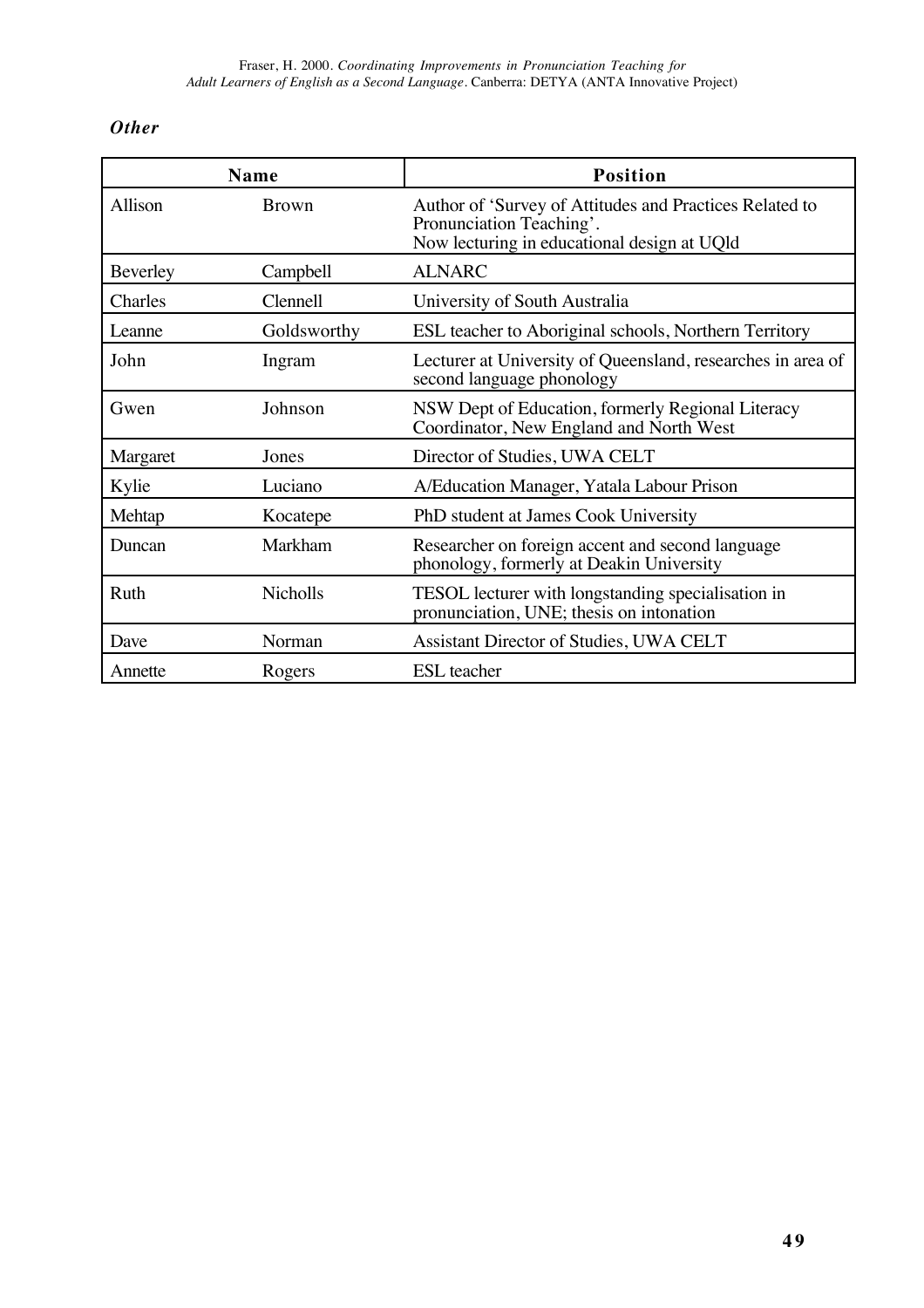***Other***

| Name | | Position |
|---|---|---|
| Allison | Brown | Author of 'Survey of Attitudes and Practices Related to Pronunciation Teaching'.<br>Now lecturing in educational design at UQld |
| Beverley | Campbell | ALNARC |
| Charles | Clennell | University of South Australia |
| Leanne | Goldsworthy | ESL teacher to Aboriginal schools, Northern Territory |
| John | Ingram | Lecturer at University of Queensland, researches in area of second language phonology |
| Gwen | Johnson | NSW Dept of Education, formerly Regional Literacy Coordinator, New England and North West |
| Margaret | Jones | Director of Studies, UWA CELT |
| Kylie | Luciano | A/Education Manager, Yatala Labour Prison |
| Mehtap | Kocatepe | PhD student at James Cook University |
| Duncan | Markham | Researcher on foreign accent and second language phonology, formerly at Deakin University |
| Ruth | Nicholls | TESOL lecturer with longstanding specialisation in pronunciation, UNE; thesis on intonation |
| Dave | Norman | Assistant Director of Studies, UWA CELT |
| Annette | Rogers | ESL teacher |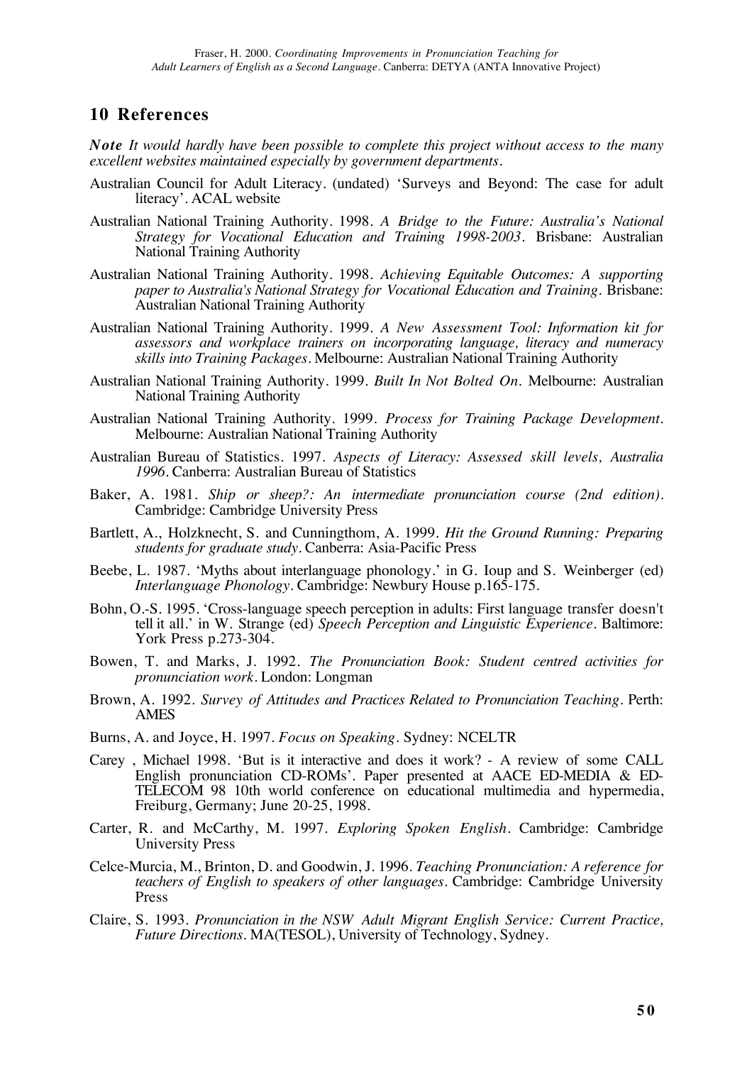## 10 References

***Note** It would hardly have been possible to complete this project without access to the many excellent websites maintained especially by government departments.*

Australian Council for Adult Literacy. (undated) 'Surveys and Beyond: The case for adult literacy'. ACAL website

Australian National Training Authority. 1998. *A Bridge to the Future: Australia's National Strategy for Vocational Education and Training 1998-2003*. Brisbane: Australian National Training Authority

Australian National Training Authority. 1998. *Achieving Equitable Outcomes: A supporting paper to Australia's National Strategy for Vocational Education and Training*. Brisbane: Australian National Training Authority

Australian National Training Authority. 1999. *A New Assessment Tool: Information kit for assessors and workplace trainers on incorporating language, literacy and numeracy skills into Training Packages*. Melbourne: Australian National Training Authority

Australian National Training Authority. 1999. *Built In Not Bolted On*. Melbourne: Australian National Training Authority

Australian National Training Authority. 1999. *Process for Training Package Development*. Melbourne: Australian National Training Authority

Australian Bureau of Statistics. 1997. *Aspects of Literacy: Assessed skill levels, Australia 1996*. Canberra: Australian Bureau of Statistics

Baker, A. 1981. *Ship or sheep?: An intermediate pronunciation course (2nd edition)*. Cambridge: Cambridge University Press

Bartlett, A., Holzknecht, S. and Cunningthom, A. 1999. *Hit the Ground Running: Preparing students for graduate study*. Canberra: Asia-Pacific Press

Beebe, L. 1987. 'Myths about interlanguage phonology.' in G. Ioup and S. Weinberger (ed) *Interlanguage Phonology*. Cambridge: Newbury House p.165-175.

Bohn, O.-S. 1995. 'Cross-language speech perception in adults: First language transfer doesn't tell it all.' in W. Strange (ed) *Speech Perception and Linguistic Experience*. Baltimore: York Press p.273-304.

Bowen, T. and Marks, J. 1992. *The Pronunciation Book: Student centred activities for pronunciation work*. London: Longman

Brown, A. 1992. *Survey of Attitudes and Practices Related to Pronunciation Teaching*. Perth: AMES

Burns, A. and Joyce, H. 1997. *Focus on Speaking*. Sydney: NCELTR

Carey , Michael 1998. 'But is it interactive and does it work? - A review of some CALL English pronunciation CD-ROMs'. Paper presented at AACE ED-MEDIA & ED-TELECOM 98 10th world conference on educational multimedia and hypermedia, Freiburg, Germany; June 20-25, 1998.

Carter, R. and McCarthy, M. 1997. *Exploring Spoken English*. Cambridge: Cambridge University Press

Celce-Murcia, M., Brinton, D. and Goodwin, J. 1996. *Teaching Pronunciation: A reference for teachers of English to speakers of other languages*. Cambridge: Cambridge University Press

Claire, S. 1993. *Pronunciation in the NSW Adult Migrant English Service: Current Practice, Future Directions*. MA(TESOL), University of Technology, Sydney.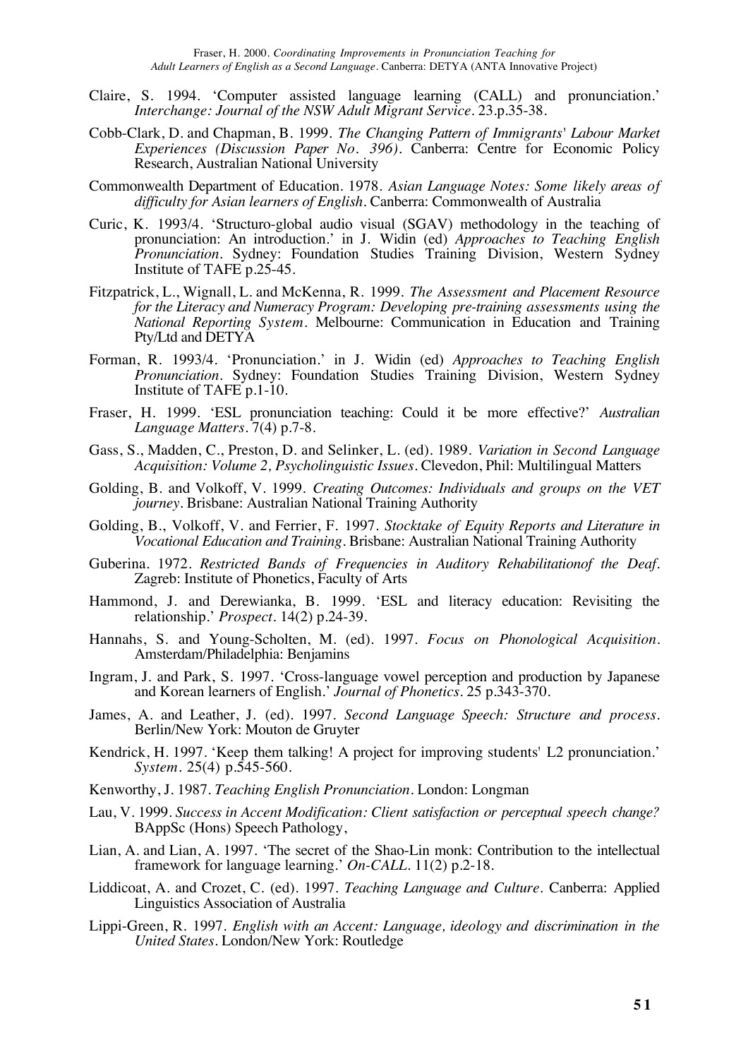Claire, S. 1994. 'Computer assisted language learning (CALL) and pronunciation.' *Interchange: Journal of the NSW Adult Migrant Service*. 23.p.35-38.

Cobb-Clark, D. and Chapman, B. 1999. *The Changing Pattern of Immigrants' Labour Market Experiences (Discussion Paper No. 396)*. Canberra: Centre for Economic Policy Research, Australian National University

Commonwealth Department of Education. 1978. *Asian Language Notes: Some likely areas of difficulty for Asian learners of English*. Canberra: Commonwealth of Australia

Curic, K. 1993/4. 'Structuro-global audio visual (SGAV) methodology in the teaching of pronunciation: An introduction.' in J. Widin (ed) *Approaches to Teaching English Pronunciation*. Sydney: Foundation Studies Training Division, Western Sydney Institute of TAFE p.25-45.

Fitzpatrick, L., Wignall, L. and McKenna, R. 1999. *The Assessment and Placement Resource for the Literacy and Numeracy Program: Developing pre-training assessments using the National Reporting System*. Melbourne: Communication in Education and Training Pty/Ltd and DETYA

Forman, R. 1993/4. 'Pronunciation.' in J. Widin (ed) *Approaches to Teaching English Pronunciation*. Sydney: Foundation Studies Training Division, Western Sydney Institute of TAFE p.1-10.

Fraser, H. 1999. 'ESL pronunciation teaching: Could it be more effective?' *Australian Language Matters*. 7(4) p.7-8.

Gass, S., Madden, C., Preston, D. and Selinker, L. (ed). 1989. *Variation in Second Language Acquisition: Volume 2, Psycholinguistic Issues*. Clevedon, Phil: Multilingual Matters

Golding, B. and Volkoff, V. 1999. *Creating Outcomes: Individuals and groups on the VET journey*. Brisbane: Australian National Training Authority

Golding, B., Volkoff, V. and Ferrier, F. 1997. *Stocktake of Equity Reports and Literature in Vocational Education and Training*. Brisbane: Australian National Training Authority

Guberina. 1972. *Restricted Bands of Frequencies in Auditory Rehabilitationof the Deaf*. Zagreb: Institute of Phonetics, Faculty of Arts

Hammond, J. and Derewianka, B. 1999. 'ESL and literacy education: Revisiting the relationship.' *Prospect*. 14(2) p.24-39.

Hannahs, S. and Young-Scholten, M. (ed). 1997. *Focus on Phonological Acquisition*. Amsterdam/Philadelphia: Benjamins

Ingram, J. and Park, S. 1997. 'Cross-language vowel perception and production by Japanese and Korean learners of English.' *Journal of Phonetics*. 25 p.343-370.

James, A. and Leather, J. (ed). 1997. *Second Language Speech: Structure and process*. Berlin/New York: Mouton de Gruyter

Kendrick, H. 1997. 'Keep them talking! A project for improving students' L2 pronunciation.' *System*. 25(4) p.545-560.

Kenworthy, J. 1987. *Teaching English Pronunciation*. London: Longman

Lau, V. 1999. *Success in Accent Modification: Client satisfaction or perceptual speech change?* BAppSc (Hons) Speech Pathology,

Lian, A. and Lian, A. 1997. 'The secret of the Shao-Lin monk: Contribution to the intellectual framework for language learning.' *On-CALL*. 11(2) p.2-18.

Liddicoat, A. and Crozet, C. (ed). 1997. *Teaching Language and Culture*. Canberra: Applied Linguistics Association of Australia

Lippi-Green, R. 1997. *English with an Accent: Language, ideology and discrimination in the United States*. London/New York: Routledge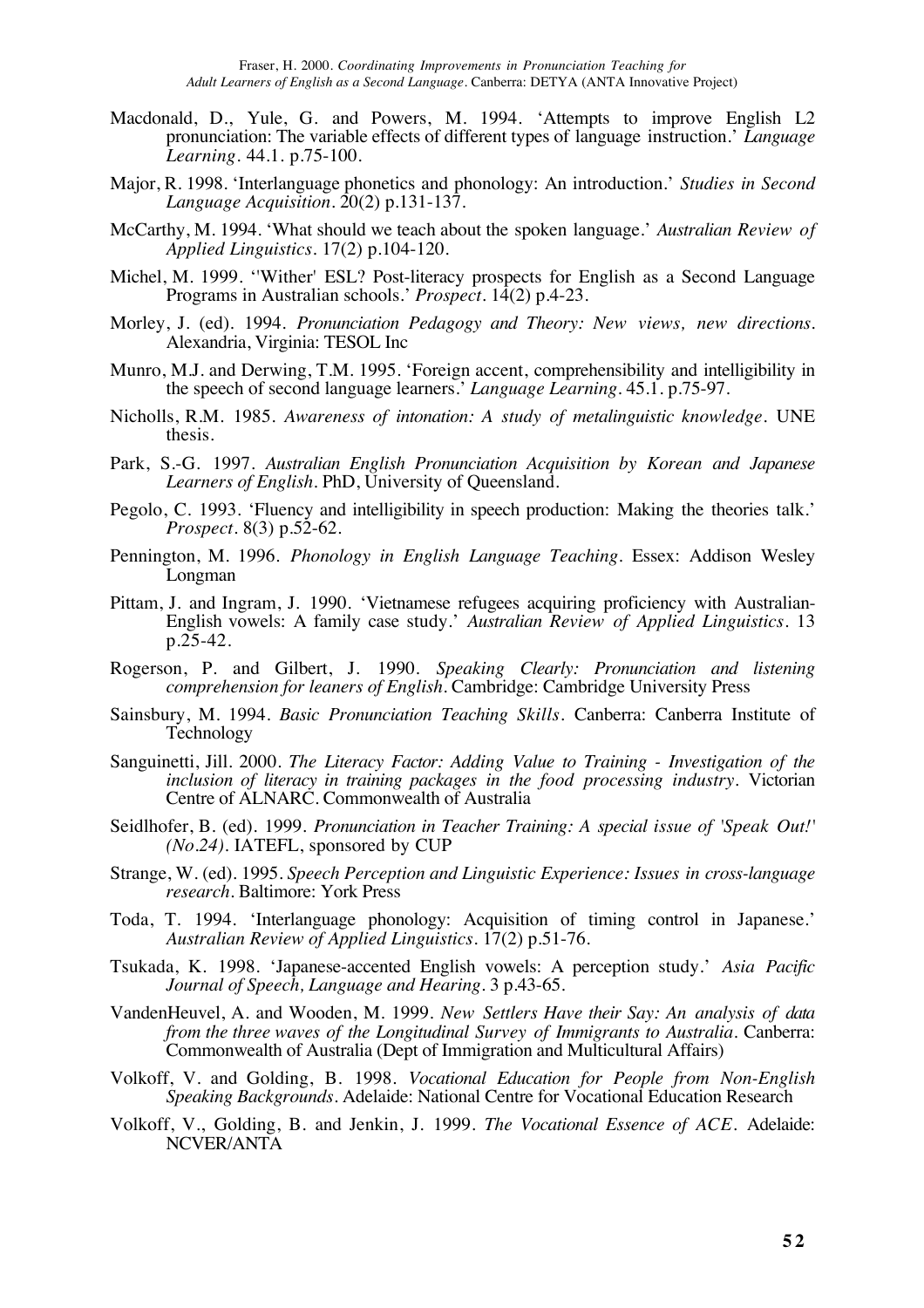Macdonald, D., Yule, G. and Powers, M. 1994. 'Attempts to improve English L2 pronunciation: The variable effects of different types of language instruction.' *Language Learning*. 44.1. p.75-100.

Major, R. 1998. 'Interlanguage phonetics and phonology: An introduction.' *Studies in Second Language Acquisition*. 20(2) p.131-137.

McCarthy, M. 1994. 'What should we teach about the spoken language.' *Australian Review of Applied Linguistics*. 17(2) p.104-120.

Michel, M. 1999. ''Wither' ESL? Post-literacy prospects for English as a Second Language Programs in Australian schools.' *Prospect*. 14(2) p.4-23.

Morley, J. (ed). 1994. *Pronunciation Pedagogy and Theory: New views, new directions*. Alexandria, Virginia: TESOL Inc

Munro, M.J. and Derwing, T.M. 1995. 'Foreign accent, comprehensibility and intelligibility in the speech of second language learners.' *Language Learning*. 45.1. p.75-97.

Nicholls, R.M. 1985. *Awareness of intonation: A study of metalinguistic knowledge*. UNE thesis.

Park, S.-G. 1997. *Australian English Pronunciation Acquisition by Korean and Japanese Learners of English*. PhD, University of Queensland.

Pegolo, C. 1993. 'Fluency and intelligibility in speech production: Making the theories talk.' *Prospect*. 8(3) p.52-62.

Pennington, M. 1996. *Phonology in English Language Teaching*. Essex: Addison Wesley Longman

Pittam, J. and Ingram, J. 1990. 'Vietnamese refugees acquiring proficiency with Australian-English vowels: A family case study.' *Australian Review of Applied Linguistics*. 13 p.25-42.

Rogerson, P. and Gilbert, J. 1990. *Speaking Clearly: Pronunciation and listening comprehension for leaners of English*. Cambridge: Cambridge University Press

Sainsbury, M. 1994. *Basic Pronunciation Teaching Skills*. Canberra: Canberra Institute of Technology

Sanguinetti, Jill. 2000. *The Literacy Factor: Adding Value to Training - Investigation of the inclusion of literacy in training packages in the food processing industry*. Victorian Centre of ALNARC. Commonwealth of Australia

Seidlhofer, B. (ed). 1999. *Pronunciation in Teacher Training: A special issue of 'Speak Out!' (No.24)*. IATEFL, sponsored by CUP

Strange, W. (ed). 1995. *Speech Perception and Linguistic Experience: Issues in cross-language research*. Baltimore: York Press

Toda, T. 1994. 'Interlanguage phonology: Acquisition of timing control in Japanese.' *Australian Review of Applied Linguistics*. 17(2) p.51-76.

Tsukada, K. 1998. 'Japanese-accented English vowels: A perception study.' *Asia Pacific Journal of Speech, Language and Hearing*. 3 p.43-65.

VandenHeuvel, A. and Wooden, M. 1999. *New Settlers Have their Say: An analysis of data from the three waves of the Longitudinal Survey of Immigrants to Australia*. Canberra: Commonwealth of Australia (Dept of Immigration and Multicultural Affairs)

Volkoff, V. and Golding, B. 1998. *Vocational Education for People from Non-English Speaking Backgrounds*. Adelaide: National Centre for Vocational Education Research

Volkoff, V., Golding, B. and Jenkin, J. 1999. *The Vocational Essence of ACE*. Adelaide: NCVER/ANTA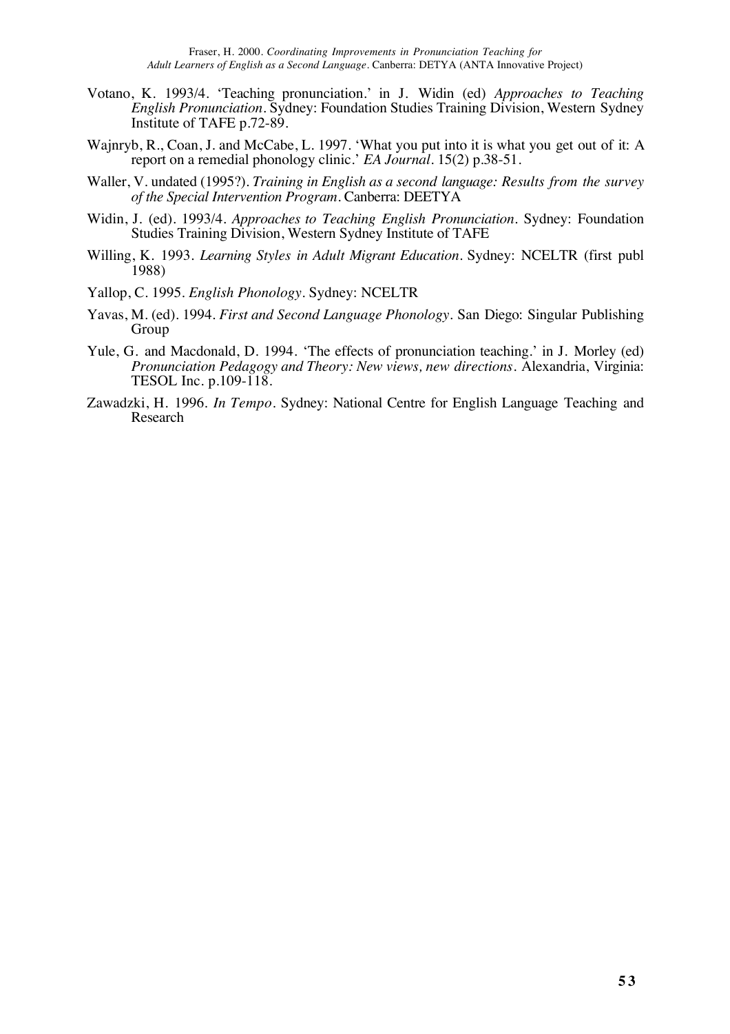Votano, K. 1993/4. 'Teaching pronunciation.' in J. Widin (ed) *Approaches to Teaching English Pronunciation*. Sydney: Foundation Studies Training Division, Western Sydney Institute of TAFE p.72-89.

Wajnryb, R., Coan, J. and McCabe, L. 1997. 'What you put into it is what you get out of it: A report on a remedial phonology clinic.' *EA Journal*. 15(2) p.38-51.

Waller, V. undated (1995?). *Training in English as a second language: Results from the survey of the Special Intervention Program*. Canberra: DEETYA

Widin, J. (ed). 1993/4. *Approaches to Teaching English Pronunciation*. Sydney: Foundation Studies Training Division, Western Sydney Institute of TAFE

Willing, K. 1993. *Learning Styles in Adult Migrant Education*. Sydney: NCELTR (first publ 1988)

Yallop, C. 1995. *English Phonology*. Sydney: NCELTR

Yavas, M. (ed). 1994. *First and Second Language Phonology*. San Diego: Singular Publishing Group

Yule, G. and Macdonald, D. 1994. 'The effects of pronunciation teaching.' in J. Morley (ed) *Pronunciation Pedagogy and Theory: New views, new directions*. Alexandria, Virginia: TESOL Inc. p.109-118.

Zawadzki, H. 1996. *In Tempo*. Sydney: National Centre for English Language Teaching and Research